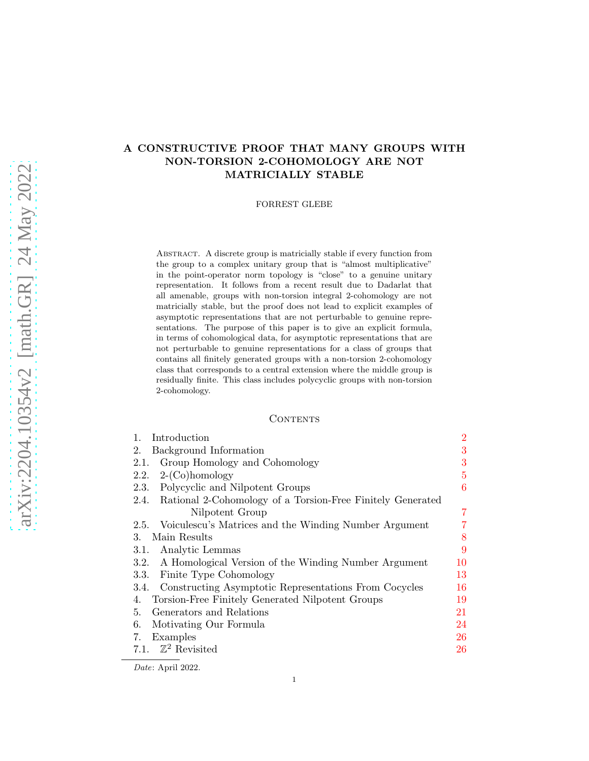# A CONSTRUCTIVE PROOF THAT MANY GROUPS WITH NON-TORSION 2-COHOMOLOGY ARE NOT MATRICIALLY STABLE

FORREST GLEBE

ABSTRACT. A discrete group is matricially stable if every function from the group to a complex unitary group that is "almost multiplicative" in the point-operator norm topology is "close" to a genuine unitary representation. It follows from a recent result due to Dadarlat that all amenable, groups with non-torsion integral 2-cohomology are not matricially stable, but the proof does not lead to explicit examples of asymptotic representations that are not perturbable to genuine representations. The purpose of this paper is to give an explicit formula, in terms of cohomological data, for asymptotic representations that are not perturbable to genuine representations for a class of groups that contains all finitely generated groups with a non-torsion 2-cohomology class that corresponds to a central extension where the middle group is residually finite. This class includes polycyclic groups with non-torsion 2-cohomology.

## Contents

1. Introduction — 2
2. Background Information — 3
   - 2.1. Group Homology and Cohomology — 3
   - 2.2. 2-(Co)homology — 5
   - 2.3. Polycyclic and Nilpotent Groups — 6
   - 2.4. Rational 2-Cohomology of a Torsion-Free Finitely Generated Nilpotent Group — 7
   - 2.5. Voiculescu's Matrices and the Winding Number Argument — 7
3. Main Results — 8
   - 3.1. Analytic Lemmas — 9
   - 3.2. A Homological Version of the Winding Number Argument — 10
   - 3.3. Finite Type Cohomology — 13
   - 3.4. Constructing Asymptotic Representations From Cocycles — 16
4. Torsion-Free Finitely Generated Nilpotent Groups — 19
5. Generators and Relations — 21
6. Motivating Our Formula — 24
7. Examples — 26
   - 7.1. $\mathbb{Z}^2$ Revisited — 26

*Date*: April 2022.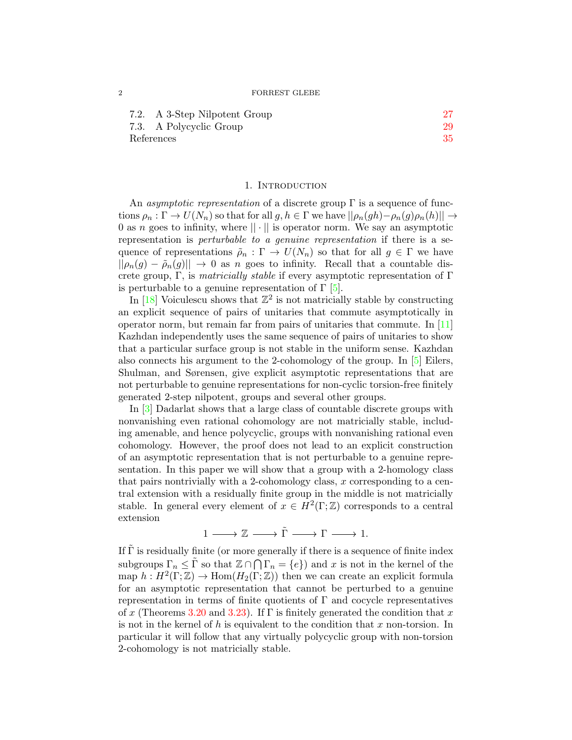7.2. A 3-Step Nilpotent Group 27
7.3. A Polycyclic Group 29
References 35

## 1. Introduction

An *asymptotic representation* of a discrete group $\Gamma$ is a sequence of functions $\rho_n : \Gamma \to U(N_n)$ so that for all $g, h \in \Gamma$ we have $||\rho_n(gh) - \rho_n(g)\rho_n(h)|| \to 0$ as $n$ goes to infinity, where $||\cdot||$ is operator norm. We say an asymptotic representation is *perturbable to a genuine representation* if there is a sequence of representations $\tilde{\rho}_n : \Gamma \to U(N_n)$ so that for all $g \in \Gamma$ we have $||\rho_n(g) - \tilde{\rho}_n(g)|| \to 0$ as $n$ goes to infinity. Recall that a countable discrete group, $\Gamma$, is *matricially stable* if every asymptotic representation of $\Gamma$ is perturbable to a genuine representation of $\Gamma$ [5].

In [18] Voiculescu shows that $\mathbb{Z}^2$ is not matricially stable by constructing an explicit sequence of pairs of unitaries that commute asymptotically in operator norm, but remain far from pairs of unitaries that commute. In [11] Kazhdan independently uses the same sequence of pairs of unitaries to show that a particular surface group is not stable in the uniform sense. Kazhdan also connects his argument to the 2-cohomology of the group. In [5] Eilers, Shulman, and Sørensen, give explicit asymptotic representations that are not perturbable to genuine representations for non-cyclic torsion-free finitely generated 2-step nilpotent, groups and several other groups.

In [3] Dadarlat shows that a large class of countable discrete groups with nonvanishing even rational cohomology are not matricially stable, including amenable, and hence polycyclic, groups with nonvanishing rational even cohomology. However, the proof does not lead to an explicit construction of an asymptotic representation that is not perturbable to a genuine representation. In this paper we will show that a group with a 2-homology class that pairs nontrivially with a 2-cohomology class, $x$ corresponding to a central extension with a residually finite group in the middle is not matricially stable. In general every element of $x \in H^2(\Gamma; \mathbb{Z})$ corresponds to a central extension

$$1 \longrightarrow \mathbb{Z} \longrightarrow \tilde{\Gamma} \longrightarrow \Gamma \longrightarrow 1.$$

If $\tilde{\Gamma}$ is residually finite (or more generally if there is a sequence of finite index subgroups $\Gamma_n \leq \tilde{\Gamma}$ so that $\mathbb{Z} \cap \bigcap \Gamma_n = \{e\}$) and $x$ is not in the kernel of the map $h : H^2(\Gamma; \mathbb{Z}) \to \mathrm{Hom}(H_2(\Gamma; \mathbb{Z}))$ then we can create an explicit formula for an asymptotic representation that cannot be perturbed to a genuine representation in terms of finite quotients of $\Gamma$ and cocycle representatives of $x$ (Theorems 3.20 and 3.23). If $\Gamma$ is finitely generated the condition that $x$ is not in the kernel of $h$ is equivalent to the condition that $x$ non-torsion. In particular it will follow that any virtually polycyclic group with non-torsion 2-cohomology is not matricially stable.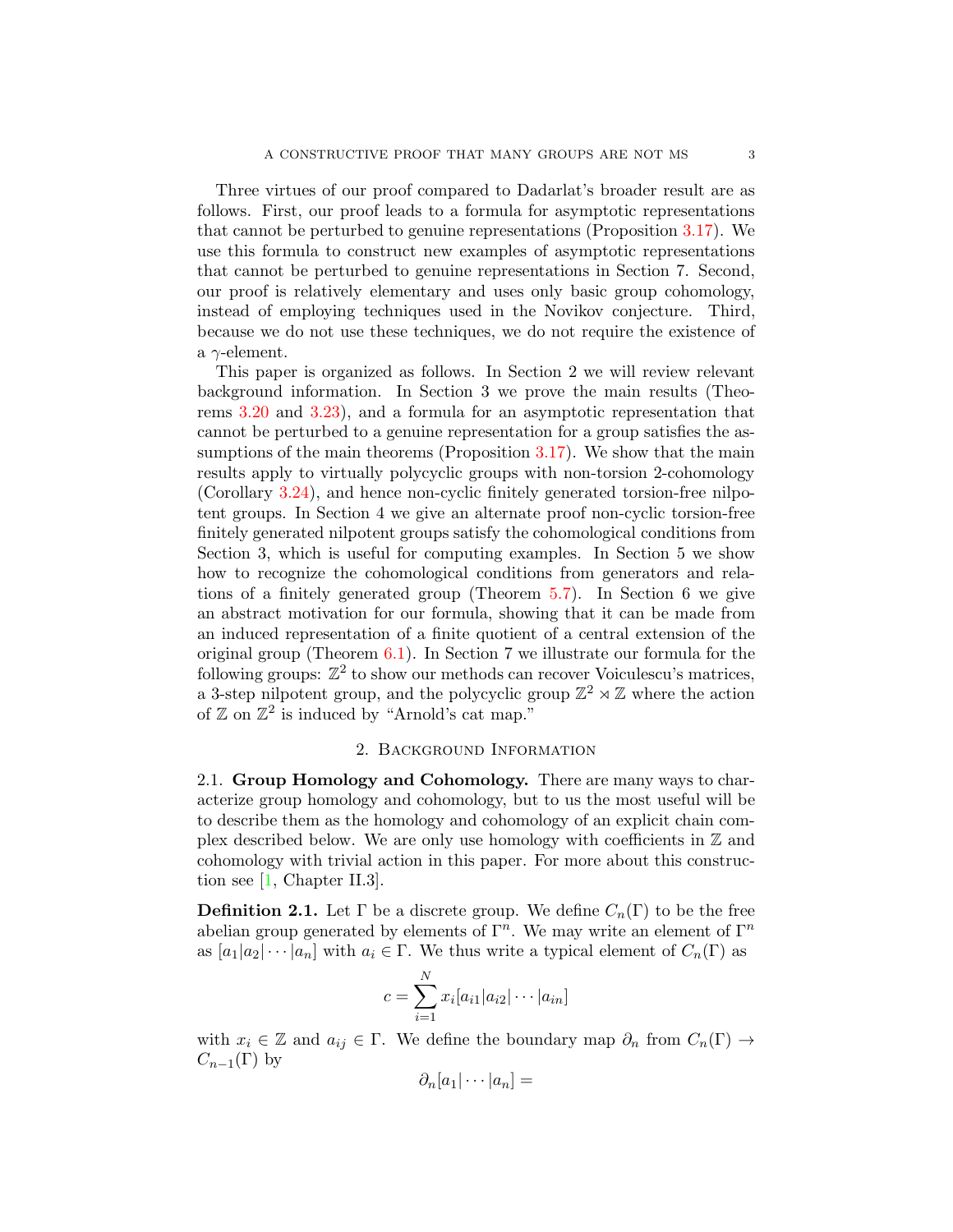Three virtues of our proof compared to Dadarlat's broader result are as follows. First, our proof leads to a formula for asymptotic representations that cannot be perturbed to genuine representations (Proposition 3.17). We use this formula to construct new examples of asymptotic representations that cannot be perturbed to genuine representations in Section 7. Second, our proof is relatively elementary and uses only basic group cohomology, instead of employing techniques used in the Novikov conjecture. Third, because we do not use these techniques, we do not require the existence of a $\gamma$-element.

This paper is organized as follows. In Section 2 we will review relevant background information. In Section 3 we prove the main results (Theorems 3.20 and 3.23), and a formula for an asymptotic representation that cannot be perturbed to a genuine representation for a group satisfies the assumptions of the main theorems (Proposition 3.17). We show that the main results apply to virtually polycyclic groups with non-torsion 2-cohomology (Corollary 3.24), and hence non-cyclic finitely generated torsion-free nilpotent groups. In Section 4 we give an alternate proof non-cyclic torsion-free finitely generated nilpotent groups satisfy the cohomological conditions from Section 3, which is useful for computing examples. In Section 5 we show how to recognize the cohomological conditions from generators and relations of a finitely generated group (Theorem 5.7). In Section 6 we give an abstract motivation for our formula, showing that it can be made from an induced representation of a finite quotient of a central extension of the original group (Theorem 6.1). In Section 7 we illustrate our formula for the following groups: $\mathbb{Z}^2$ to show our methods can recover Voiculescu's matrices, a 3-step nilpotent group, and the polycyclic group $\mathbb{Z}^2 \rtimes \mathbb{Z}$ where the action of $\mathbb{Z}$ on $\mathbb{Z}^2$ is induced by "Arnold's cat map."

## 2. Background Information

### 2.1. Group Homology and Cohomology.

There are many ways to characterize group homology and cohomology, but to us the most useful will be to describe them as the homology and cohomology of an explicit chain complex described below. We are only use homology with coefficients in $\mathbb{Z}$ and cohomology with trivial action in this paper. For more about this construction see [1, Chapter II.3].

**Definition 2.1.** Let $\Gamma$ be a discrete group. We define $C_n(\Gamma)$ to be the free abelian group generated by elements of $\Gamma^n$. We may write an element of $\Gamma^n$ as $[a_1|a_2|\cdots|a_n]$ with $a_i \in \Gamma$. We thus write a typical element of $C_n(\Gamma)$ as

$$c = \sum_{i=1}^{N} x_i[a_{i1}|a_{i2}|\cdots|a_{in}]$$

with $x_i \in \mathbb{Z}$ and $a_{ij} \in \Gamma$. We define the boundary map $\partial_n$ from $C_n(\Gamma) \to C_{n-1}(\Gamma)$ by

$$\partial_n[a_1|\cdots|a_n] =$$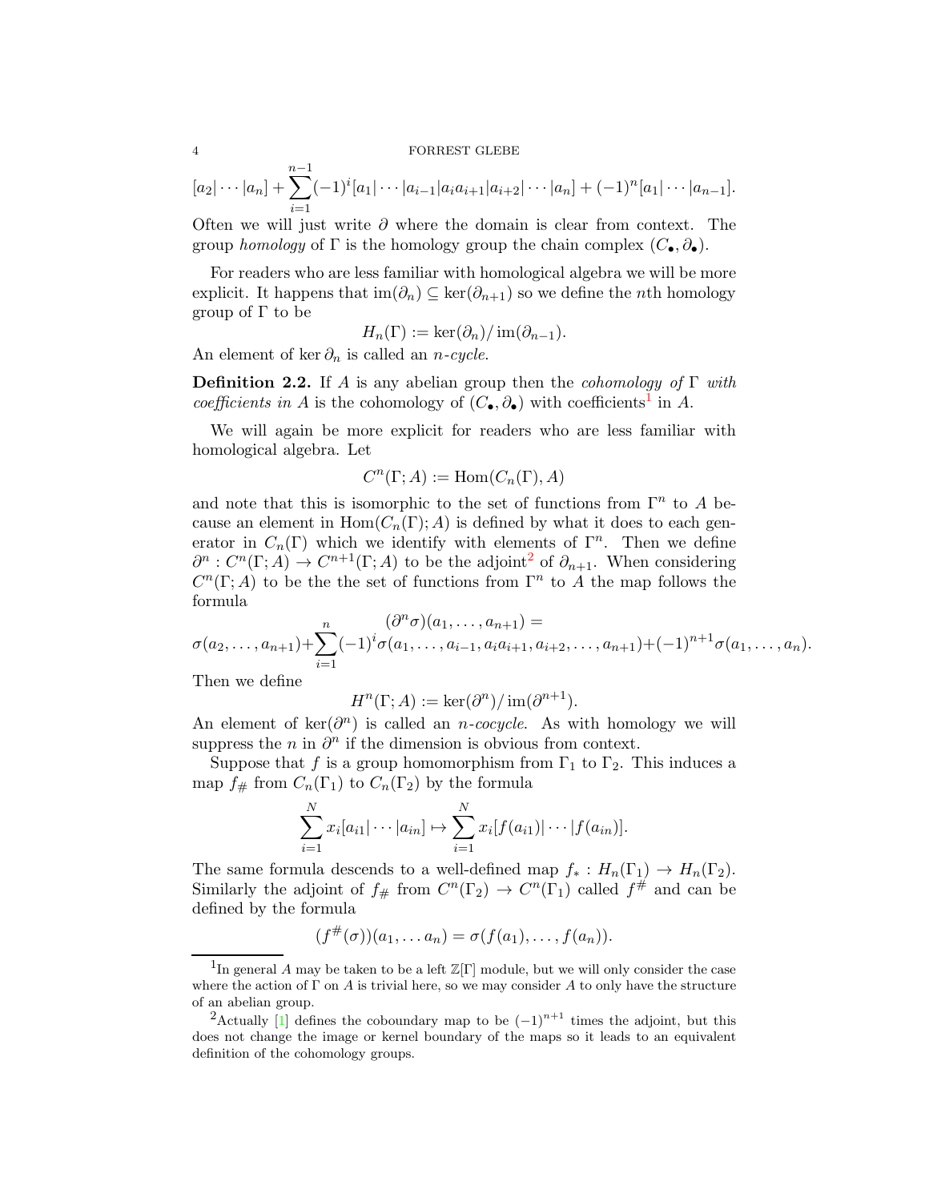$$[a_2|\cdots|a_n] + \sum_{i=1}^{n-1}(-1)^i[a_1|\cdots|a_{i-1}|a_ia_{i+1}|a_{i+2}|\cdots|a_n] + (-1)^n[a_1|\cdots|a_{n-1}].$$

Often we will just write $\partial$ where the domain is clear from context. The group *homology* of $\Gamma$ is the homology group the chain complex $(C_\bullet, \partial_\bullet)$.

For readers who are less familiar with homological algebra we will be more explicit. It happens that $\text{im}(\partial_n) \subseteq \ker(\partial_{n+1})$ so we define the $n$th homology group of $\Gamma$ to be

$$H_n(\Gamma) := \ker(\partial_n)/\,\text{im}(\partial_{n-1}).$$

An element of $\ker \partial_n$ is called an *n-cycle*.

**Definition 2.2.** If $A$ is any abelian group then the *cohomology of* $\Gamma$ *with coefficients in* $A$ is the cohomology of $(C_\bullet, \partial_\bullet)$ with coefficients[1] in $A$.

We will again be more explicit for readers who are less familiar with homological algebra. Let

$$C^n(\Gamma; A) := \text{Hom}(C_n(\Gamma), A)$$

and note that this is isomorphic to the set of functions from $\Gamma^n$ to $A$ because an element in $\text{Hom}(C_n(\Gamma); A)$ is defined by what it does to each generator in $C_n(\Gamma)$ which we identify with elements of $\Gamma^n$. Then we define $\partial^n : C^n(\Gamma; A) \to C^{n+1}(\Gamma; A)$ to be the adjoint[2] of $\partial_{n+1}$. When considering $C^n(\Gamma; A)$ to be the the set of functions from $\Gamma^n$ to $A$ the map follows the formula

$$(\partial^n\sigma)(a_1, \ldots, a_{n+1}) =$$
$$\sigma(a_2, \ldots, a_{n+1}) + \sum_{i=1}^{n}(-1)^i\sigma(a_1, \ldots, a_{i-1}, a_ia_{i+1}, a_{i+2}, \ldots, a_{n+1}) + (-1)^{n+1}\sigma(a_1, \ldots, a_n).$$

Then we define

$$H^n(\Gamma; A) := \ker(\partial^n)/\,\text{im}(\partial^{n+1}).$$

An element of $\ker(\partial^n)$ is called an *n-cocycle*. As with homology we will suppress the $n$ in $\partial^n$ if the dimension is obvious from context.

Suppose that $f$ is a group homomorphism from $\Gamma_1$ to $\Gamma_2$. This induces a map $f_\#$ from $C_n(\Gamma_1)$ to $C_n(\Gamma_2)$ by the formula

$$\sum_{i=1}^{N} x_i[a_{i1}|\cdots|a_{in}] \mapsto \sum_{i=1}^{N} x_i[f(a_{i1})|\cdots|f(a_{in})].$$

The same formula descends to a well-defined map $f_* : H_n(\Gamma_1) \to H_n(\Gamma_2)$. Similarly the adjoint of $f_\#$ from $C^n(\Gamma_2) \to C^n(\Gamma_1)$ called $f^\#$ and can be defined by the formula

$$(f^\#(\sigma))(a_1, \ldots a_n) = \sigma(f(a_1), \ldots, f(a_n)).$$

---

[1] In general $A$ may be taken to be a left $\mathbb{Z}[\Gamma]$ module, but we will only consider the case where the action of $\Gamma$ on $A$ is trivial here, so we may consider $A$ to only have the structure of an abelian group.

[2] Actually [1] defines the coboundary map to be $(-1)^{n+1}$ times the adjoint, but this does not change the image or kernel boundary of the maps so it leads to an equivalent definition of the cohomology groups.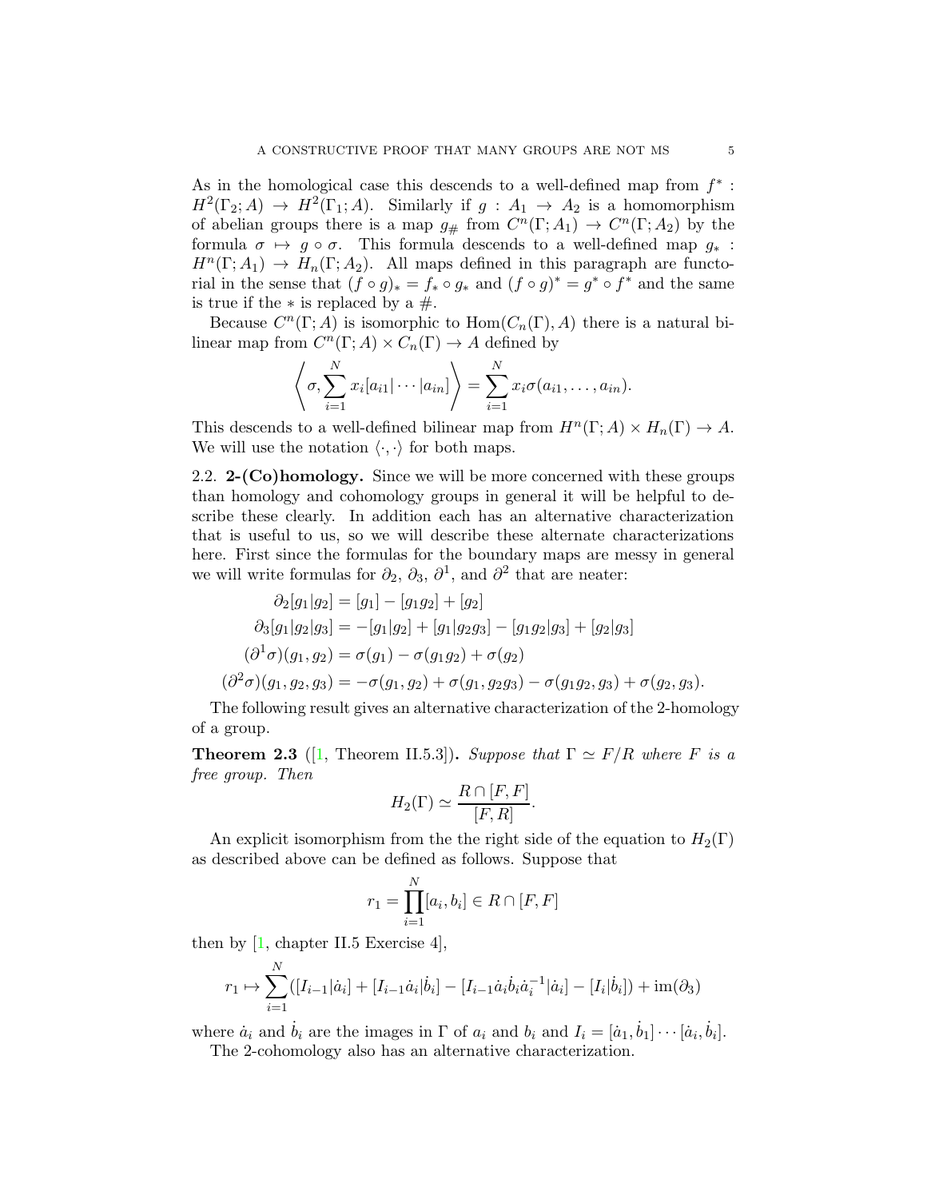As in the homological case this descends to a well-defined map from $f^* : H^2(\Gamma_2; A) \to H^2(\Gamma_1; A)$. Similarly if $g : A_1 \to A_2$ is a homomorphism of abelian groups there is a map $g_\#$ from $C^n(\Gamma; A_1) \to C^n(\Gamma; A_2)$ by the formula $\sigma \mapsto g \circ \sigma$. This formula descends to a well-defined map $g_* : H^n(\Gamma; A_1) \to H_n(\Gamma; A_2)$. All maps defined in this paragraph are functorial in the sense that $(f \circ g)_* = f_* \circ g_*$ and $(f \circ g)^* = g^* \circ f^*$ and the same is true if the $*$ is replaced by a $\#$.

Because $C^n(\Gamma; A)$ is isomorphic to $\mathrm{Hom}(C_n(\Gamma), A)$ there is a natural bilinear map from $C^n(\Gamma; A) \times C_n(\Gamma) \to A$ defined by

$$\left\langle \sigma, \sum_{i=1}^{N} x_i [a_{i1}| \cdots |a_{in}] \right\rangle = \sum_{i=1}^{N} x_i \sigma(a_{i1}, \ldots, a_{in}).$$

This descends to a well-defined bilinear map from $H^n(\Gamma; A) \times H_n(\Gamma) \to A$. We will use the notation $\langle \cdot, \cdot \rangle$ for both maps.

## 2.2. 2-(Co)homology.

Since we will be more concerned with these groups than homology and cohomology groups in general it will be helpful to describe these clearly. In addition each has an alternative characterization that is useful to us, so we will describe these alternate characterizations here. First since the formulas for the boundary maps are messy in general we will write formulas for $\partial_2$, $\partial_3$, $\partial^1$, and $\partial^2$ that are neater:

$$\begin{aligned}
\partial_2[g_1|g_2] &= [g_1] - [g_1 g_2] + [g_2] \\
\partial_3[g_1|g_2|g_3] &= -[g_1|g_2] + [g_1|g_2 g_3] - [g_1 g_2|g_3] + [g_2|g_3] \\
(\partial^1 \sigma)(g_1, g_2) &= \sigma(g_1) - \sigma(g_1 g_2) + \sigma(g_2) \\
(\partial^2 \sigma)(g_1, g_2, g_3) &= -\sigma(g_1, g_2) + \sigma(g_1, g_2 g_3) - \sigma(g_1 g_2, g_3) + \sigma(g_2, g_3).
\end{aligned}$$

The following result gives an alternative characterization of the 2-homology of a group.

**Theorem 2.3** ([1, Theorem II.5.3])**.** *Suppose that $\Gamma \simeq F/R$ where $F$ is a free group. Then*

$$H_2(\Gamma) \simeq \frac{R \cap [F, F]}{[F, R]}.$$

An explicit isomorphism from the the right side of the equation to $H_2(\Gamma)$ as described above can be defined as follows. Suppose that

$$r_1 = \prod_{i=1}^{N} [a_i, b_i] \in R \cap [F, F]$$

then by [1, chapter II.5 Exercise 4],

$$r_1 \mapsto \sum_{i=1}^{N} ([I_{i-1}|\dot{a}_i] + [I_{i-1}\dot{a}_i|\dot{b}_i] - [I_{i-1}\dot{a}_i\dot{b}_i\dot{a}_i^{-1}|\dot{a}_i] - [I_i|\dot{b}_i]) + \mathrm{im}(\partial_3)$$

where $\dot{a}_i$ and $\dot{b}_i$ are the images in $\Gamma$ of $a_i$ and $b_i$ and $I_i = [\dot{a}_1, \dot{b}_1] \cdots [\dot{a}_i, \dot{b}_i]$.

The 2-cohomology also has an alternative characterization.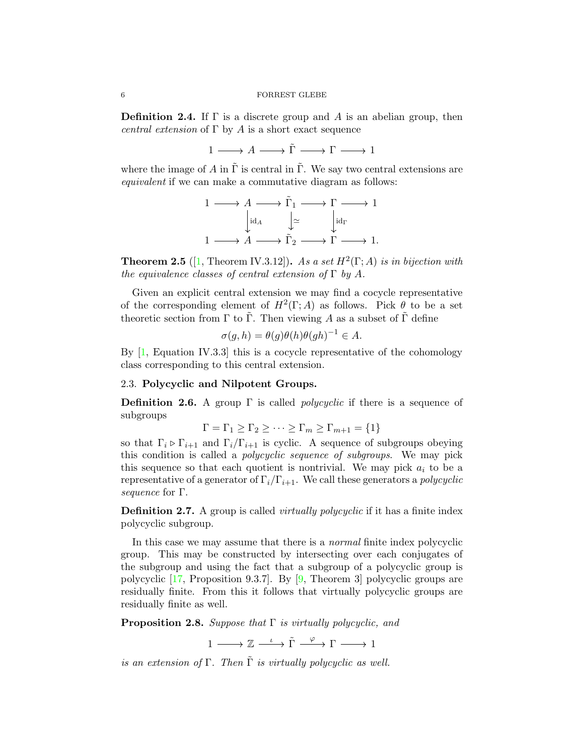**Definition 2.4.** If $\Gamma$ is a discrete group and $A$ is an abelian group, then *central extension* of $\Gamma$ by $A$ is a short exact sequence

$$1 \longrightarrow A \longrightarrow \tilde{\Gamma} \longrightarrow \Gamma \longrightarrow 1$$

where the image of $A$ in $\tilde{\Gamma}$ is central in $\tilde{\Gamma}$. We say two central extensions are *equivalent* if we can make a commutative diagram as follows:

$$\begin{array}{ccccccccc} 1 & \longrightarrow & A & \longrightarrow & \tilde{\Gamma}_1 & \longrightarrow & \Gamma & \longrightarrow & 1 \\ & & \big\downarrow \mathrm{id}_A & & \big\downarrow \simeq & & \big\downarrow \mathrm{id}_\Gamma & & \\ 1 & \longrightarrow & A & \longrightarrow & \tilde{\Gamma}_2 & \longrightarrow & \Gamma & \longrightarrow & 1. \end{array}$$

**Theorem 2.5** ([1, Theorem IV.3.12])**.** *As a set $H^2(\Gamma; A)$ is in bijection with the equivalence classes of central extension of $\Gamma$ by $A$.*

Given an explicit central extension we may find a cocycle representative of the corresponding element of $H^2(\Gamma; A)$ as follows. Pick $\theta$ to be a set theoretic section from $\Gamma$ to $\tilde{\Gamma}$. Then viewing $A$ as a subset of $\tilde{\Gamma}$ define

$$\sigma(g, h) = \theta(g)\theta(h)\theta(gh)^{-1} \in A.$$

By [1, Equation IV.3.3] this is a cocycle representative of the cohomology class corresponding to this central extension.

### 2.3. Polycyclic and Nilpotent Groups.

**Definition 2.6.** A group $\Gamma$ is called *polycyclic* if there is a sequence of subgroups

$$\Gamma = \Gamma_1 \geq \Gamma_2 \geq \cdots \geq \Gamma_m \geq \Gamma_{m+1} = \{1\}$$

so that $\Gamma_i \triangleright \Gamma_{i+1}$ and $\Gamma_i/\Gamma_{i+1}$ is cyclic. A sequence of subgroups obeying this condition is called a *polycyclic sequence of subgroups*. We may pick this sequence so that each quotient is nontrivial. We may pick $a_i$ to be a representative of a generator of $\Gamma_i/\Gamma_{i+1}$. We call these generators a *polycyclic sequence* for $\Gamma$.

**Definition 2.7.** A group is called *virtually polycyclic* if it has a finite index polycyclic subgroup.

In this case we may assume that there is a *normal* finite index polycyclic group. This may be constructed by intersecting over each conjugates of the subgroup and using the fact that a subgroup of a polycyclic group is polycyclic [17, Proposition 9.3.7]. By [9, Theorem 3] polycyclic groups are residually finite. From this it follows that virtually polycyclic groups are residually finite as well.

**Proposition 2.8.** *Suppose that $\Gamma$ is virtually polycyclic, and*

$$1 \longrightarrow \mathbb{Z} \xrightarrow{\ \iota\ } \tilde{\Gamma} \xrightarrow{\ \varphi\ } \Gamma \longrightarrow 1$$

*is an extension of $\Gamma$. Then $\tilde{\Gamma}$ is virtually polycyclic as well.*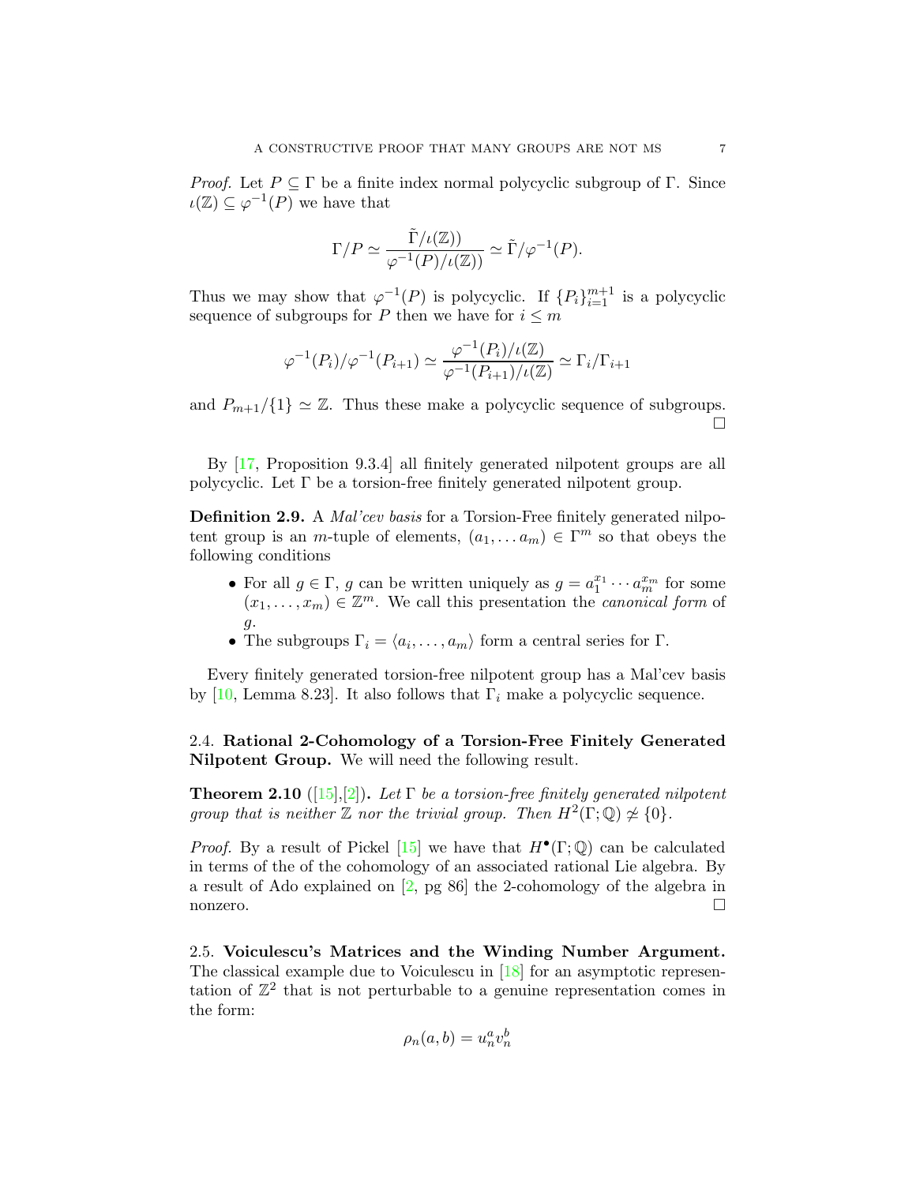*Proof.* Let $P \subseteq \Gamma$ be a finite index normal polycyclic subgroup of $\Gamma$. Since $\iota(\mathbb{Z}) \subseteq \varphi^{-1}(P)$ we have that

$$\Gamma/P \simeq \frac{\tilde{\Gamma}/\iota(\mathbb{Z})}{\varphi^{-1}(P)/\iota(\mathbb{Z}))} \simeq \tilde{\Gamma}/\varphi^{-1}(P).$$

Thus we may show that $\varphi^{-1}(P)$ is polycyclic. If $\{P_i\}_{i=1}^{m+1}$ is a polycyclic sequence of subgroups for $P$ then we have for $i \leq m$

$$\varphi^{-1}(P_i)/\varphi^{-1}(P_{i+1}) \simeq \frac{\varphi^{-1}(P_i)/\iota(\mathbb{Z})}{\varphi^{-1}(P_{i+1})/\iota(\mathbb{Z})} \simeq \Gamma_i/\Gamma_{i+1}$$

and $P_{m+1}/\{1\} \simeq \mathbb{Z}$. Thus these make a polycyclic sequence of subgroups. □

By [17, Proposition 9.3.4] all finitely generated nilpotent groups are all polycyclic. Let $\Gamma$ be a torsion-free finitely generated nilpotent group.

**Definition 2.9.** A *Mal'cev basis* for a Torsion-Free finitely generated nilpotent group is an $m$-tuple of elements, $(a_1, \dots a_m) \in \Gamma^m$ so that obeys the following conditions

- For all $g \in \Gamma$, $g$ can be written uniquely as $g = a_1^{x_1} \cdots a_m^{x_m}$ for some $(x_1, \dots, x_m) \in \mathbb{Z}^m$. We call this presentation the *canonical form* of $g$.
- The subgroups $\Gamma_i = \langle a_i, \dots, a_m \rangle$ form a central series for $\Gamma$.

Every finitely generated torsion-free nilpotent group has a Mal'cev basis by [10, Lemma 8.23]. It also follows that $\Gamma_i$ make a polycyclic sequence.

### 2.4. Rational 2-Cohomology of a Torsion-Free Finitely Generated Nilpotent Group.

We will need the following result.

**Theorem 2.10** ([15],[2])**.** *Let $\Gamma$ be a torsion-free finitely generated nilpotent group that is neither $\mathbb{Z}$ nor the trivial group. Then $H^2(\Gamma; \mathbb{Q}) \not\simeq \{0\}$.*

*Proof.* By a result of Pickel [15] we have that $H^\bullet(\Gamma; \mathbb{Q})$ can be calculated in terms of the of the cohomology of an associated rational Lie algebra. By a result of Ado explained on [2, pg 86] the 2-cohomology of the algebra in nonzero. □

### 2.5. Voiculescu's Matrices and the Winding Number Argument.

The classical example due to Voiculescu in [18] for an asymptotic representation of $\mathbb{Z}^2$ that is not perturbable to a genuine representation comes in the form:

$$\rho_n(a, b) = u_n^a v_n^b$$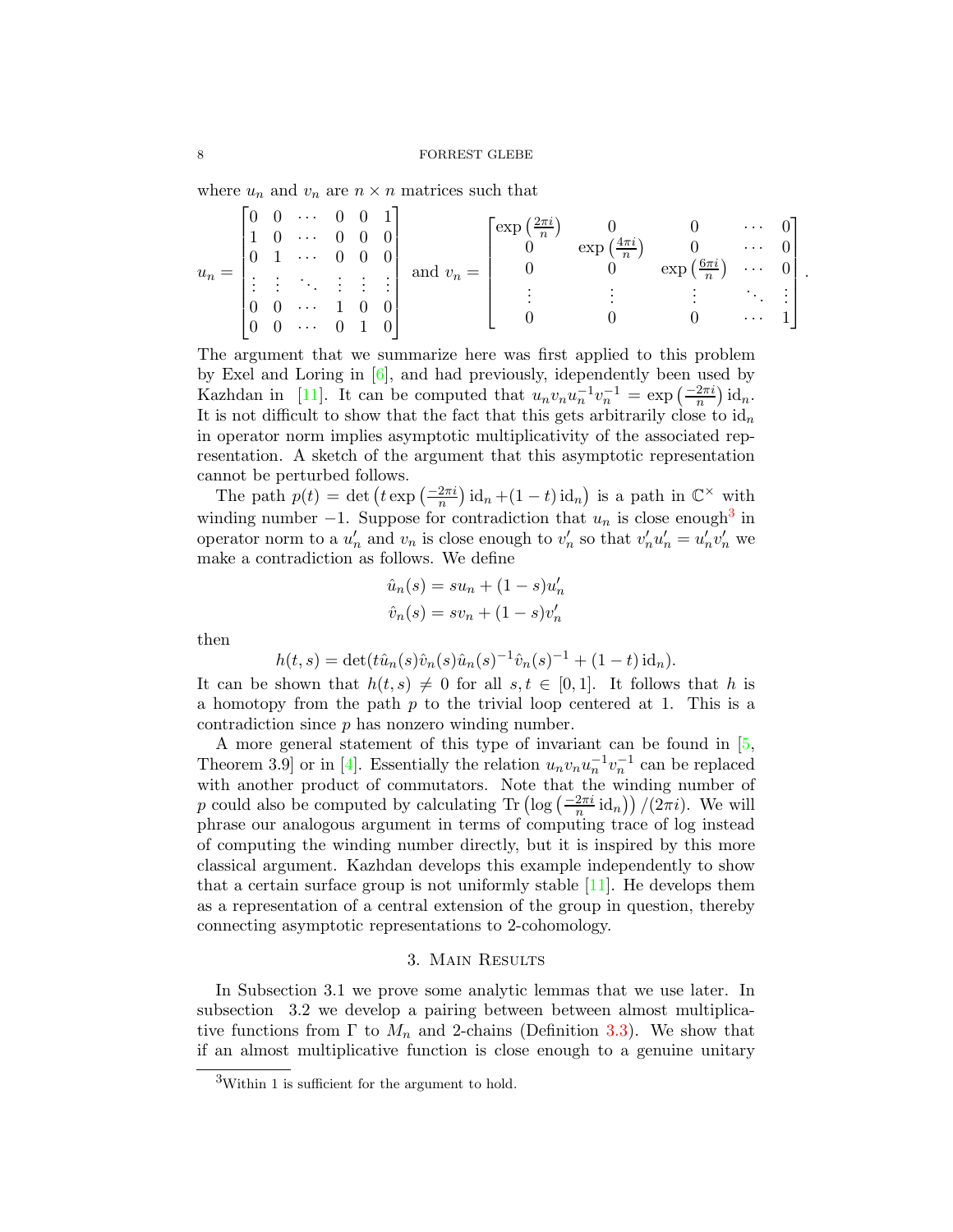where $u_n$ and $v_n$ are $n \times n$ matrices such that

$$u_n = \begin{bmatrix} 0 & 0 & \cdots & 0 & 0 & 1 \\ 1 & 0 & \cdots & 0 & 0 & 0 \\ 0 & 1 & \cdots & 0 & 0 & 0 \\ \vdots & \vdots & \ddots & \vdots & \vdots & \vdots \\ 0 & 0 & \cdots & 1 & 0 & 0 \\ 0 & 0 & \cdots & 0 & 1 & 0 \end{bmatrix} \text{ and } v_n = \begin{bmatrix} \exp\left(\frac{2\pi i}{n}\right) & 0 & 0 & \cdots & 0 \\ 0 & \exp\left(\frac{4\pi i}{n}\right) & 0 & \cdots & 0 \\ 0 & 0 & \exp\left(\frac{6\pi i}{n}\right) & \cdots & 0 \\ \vdots & \vdots & \vdots & \ddots & \vdots \\ 0 & 0 & 0 & \cdots & 1 \end{bmatrix}.$$

The argument that we summarize here was first applied to this problem by Exel and Loring in [6], and had previously, idependently been used by Kazhdan in [11]. It can be computed that $u_n v_n u_n^{-1} v_n^{-1} = \exp\left(\frac{-2\pi i}{n}\right) \mathrm{id}_n$. It is not difficult to show that the fact that this gets arbitrarily close to $\mathrm{id}_n$ in operator norm implies asymptotic multiplicativity of the associated representation. A sketch of the argument that this asymptotic representation cannot be perturbed follows.

The path $p(t) = \det\left(t \exp\left(\frac{-2\pi i}{n}\right) \mathrm{id}_n + (1-t)\,\mathrm{id}_n\right)$ is a path in $\mathbb{C}^\times$ with winding number $-1$. Suppose for contradiction that $u_n$ is close enough[3] in operator norm to a $u_n'$ and $v_n$ is close enough to $v_n'$ so that $v_n' u_n' = u_n' v_n'$ we make a contradiction as follows. We define

$$\hat{u}_n(s) = s u_n + (1-s) u_n'$$
$$\hat{v}_n(s) = s v_n + (1-s) v_n'$$

then

$$h(t,s) = \det(t \hat{u}_n(s) \hat{v}_n(s) \hat{u}_n(s)^{-1} \hat{v}_n(s)^{-1} + (1-t)\,\mathrm{id}_n).$$

It can be shown that $h(t,s) \neq 0$ for all $s, t \in [0,1]$. It follows that $h$ is a homotopy from the path $p$ to the trivial loop centered at 1. This is a contradiction since $p$ has nonzero winding number.

A more general statement of this type of invariant can be found in [5, Theorem 3.9] or in [4]. Essentially the relation $u_n v_n u_n^{-1} v_n^{-1}$ can be replaced with another product of commutators. Note that the winding number of $p$ could also be computed by calculating $\mathrm{Tr}\left(\log\left(\frac{-2\pi i}{n}\,\mathrm{id}_n\right)\right)/(2\pi i)$. We will phrase our analogous argument in terms of computing trace of log instead of computing the winding number directly, but it is inspired by this more classical argument. Kazhdan develops this example independently to show that a certain surface group is not uniformly stable [11]. He develops them as a representation of a central extension of the group in question, thereby connecting asymptotic representations to 2-cohomology.

## 3. Main Results

In Subsection 3.1 we prove some analytic lemmas that we use later. In subsection 3.2 we develop a pairing between between almost multiplicative functions from $\Gamma$ to $M_n$ and 2-chains (Definition 3.3). We show that if an almost multiplicative function is close enough to a genuine unitary

[3] Within 1 is sufficient for the argument to hold.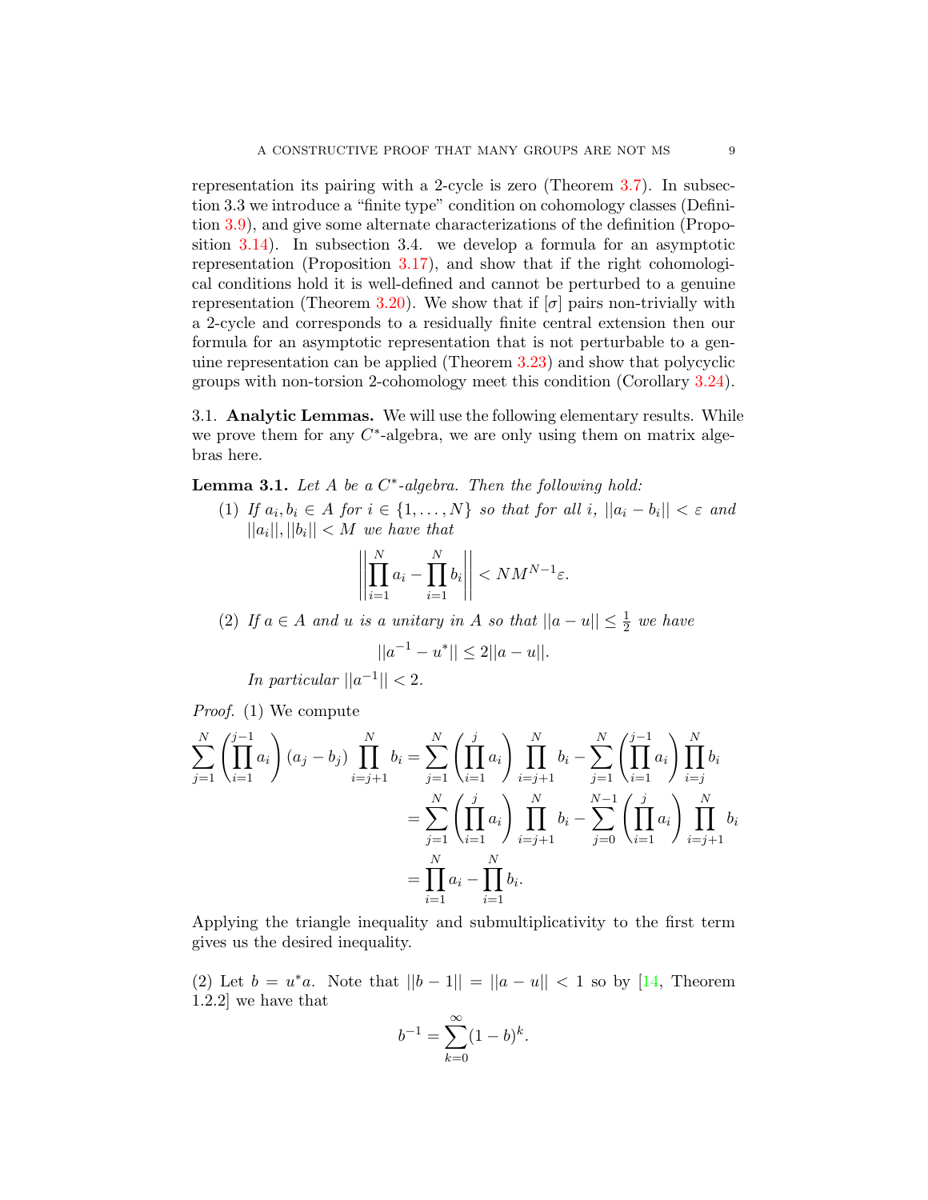representation its pairing with a 2-cycle is zero (Theorem 3.7). In subsection 3.3 we introduce a "finite type" condition on cohomology classes (Definition 3.9), and give some alternate characterizations of the definition (Proposition 3.14). In subsection 3.4. we develop a formula for an asymptotic representation (Proposition 3.17), and show that if the right cohomological conditions hold it is well-defined and cannot be perturbed to a genuine representation (Theorem 3.20). We show that if $[\sigma]$ pairs non-trivially with a 2-cycle and corresponds to a residually finite central extension then our formula for an asymptotic representation that is not perturbable to a genuine representation can be applied (Theorem 3.23) and show that polycyclic groups with non-torsion 2-cohomology meet this condition (Corollary 3.24).

### 3.1. **Analytic Lemmas.**

We will use the following elementary results. While we prove them for any $C^*$-algebra, we are only using them on matrix algebras here.

**Lemma 3.1.** *Let $A$ be a $C^*$-algebra. Then the following hold:*

(1) *If $a_i, b_i \in A$ for $i \in \{1, \dots, N\}$ so that for all $i$, $||a_i - b_i|| < \varepsilon$ and $||a_i||, ||b_i|| < M$ we have that*
$$\left|\left|\prod_{i=1}^{N} a_i - \prod_{i=1}^{N} b_i\right|\right| < NM^{N-1}\varepsilon.$$

(2) *If $a \in A$ and $u$ is a unitary in $A$ so that $||a - u|| \leq \frac{1}{2}$ we have*
$$||a^{-1} - u^*|| \leq 2||a - u||.$$
*In particular $||a^{-1}|| < 2$.*

*Proof.* (1) We compute

$$\begin{aligned}
\sum_{j=1}^{N} \left(\prod_{i=1}^{j-1} a_i\right)(a_j - b_j) \prod_{i=j+1}^{N} b_i &= \sum_{j=1}^{N} \left(\prod_{i=1}^{j} a_i\right) \prod_{i=j+1}^{N} b_i - \sum_{j=1}^{N} \left(\prod_{i=1}^{j-1} a_i\right) \prod_{i=j}^{N} b_i \\
&= \sum_{j=1}^{N} \left(\prod_{i=1}^{j} a_i\right) \prod_{i=j+1}^{N} b_i - \sum_{j=0}^{N-1} \left(\prod_{i=1}^{j} a_i\right) \prod_{i=j+1}^{N} b_i \\
&= \prod_{i=1}^{N} a_i - \prod_{i=1}^{N} b_i.
\end{aligned}$$

Applying the triangle inequality and submultiplicativity to the first term gives us the desired inequality.

(2) Let $b = u^*a$. Note that $||b - 1|| = ||a - u|| < 1$ so by [14, Theorem 1.2.2] we have that
$$b^{-1} = \sum_{k=0}^{\infty} (1 - b)^k.$$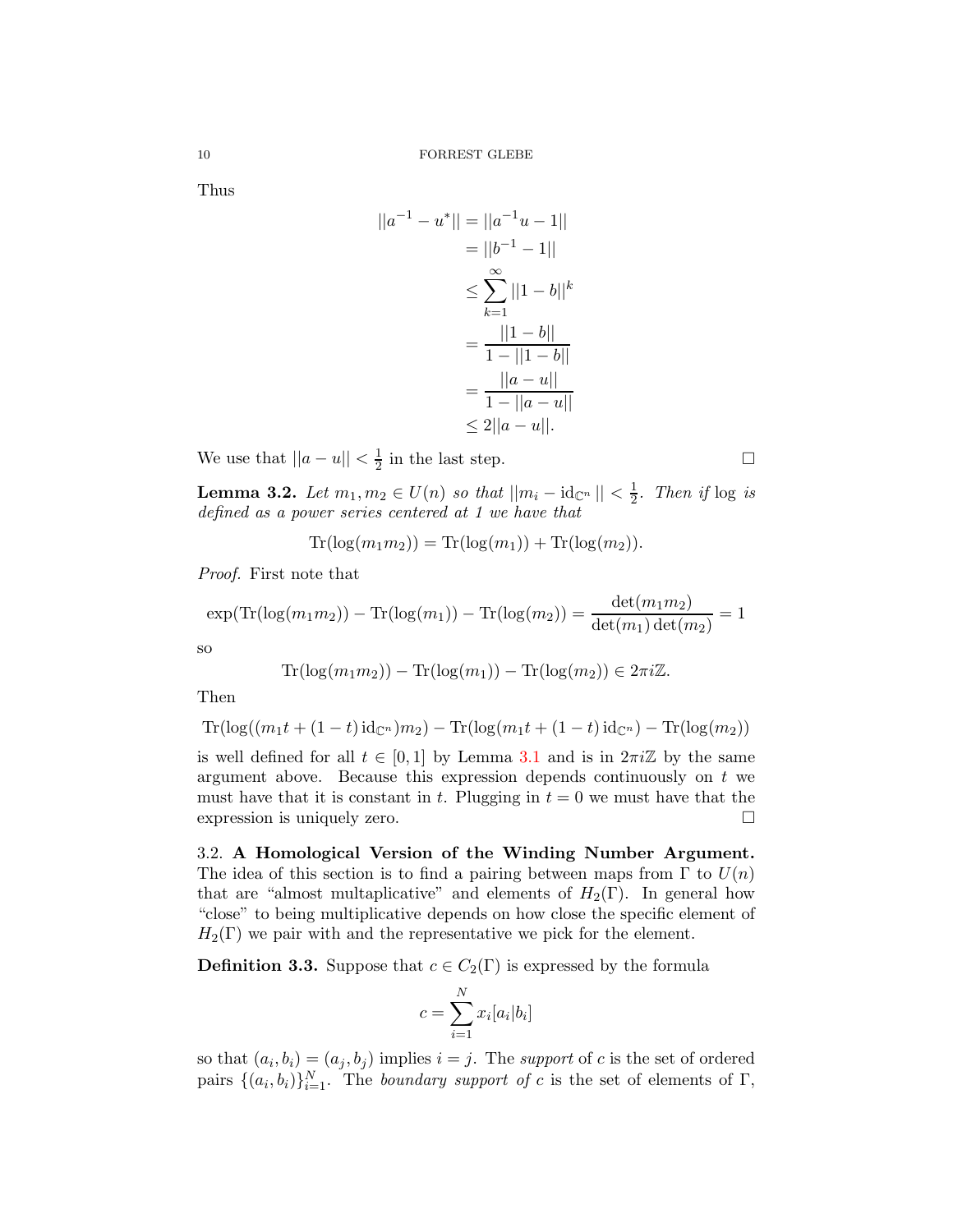Thus

$$\begin{aligned}
||a^{-1} - u^*|| &= ||a^{-1}u - 1|| \\
&= ||b^{-1} - 1|| \\
&\leq \sum_{k=1}^{\infty} ||1 - b||^k \\
&= \frac{||1 - b||}{1 - ||1 - b||} \\
&= \frac{||a - u||}{1 - ||a - u||} \\
&\leq 2||a - u||.
\end{aligned}$$

We use that $||a - u|| < \frac{1}{2}$ in the last step. ☐

**Lemma 3.2.** *Let $m_1, m_2 \in U(n)$ so that $||m_i - \mathrm{id}_{\mathbb{C}^n}|| < \frac{1}{2}$. Then if $\log$ is defined as a power series centered at 1 we have that*

$$\mathrm{Tr}(\log(m_1 m_2)) = \mathrm{Tr}(\log(m_1)) + \mathrm{Tr}(\log(m_2)).$$

*Proof.* First note that

$$\exp(\mathrm{Tr}(\log(m_1 m_2)) - \mathrm{Tr}(\log(m_1)) - \mathrm{Tr}(\log(m_2)) = \frac{\det(m_1 m_2)}{\det(m_1)\det(m_2)} = 1$$

so

$$\mathrm{Tr}(\log(m_1 m_2)) - \mathrm{Tr}(\log(m_1)) - \mathrm{Tr}(\log(m_2)) \in 2\pi i \mathbb{Z}.$$

Then

$$\mathrm{Tr}(\log((m_1 t + (1-t)\,\mathrm{id}_{\mathbb{C}^n}) m_2) - \mathrm{Tr}(\log(m_1 t + (1-t)\,\mathrm{id}_{\mathbb{C}^n}) - \mathrm{Tr}(\log(m_2))$$

is well defined for all $t \in [0, 1]$ by Lemma 3.1 and is in $2\pi i\mathbb{Z}$ by the same argument above. Because this expression depends continuously on $t$ we must have that it is constant in $t$. Plugging in $t = 0$ we must have that the expression is uniquely zero. ☐

## 3.2. A Homological Version of the Winding Number Argument.

The idea of this section is to find a pairing between maps from $\Gamma$ to $U(n)$ that are "almost multaplicative" and elements of $H_2(\Gamma)$. In general how "close" to being multiplicative depends on how close the specific element of $H_2(\Gamma)$ we pair with and the representative we pick for the element.

**Definition 3.3.** Suppose that $c \in C_2(\Gamma)$ is expressed by the formula

$$c = \sum_{i=1}^{N} x_i [a_i | b_i]$$

so that $(a_i, b_i) = (a_j, b_j)$ implies $i = j$. The *support* of $c$ is the set of ordered pairs $\{(a_i, b_i)\}_{i=1}^{N}$. The *boundary support of* $c$ is the set of elements of $\Gamma$,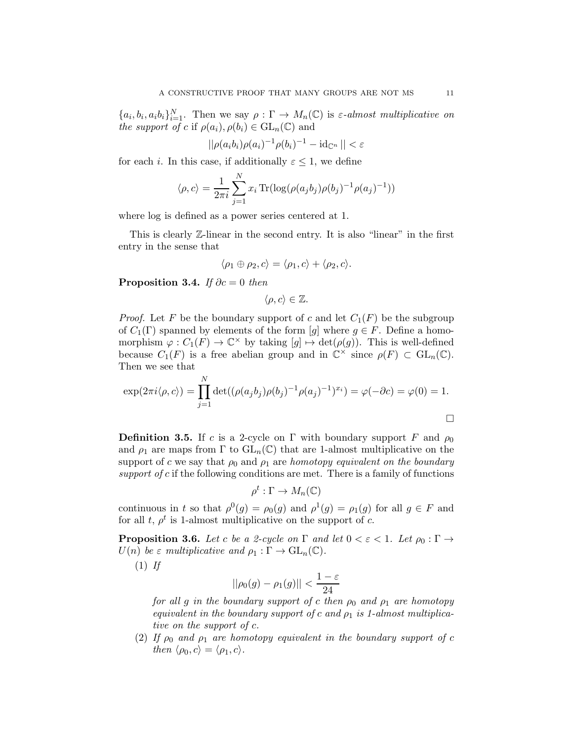$\{a_i, b_i, a_ib_i\}_{i=1}^N$. Then we say $\rho : \Gamma \to M_n(\mathbb{C})$ is *$\varepsilon$-almost multiplicative on the support of $c$* if $\rho(a_i), \rho(b_i) \in \mathrm{GL}_n(\mathbb{C})$ and

$$||\rho(a_ib_i)\rho(a_i)^{-1}\rho(b_i)^{-1} - \mathrm{id}_{\mathbb{C}^n}|| < \varepsilon$$

for each $i$. In this case, if additionally $\varepsilon \leq 1$, we define

$$\langle \rho, c\rangle = \frac{1}{2\pi i}\sum_{j=1}^N x_i \operatorname{Tr}(\log(\rho(a_jb_j)\rho(b_j)^{-1}\rho(a_j)^{-1}))$$

where log is defined as a power series centered at 1.

This is clearly $\mathbb{Z}$-linear in the second entry. It is also "linear" in the first entry in the sense that

$$\langle \rho_1 \oplus \rho_2, c\rangle = \langle \rho_1, c\rangle + \langle \rho_2, c\rangle.$$

**Proposition 3.4.** *If $\partial c = 0$ then*

$$\langle \rho, c\rangle \in \mathbb{Z}.$$

*Proof.* Let $F$ be the boundary support of $c$ and let $C_1(F)$ be the subgroup of $C_1(\Gamma)$ spanned by elements of the form $[g]$ where $g \in F$. Define a homomorphism $\varphi : C_1(F) \to \mathbb{C}^\times$ by taking $[g] \mapsto \det(\rho(g))$. This is well-defined because $C_1(F)$ is a free abelian group and in $\mathbb{C}^\times$ since $\rho(F) \subset \mathrm{GL}_n(\mathbb{C})$. Then we see that

$$\exp(2\pi i\langle \rho, c\rangle) = \prod_{j=1}^N \det((\rho(a_jb_j)\rho(b_j)^{-1}\rho(a_j)^{-1})^{x_i}) = \varphi(-\partial c) = \varphi(0) = 1.$$

$\square$

**Definition 3.5.** If $c$ is a 2-cycle on $\Gamma$ with boundary support $F$ and $\rho_0$ and $\rho_1$ are maps from $\Gamma$ to $\mathrm{GL}_n(\mathbb{C})$ that are 1-almost multiplicative on the support of $c$ we say that $\rho_0$ and $\rho_1$ are *homotopy equivalent on the boundary support of $c$* if the following conditions are met. There is a family of functions

$$\rho^t : \Gamma \to M_n(\mathbb{C})$$

continuous in $t$ so that $\rho^0(g) = \rho_0(g)$ and $\rho^1(g) = \rho_1(g)$ for all $g \in F$ and for all $t$, $\rho^t$ is 1-almost multiplicative on the support of $c$.

**Proposition 3.6.** *Let $c$ be a 2-cycle on $\Gamma$ and let $0 < \varepsilon < 1$. Let $\rho_0 : \Gamma \to U(n)$ be $\varepsilon$ multiplicative and $\rho_1 : \Gamma \to \mathrm{GL}_n(\mathbb{C})$.*

(1) *If*

$$||\rho_0(g) - \rho_1(g)|| < \frac{1-\varepsilon}{24}$$

*for all $g$ in the boundary support of $c$ then $\rho_0$ and $\rho_1$ are homotopy equivalent in the boundary support of $c$ and $\rho_1$ is 1-almost multiplicative on the support of $c$.*

(2) *If $\rho_0$ and $\rho_1$ are homotopy equivalent in the boundary support of $c$ then $\langle \rho_0, c\rangle = \langle \rho_1, c\rangle$.*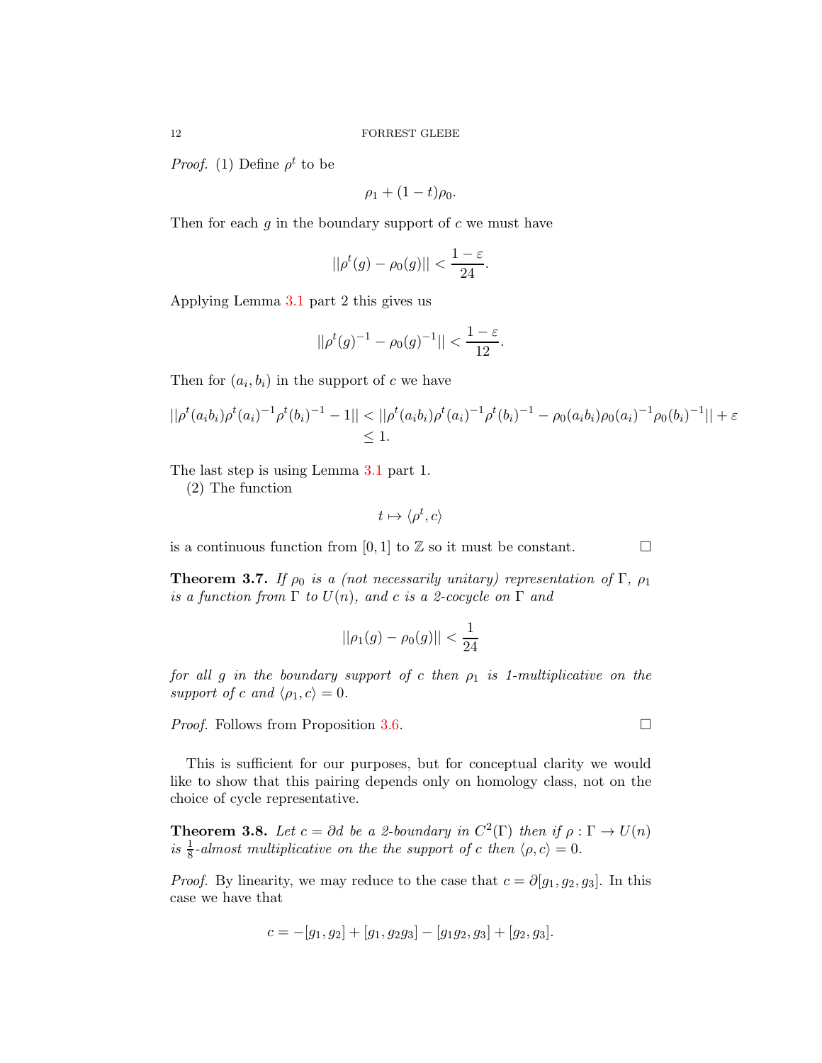*Proof.* (1) Define $\rho^t$ to be

$$\rho_1 + (1-t)\rho_0.$$

Then for each $g$ in the boundary support of $c$ we must have

$$||\rho^t(g) - \rho_0(g)|| < \frac{1-\varepsilon}{24}.$$

Applying Lemma 3.1 part 2 this gives us

$$||\rho^t(g)^{-1} - \rho_0(g)^{-1}|| < \frac{1-\varepsilon}{12}.$$

Then for $(a_i, b_i)$ in the support of $c$ we have

$$\begin{aligned} ||\rho^t(a_i b_i)\rho^t(a_i)^{-1}\rho^t(b_i)^{-1} - 1|| &< ||\rho^t(a_i b_i)\rho^t(a_i)^{-1}\rho^t(b_i)^{-1} - \rho_0(a_i b_i)\rho_0(a_i)^{-1}\rho_0(b_i)^{-1}|| + \varepsilon \\ &\leq 1. \end{aligned}$$

The last step is using Lemma 3.1 part 1.

(2) The function

$$t \mapsto \langle \rho^t, c\rangle$$

is a continuous function from $[0,1]$ to $\mathbb{Z}$ so it must be constant. $\square$

**Theorem 3.7.** *If $\rho_0$ is a (not necessarily unitary) representation of $\Gamma$, $\rho_1$ is a function from $\Gamma$ to $U(n)$, and $c$ is a 2-cocycle on $\Gamma$ and*

$$||\rho_1(g) - \rho_0(g)|| < \frac{1}{24}$$

*for all $g$ in the boundary support of $c$ then $\rho_1$ is 1-multiplicative on the support of $c$ and $\langle \rho_1, c\rangle = 0$.*

*Proof.* Follows from Proposition 3.6. $\square$

This is sufficient for our purposes, but for conceptual clarity we would like to show that this pairing depends only on homology class, not on the choice of cycle representative.

**Theorem 3.8.** *Let $c = \partial d$ be a 2-boundary in $C^2(\Gamma)$ then if $\rho : \Gamma \to U(n)$ is $\frac{1}{8}$-almost multiplicative on the the support of $c$ then $\langle \rho, c\rangle = 0$.*

*Proof.* By linearity, we may reduce to the case that $c = \partial[g_1, g_2, g_3]$. In this case we have that

$$c = -[g_1, g_2] + [g_1, g_2 g_3] - [g_1 g_2, g_3] + [g_2, g_3].$$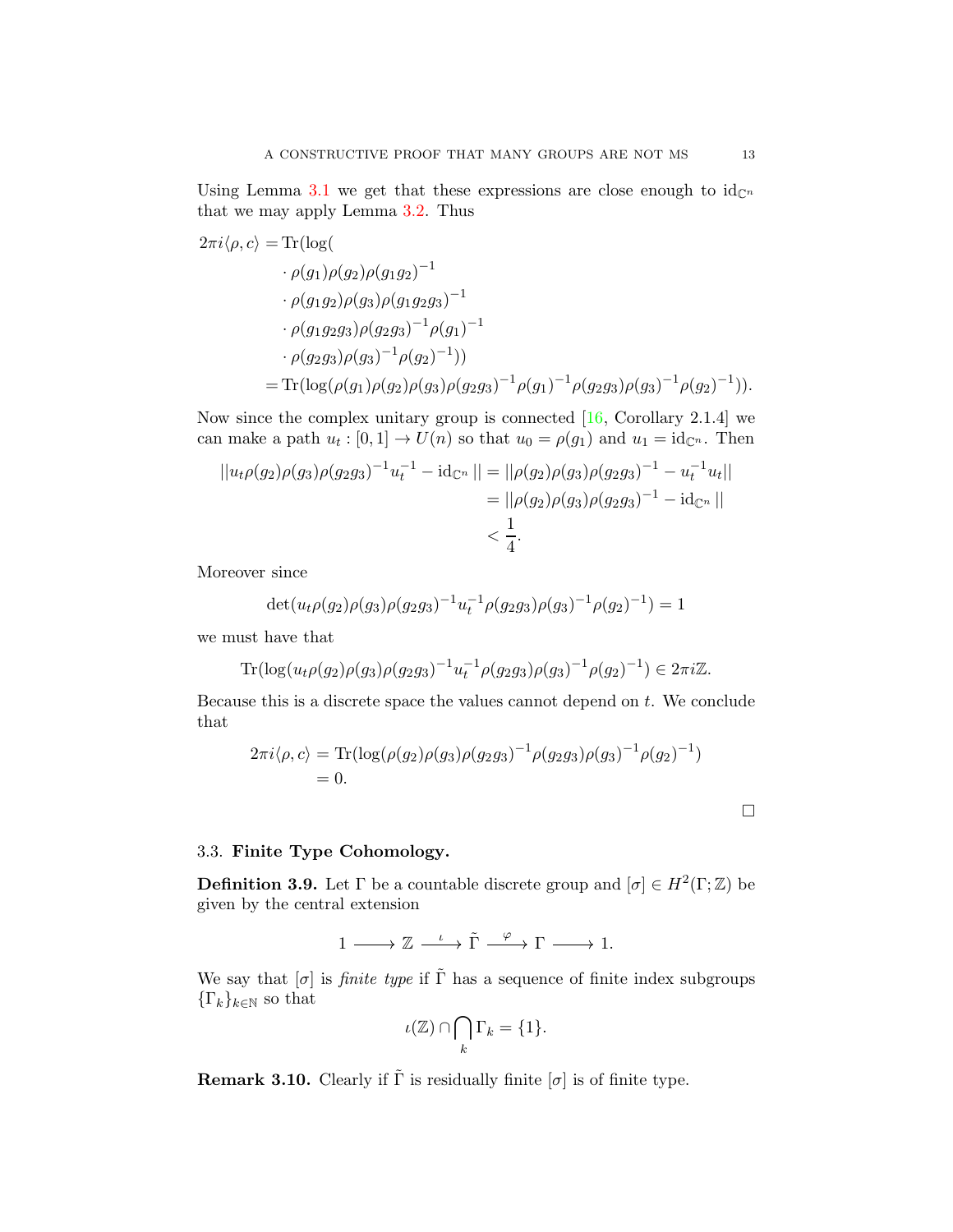Using Lemma 3.1 we get that these expressions are close enough to $\mathrm{id}_{\mathbb{C}^n}$ that we may apply Lemma 3.2. Thus

$$
\begin{aligned}
2\pi i\langle \rho, c\rangle = &\operatorname{Tr}(\log( \\
&\cdot \rho(g_1)\rho(g_2)\rho(g_1g_2)^{-1} \\
&\cdot \rho(g_1g_2)\rho(g_3)\rho(g_1g_2g_3)^{-1} \\
&\cdot \rho(g_1g_2g_3)\rho(g_2g_3)^{-1}\rho(g_1)^{-1} \\
&\cdot \rho(g_2g_3)\rho(g_3)^{-1}\rho(g_2)^{-1})) \\
= &\operatorname{Tr}(\log(\rho(g_1)\rho(g_2)\rho(g_3)\rho(g_2g_3)^{-1}\rho(g_1)^{-1}\rho(g_2g_3)\rho(g_3)^{-1}\rho(g_2)^{-1})).
\end{aligned}
$$

Now since the complex unitary group is connected [16, Corollary 2.1.4] we can make a path $u_t : [0,1] \to U(n)$ so that $u_0 = \rho(g_1)$ and $u_1 = \mathrm{id}_{\mathbb{C}^n}$. Then

$$
\begin{aligned}
||u_t\rho(g_2)\rho(g_3)\rho(g_2g_3)^{-1}u_t^{-1} - \mathrm{id}_{\mathbb{C}^n}|| &= ||\rho(g_2)\rho(g_3)\rho(g_2g_3)^{-1} - u_t^{-1}u_t|| \\
&= ||\rho(g_2)\rho(g_3)\rho(g_2g_3)^{-1} - \mathrm{id}_{\mathbb{C}^n}|| \\
&< \frac{1}{4}.
\end{aligned}
$$

Moreover since

$$
\det(u_t\rho(g_2)\rho(g_3)\rho(g_2g_3)^{-1}u_t^{-1}\rho(g_2g_3)\rho(g_3)^{-1}\rho(g_2)^{-1}) = 1
$$

we must have that

$$
\operatorname{Tr}(\log(u_t\rho(g_2)\rho(g_3)\rho(g_2g_3)^{-1}u_t^{-1}\rho(g_2g_3)\rho(g_3)^{-1}\rho(g_2)^{-1}) \in 2\pi i\mathbb{Z}.
$$

Because this is a discrete space the values cannot depend on $t$. We conclude that

$$
\begin{aligned}
2\pi i\langle \rho, c\rangle &= \operatorname{Tr}(\log(\rho(g_2)\rho(g_3)\rho(g_2g_3)^{-1}\rho(g_2g_3)\rho(g_3)^{-1}\rho(g_2)^{-1}) \\
&= 0.
\end{aligned}
$$

□

### 3.3. Finite Type Cohomology.

**Definition 3.9.** Let $\Gamma$ be a countable discrete group and $[\sigma] \in H^2(\Gamma;\mathbb{Z})$ be given by the central extension

$$
1 \longrightarrow \mathbb{Z} \xrightarrow{\ \iota\ } \tilde{\Gamma} \xrightarrow{\ \varphi\ } \Gamma \longrightarrow 1.
$$

We say that $[\sigma]$ is *finite type* if $\tilde{\Gamma}$ has a sequence of finite index subgroups $\{\Gamma_k\}_{k\in\mathbb{N}}$ so that

$$
\iota(\mathbb{Z}) \cap \bigcap_k \Gamma_k = \{1\}.
$$

**Remark 3.10.** Clearly if $\tilde{\Gamma}$ is residually finite $[\sigma]$ is of finite type.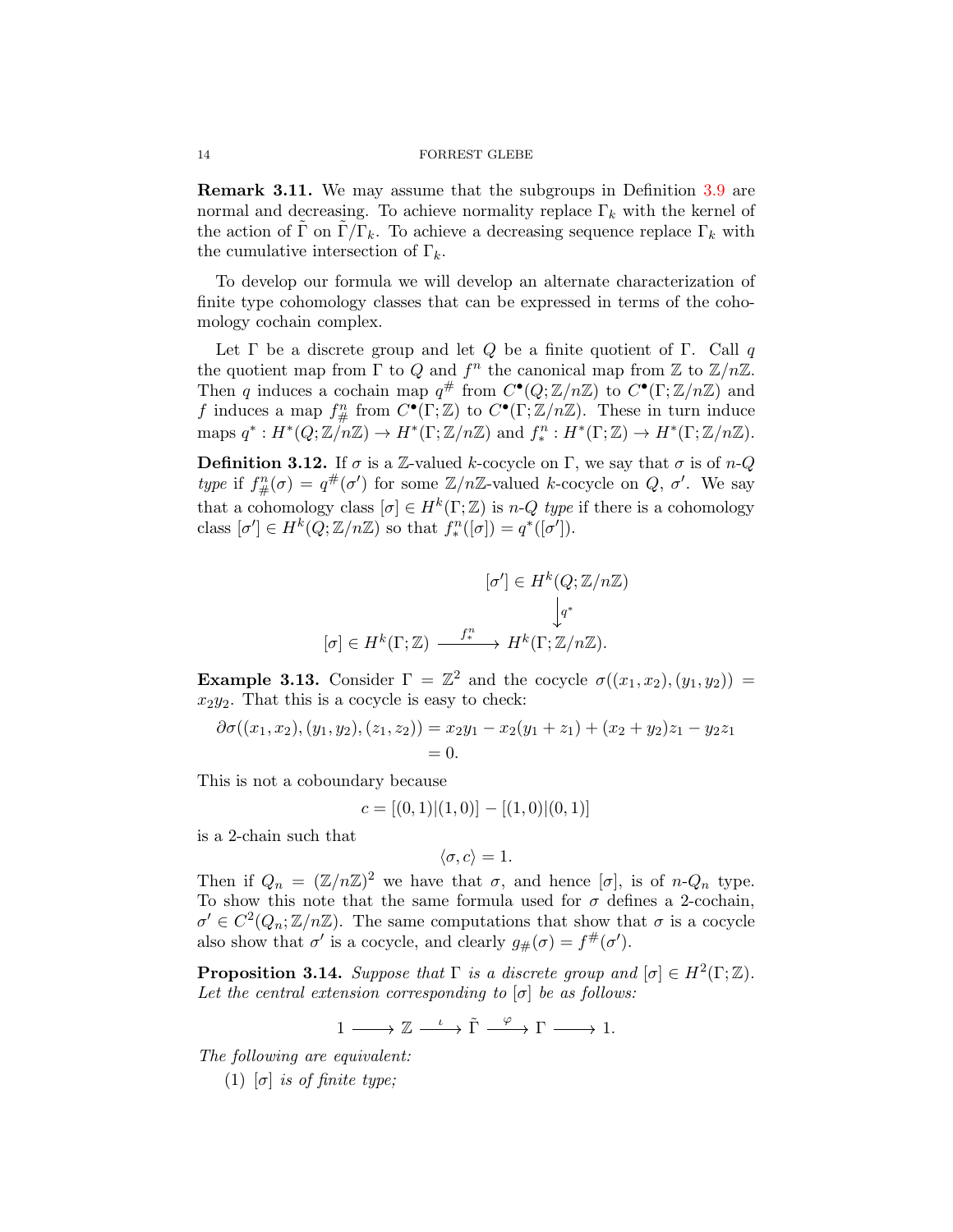**Remark 3.11.** We may assume that the subgroups in Definition 3.9 are normal and decreasing. To achieve normality replace $\Gamma_k$ with the kernel of the action of $\tilde{\Gamma}$ on $\tilde{\Gamma}/\Gamma_k$. To achieve a decreasing sequence replace $\Gamma_k$ with the cumulative intersection of $\Gamma_k$.

To develop our formula we will develop an alternate characterization of finite type cohomology classes that can be expressed in terms of the cohomology cochain complex.

Let $\Gamma$ be a discrete group and let $Q$ be a finite quotient of $\Gamma$. Call $q$ the quotient map from $\Gamma$ to $Q$ and $f^n$ the canonical map from $\mathbb{Z}$ to $\mathbb{Z}/n\mathbb{Z}$. Then $q$ induces a cochain map $q^\#$ from $C^\bullet(Q;\mathbb{Z}/n\mathbb{Z})$ to $C^\bullet(\Gamma;\mathbb{Z}/n\mathbb{Z})$ and $f$ induces a map $f^n_\#$ from $C^\bullet(\Gamma;\mathbb{Z})$ to $C^\bullet(\Gamma;\mathbb{Z}/n\mathbb{Z})$. These in turn induce maps $q^* : H^*(Q;\mathbb{Z}/n\mathbb{Z}) \to H^*(\Gamma;\mathbb{Z}/n\mathbb{Z})$ and $f^n_* : H^*(\Gamma;\mathbb{Z}) \to H^*(\Gamma;\mathbb{Z}/n\mathbb{Z})$.

**Definition 3.12.** If $\sigma$ is a $\mathbb{Z}$-valued $k$-cocycle on $\Gamma$, we say that $\sigma$ is of *$n$-$Q$ type* if $f^n_\#(\sigma) = q^\#(\sigma')$ for some $\mathbb{Z}/n\mathbb{Z}$-valued $k$-cocycle on $Q$, $\sigma'$. We say that a cohomology class $[\sigma] \in H^k(\Gamma;\mathbb{Z})$ is *$n$-$Q$ type* if there is a cohomology class $[\sigma'] \in H^k(Q;\mathbb{Z}/n\mathbb{Z})$ so that $f^n_*([\sigma]) = q^*([\sigma'])$.

$$\begin{array}{ccc} & & [\sigma'] \in H^k(Q;\mathbb{Z}/n\mathbb{Z}) \\ & & \big\downarrow{\scriptstyle q^*} \\ [\sigma] \in H^k(\Gamma;\mathbb{Z}) & \xrightarrow{f^n_*} & H^k(\Gamma;\mathbb{Z}/n\mathbb{Z}). \end{array}$$

**Example 3.13.** Consider $\Gamma = \mathbb{Z}^2$ and the cocycle $\sigma((x_1,x_2),(y_1,y_2)) = x_2y_2$. That this is a cocycle is easy to check:

$$\begin{aligned} \partial\sigma((x_1,x_2),(y_1,y_2),(z_1,z_2)) &= x_2y_1 - x_2(y_1+z_1) + (x_2+y_2)z_1 - y_2z_1 \\ &= 0. \end{aligned}$$

This is not a coboundary because

$$c = [(0,1)|(1,0)] - [(1,0)|(0,1)]$$

is a 2-chain such that

$$\langle \sigma, c\rangle = 1.$$

Then if $Q_n = (\mathbb{Z}/n\mathbb{Z})^2$ we have that $\sigma$, and hence $[\sigma]$, is of $n$-$Q_n$ type. To show this note that the same formula used for $\sigma$ defines a 2-cochain, $\sigma' \in C^2(Q_n;\mathbb{Z}/n\mathbb{Z})$. The same computations that show that $\sigma$ is a cocycle also show that $\sigma'$ is a cocycle, and clearly $g_\#(\sigma) = f^\#(\sigma')$.

**Proposition 3.14.** *Suppose that $\Gamma$ is a discrete group and $[\sigma] \in H^2(\Gamma;\mathbb{Z})$. Let the central extension corresponding to $[\sigma]$ be as follows:*

$$1 \longrightarrow \mathbb{Z} \xrightarrow{\iota} \tilde{\Gamma} \xrightarrow{\varphi} \Gamma \longrightarrow 1.$$

*The following are equivalent:*

(1) *$[\sigma]$ is of finite type;*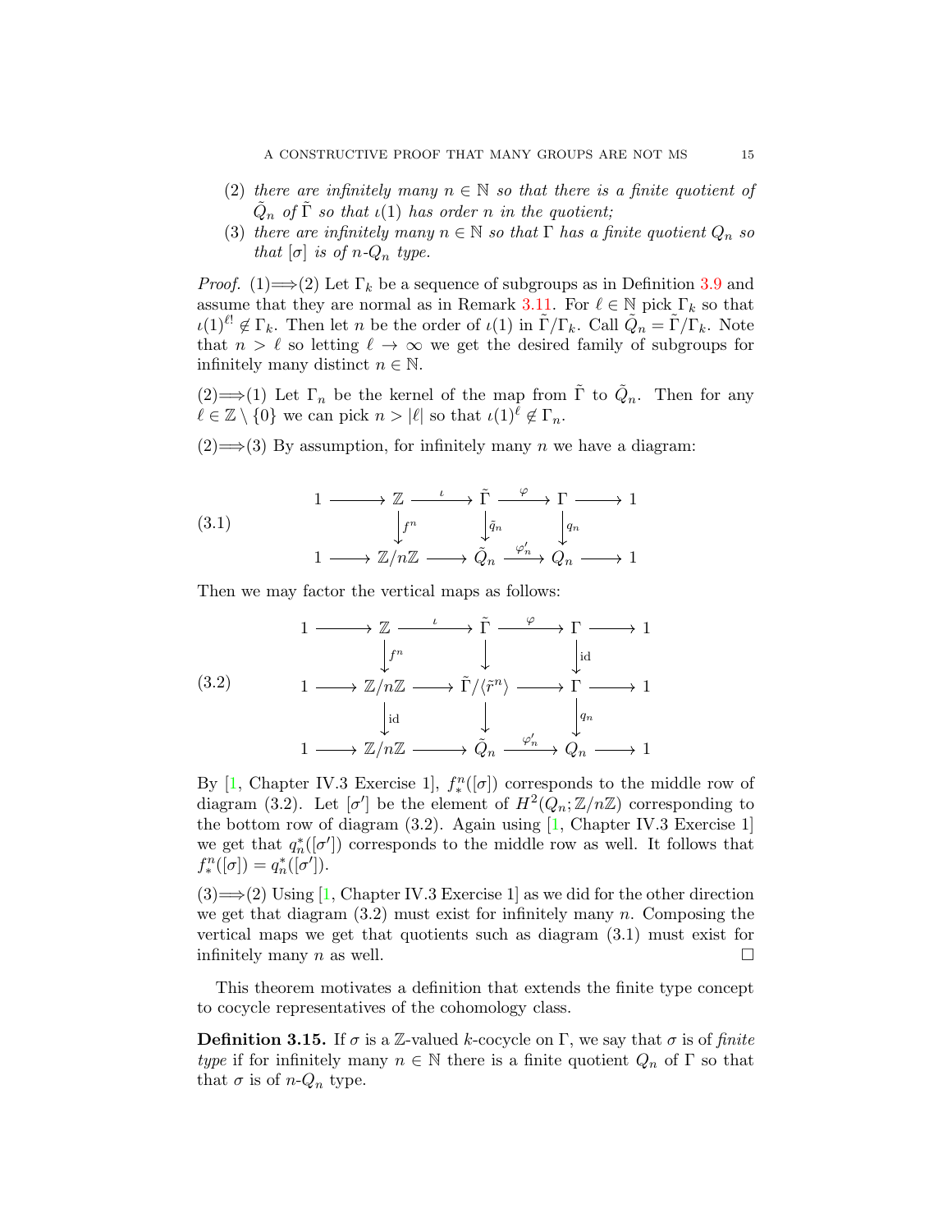(2) *there are infinitely many $n \in \mathbb{N}$ so that there is a finite quotient of $\tilde{Q}_n$ of $\tilde{\Gamma}$ so that $\iota(1)$ has order $n$ in the quotient;*

(3) *there are infinitely many $n \in \mathbb{N}$ so that $\Gamma$ has a finite quotient $Q_n$ so that $[\sigma]$ is of $n$-$Q_n$ type.*

*Proof.* (1)$\Longrightarrow$(2) Let $\Gamma_k$ be a sequence of subgroups as in Definition 3.9 and assume that they are normal as in Remark 3.11. For $\ell \in \mathbb{N}$ pick $\Gamma_k$ so that $\iota(1)^{\ell!} \notin \Gamma_k$. Then let $n$ be the order of $\iota(1)$ in $\tilde{\Gamma}/\Gamma_k$. Call $\tilde{Q}_n = \tilde{\Gamma}/\Gamma_k$. Note that $n > \ell$ so letting $\ell \to \infty$ we get the desired family of subgroups for infinitely many distinct $n \in \mathbb{N}$.

(2)$\Longrightarrow$(1) Let $\Gamma_n$ be the kernel of the map from $\tilde{\Gamma}$ to $\tilde{Q}_n$. Then for any $\ell \in \mathbb{Z} \setminus \{0\}$ we can pick $n > |\ell|$ so that $\iota(1)^{\ell} \notin \Gamma_n$.

(2)$\Longrightarrow$(3) By assumption, for infinitely many $n$ we have a diagram:

$$
\begin{array}{ccccccccc}
1 & \longrightarrow & \mathbb{Z} & \xrightarrow{\iota} & \tilde{\Gamma} & \xrightarrow{\varphi} & \Gamma & \longrightarrow & 1 \\
 & & \downarrow{\scriptstyle f^n} & & \downarrow{\scriptstyle \tilde{q}_n} & & \downarrow{\scriptstyle q_n} & & \\
1 & \longrightarrow & \mathbb{Z}/n\mathbb{Z} & \longrightarrow & \tilde{Q}_n & \xrightarrow{\varphi'_n} & Q_n & \longrightarrow & 1
\end{array}
\tag{3.1}
$$

Then we may factor the vertical maps as follows:

$$
\begin{array}{ccccccccc}
1 & \longrightarrow & \mathbb{Z} & \xrightarrow{\iota} & \tilde{\Gamma} & \xrightarrow{\varphi} & \Gamma & \longrightarrow & 1 \\
 & & \downarrow{\scriptstyle f^n} & & \downarrow & & \downarrow{\scriptstyle \mathrm{id}} & & \\
1 & \longrightarrow & \mathbb{Z}/n\mathbb{Z} & \longrightarrow & \tilde{\Gamma}/\langle \tilde{r}^n \rangle & \longrightarrow & \Gamma & \longrightarrow & 1 \\
 & & \downarrow{\scriptstyle \mathrm{id}} & & \downarrow & & \downarrow{\scriptstyle q_n} & & \\
1 & \longrightarrow & \mathbb{Z}/n\mathbb{Z} & \longrightarrow & \tilde{Q}_n & \xrightarrow{\varphi'_n} & Q_n & \longrightarrow & 1
\end{array}
\tag{3.2}
$$

By [1, Chapter IV.3 Exercise 1], $f^n_*([\sigma])$ corresponds to the middle row of diagram (3.2). Let $[\sigma']$ be the element of $H^2(Q_n;\mathbb{Z}/n\mathbb{Z})$ corresponding to the bottom row of diagram (3.2). Again using [1, Chapter IV.3 Exercise 1] we get that $q_n^*([\sigma'])$ corresponds to the middle row as well. It follows that $f^n_*([\sigma]) = q_n^*([\sigma'])$.

(3)$\Longrightarrow$(2) Using [1, Chapter IV.3 Exercise 1] as we did for the other direction we get that diagram (3.2) must exist for infinitely many $n$. Composing the vertical maps we get that quotients such as diagram (3.1) must exist for infinitely many $n$ as well. $\square$

This theorem motivates a definition that extends the finite type concept to cocycle representatives of the cohomology class.

**Definition 3.15.** If $\sigma$ is a $\mathbb{Z}$-valued $k$-cocycle on $\Gamma$, we say that $\sigma$ is of *finite type* if for infinitely many $n \in \mathbb{N}$ there is a finite quotient $Q_n$ of $\Gamma$ so that that $\sigma$ is of $n$-$Q_n$ type.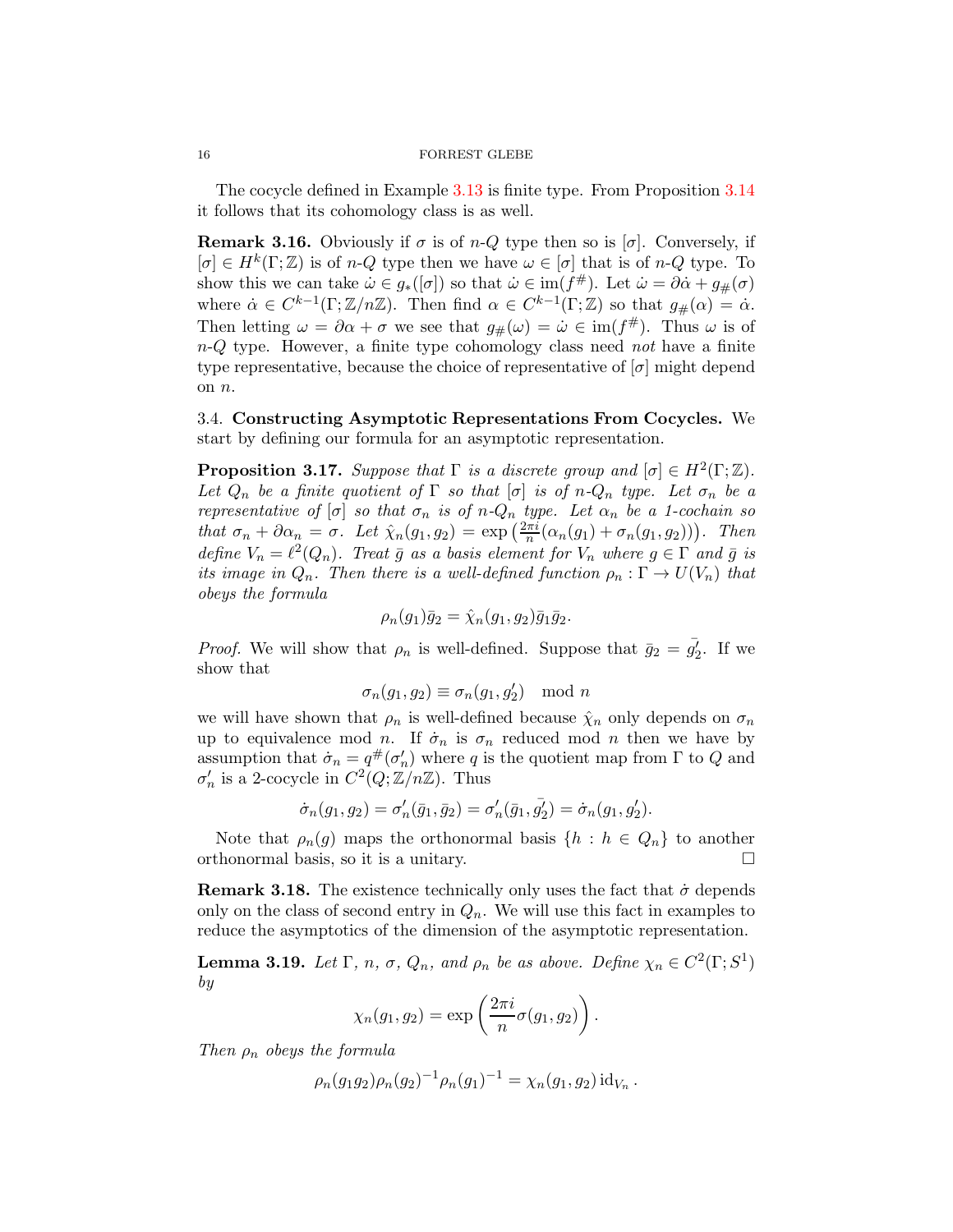The cocycle defined in Example 3.13 is finite type. From Proposition 3.14 it follows that its cohomology class is as well.

**Remark 3.16.** Obviously if $\sigma$ is of $n$-$Q$ type then so is $[\sigma]$. Conversely, if $[\sigma] \in H^k(\Gamma; \mathbb{Z})$ is of $n$-$Q$ type then we have $\omega \in [\sigma]$ that is of $n$-$Q$ type. To show this we can take $\dot{\omega} \in g_*([\sigma])$ so that $\dot{\omega} \in \operatorname{im}(f^\#)$. Let $\dot{\omega} = \partial\dot{\alpha} + g_\#(\sigma)$ where $\dot{\alpha} \in C^{k-1}(\Gamma; \mathbb{Z}/n\mathbb{Z})$. Then find $\alpha \in C^{k-1}(\Gamma; \mathbb{Z})$ so that $g_\#(\alpha) = \dot{\alpha}$. Then letting $\omega = \partial\alpha + \sigma$ we see that $g_\#(\omega) = \dot{\omega} \in \operatorname{im}(f^\#)$. Thus $\omega$ is of $n$-$Q$ type. However, a finite type cohomology class need *not* have a finite type representative, because the choice of representative of $[\sigma]$ might depend on $n$.

### 3.4. Constructing Asymptotic Representations From Cocycles.

We start by defining our formula for an asymptotic representation.

**Proposition 3.17.** *Suppose that $\Gamma$ is a discrete group and $[\sigma] \in H^2(\Gamma; \mathbb{Z})$. Let $Q_n$ be a finite quotient of $\Gamma$ so that $[\sigma]$ is of $n$-$Q_n$ type. Let $\sigma_n$ be a representative of $[\sigma]$ so that $\sigma_n$ is of $n$-$Q_n$ type. Let $\alpha_n$ be a 1-cochain so that $\sigma_n + \partial\alpha_n = \sigma$. Let $\hat{\chi}_n(g_1, g_2) = \exp\left(\frac{2\pi i}{n}(\alpha_n(g_1) + \sigma_n(g_1, g_2))\right)$. Then define $V_n = \ell^2(Q_n)$. Treat $\bar{g}$ as a basis element for $V_n$ where $g \in \Gamma$ and $\bar{g}$ is its image in $Q_n$. Then there is a well-defined function $\rho_n : \Gamma \to U(V_n)$ that obeys the formula*

$$\rho_n(g_1)\bar{g}_2 = \hat{\chi}_n(g_1, g_2)\bar{g}_1\bar{g}_2.$$

*Proof.* We will show that $\rho_n$ is well-defined. Suppose that $\bar{g}_2 = \bar{g_2'}$. If we show that

$$\sigma_n(g_1, g_2) \equiv \sigma_n(g_1, g_2') \mod n$$

we will have shown that $\rho_n$ is well-defined because $\hat{\chi}_n$ only depends on $\sigma_n$ up to equivalence mod $n$. If $\dot{\sigma}_n$ is $\sigma_n$ reduced mod $n$ then we have by assumption that $\dot{\sigma}_n = q^\#(\sigma_n')$ where $q$ is the quotient map from $\Gamma$ to $Q$ and $\sigma_n'$ is a 2-cocycle in $C^2(Q; \mathbb{Z}/n\mathbb{Z})$. Thus

$$\dot{\sigma}_n(g_1, g_2) = \sigma_n'(\bar{g}_1, \bar{g}_2) = \sigma_n'(\bar{g}_1, \bar{g_2'}) = \dot{\sigma}_n(g_1, g_2').$$

Note that $\rho_n(g)$ maps the orthonormal basis $\{h : h \in Q_n\}$ to another orthonormal basis, so it is a unitary. $\square$

**Remark 3.18.** The existence technically only uses the fact that $\dot{\sigma}$ depends only on the class of second entry in $Q_n$. We will use this fact in examples to reduce the asymptotics of the dimension of the asymptotic representation.

**Lemma 3.19.** *Let $\Gamma$, $n$, $\sigma$, $Q_n$, and $\rho_n$ be as above. Define $\chi_n \in C^2(\Gamma; S^1)$ by*

$$\chi_n(g_1, g_2) = \exp\left(\frac{2\pi i}{n}\sigma(g_1, g_2)\right).$$

*Then $\rho_n$ obeys the formula*

$$\rho_n(g_1 g_2)\rho_n(g_2)^{-1}\rho_n(g_1)^{-1} = \chi_n(g_1, g_2)\operatorname{id}_{V_n}.$$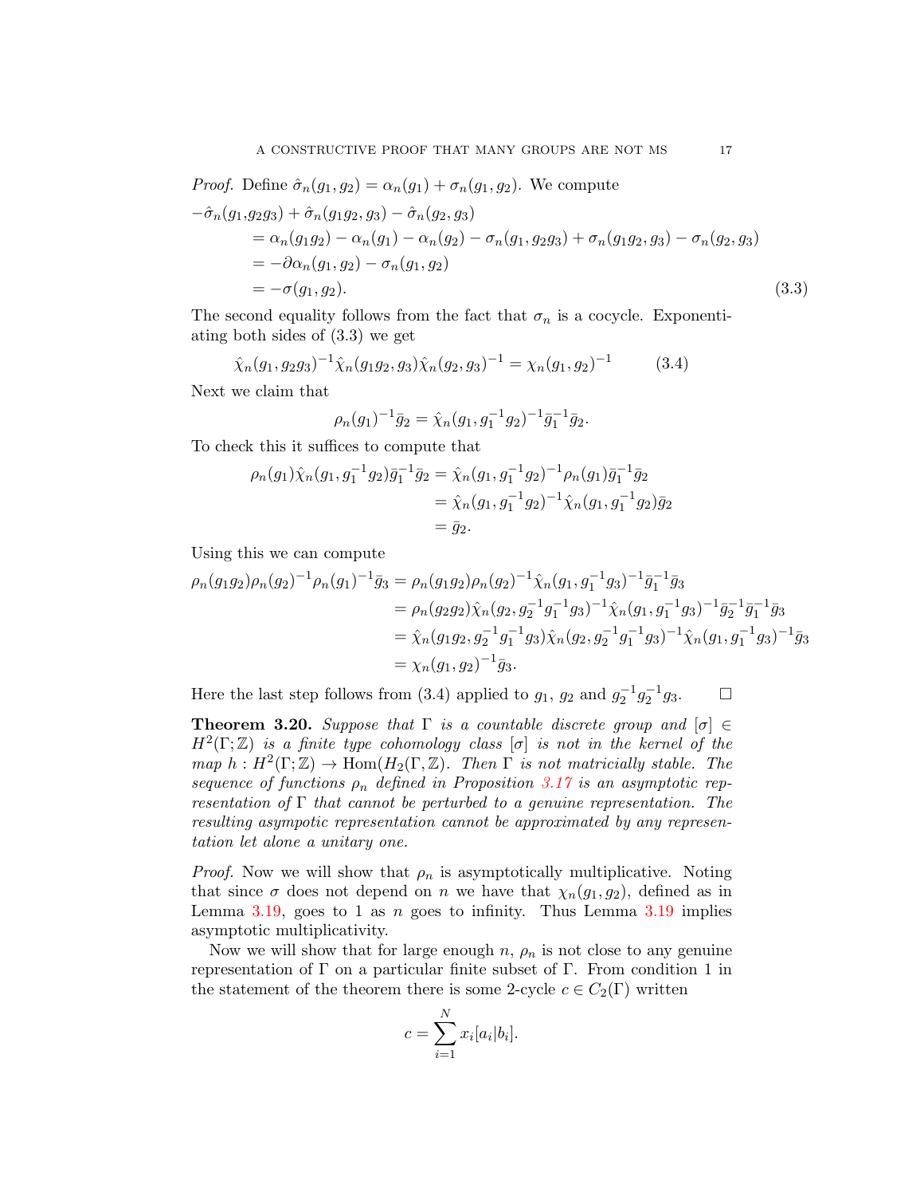*Proof.* Define $\hat{\sigma}_n(g_1, g_2) = \alpha_n(g_1) + \sigma_n(g_1, g_2)$. We compute

$$
\begin{aligned}
-\hat{\sigma}_n(g_1,&g_2g_3) + \hat{\sigma}_n(g_1g_2, g_3) - \hat{\sigma}_n(g_2, g_3) \\
&= \alpha_n(g_1g_2) - \alpha_n(g_1) - \alpha_n(g_2) - \sigma_n(g_1, g_2g_3) + \sigma_n(g_1g_2, g_3) - \sigma_n(g_2, g_3) \\
&= -\partial\alpha_n(g_1, g_2) - \sigma_n(g_1, g_2) \\
&= -\sigma(g_1, g_2). \qquad (3.3)
\end{aligned}
$$

The second equality follows from the fact that $\sigma_n$ is a cocycle. Exponentiating both sides of (3.3) we get

$$\hat{\chi}_n(g_1, g_2g_3)^{-1}\hat{\chi}_n(g_1g_2, g_3)\hat{\chi}_n(g_2, g_3)^{-1} = \chi_n(g_1, g_2)^{-1} \qquad (3.4)$$

Next we claim that

$$\rho_n(g_1)^{-1}\bar{g}_2 = \hat{\chi}_n(g_1, g_1^{-1}g_2)^{-1}\bar{g}_1^{-1}\bar{g}_2.$$

To check this it suffices to compute that

$$
\begin{aligned}
\rho_n(g_1)\hat{\chi}_n(g_1, g_1^{-1}g_2)\bar{g}_1^{-1}\bar{g}_2 &= \hat{\chi}_n(g_1, g_1^{-1}g_2)^{-1}\rho_n(g_1)\bar{g}_1^{-1}\bar{g}_2 \\
&= \hat{\chi}_n(g_1, g_1^{-1}g_2)^{-1}\hat{\chi}_n(g_1, g_1^{-1}g_2)\bar{g}_2 \\
&= \bar{g}_2.
\end{aligned}
$$

Using this we can compute

$$
\begin{aligned}
\rho_n(g_1g_2)\rho_n(g_2)^{-1}\rho_n(g_1)^{-1}\bar{g}_3 &= \rho_n(g_1g_2)\rho_n(g_2)^{-1}\hat{\chi}_n(g_1, g_1^{-1}g_3)^{-1}\bar{g}_1^{-1}\bar{g}_3 \\
&= \rho_n(g_2g_2)\hat{\chi}_n(g_2, g_2^{-1}g_1^{-1}g_3)^{-1}\hat{\chi}_n(g_1, g_1^{-1}g_3)^{-1}\bar{g}_2^{-1}\bar{g}_1^{-1}\bar{g}_3 \\
&= \hat{\chi}_n(g_1g_2, g_2^{-1}g_1^{-1}g_3)\hat{\chi}_n(g_2, g_2^{-1}g_1^{-1}g_3)^{-1}\hat{\chi}_n(g_1, g_1^{-1}g_3)^{-1}\bar{g}_3 \\
&= \chi_n(g_1, g_2)^{-1}\bar{g}_3.
\end{aligned}
$$

Here the last step follows from (3.4) applied to $g_1$, $g_2$ and $g_2^{-1}g_2^{-1}g_3$. □

**Theorem 3.20.** *Suppose that $\Gamma$ is a countable discrete group and $[\sigma] \in H^2(\Gamma; \mathbb{Z})$ is a finite type cohomology class $[\sigma]$ is not in the kernel of the map $h : H^2(\Gamma; \mathbb{Z}) \to \mathrm{Hom}(H_2(\Gamma, \mathbb{Z})$. Then $\Gamma$ is not matricially stable. The sequence of functions $\rho_n$ defined in Proposition 3.17 is an asymptotic representation of $\Gamma$ that cannot be perturbed to a genuine representation. The resulting asympotic representation cannot be approximated by any representation let alone a unitary one.*

*Proof.* Now we will show that $\rho_n$ is asymptotically multiplicative. Noting that since $\sigma$ does not depend on $n$ we have that $\chi_n(g_1, g_2)$, defined as in Lemma 3.19, goes to 1 as $n$ goes to infinity. Thus Lemma 3.19 implies asymptotic multiplicativity.

Now we will show that for large enough $n$, $\rho_n$ is not close to any genuine representation of $\Gamma$ on a particular finite subset of $\Gamma$. From condition 1 in the statement of the theorem there is some 2-cycle $c \in C_2(\Gamma)$ written

$$c = \sum_{i=1}^{N} x_i[a_i|b_i].$$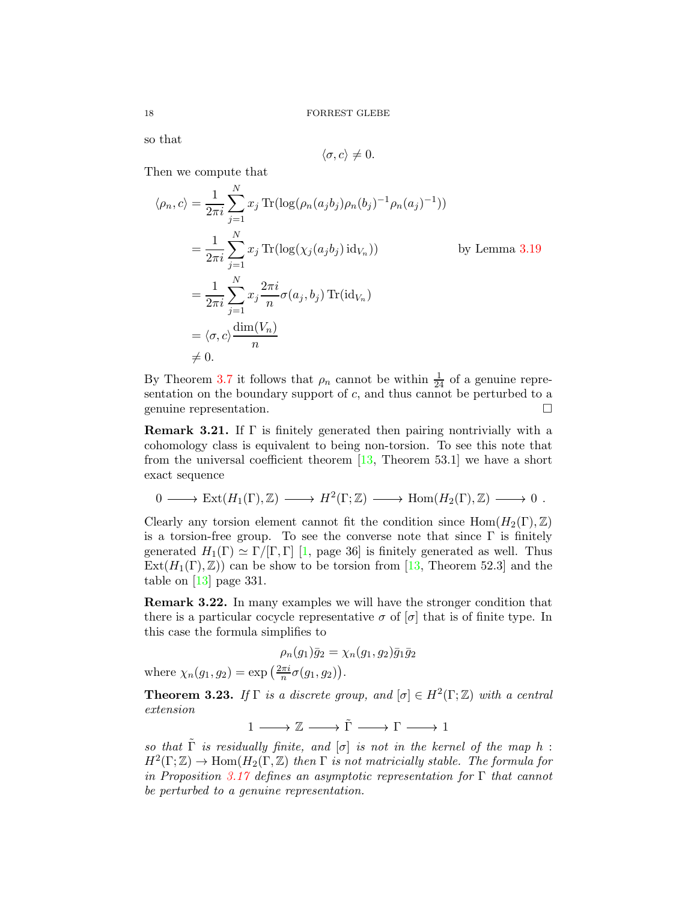so that

$$\langle \sigma, c\rangle \neq 0.$$

Then we compute that

$$\begin{aligned}
\langle \rho_n, c\rangle &= \frac{1}{2\pi i}\sum_{j=1}^{N} x_j \operatorname{Tr}(\log(\rho_n(a_j b_j)\rho_n(b_j)^{-1}\rho_n(a_j)^{-1})) \\
&= \frac{1}{2\pi i}\sum_{j=1}^{N} x_j \operatorname{Tr}(\log(\chi_j(a_j b_j)\operatorname{id}_{V_n})) && \text{by Lemma 3.19} \\
&= \frac{1}{2\pi i}\sum_{j=1}^{N} x_j \frac{2\pi i}{n}\sigma(a_j, b_j)\operatorname{Tr}(\operatorname{id}_{V_n}) \\
&= \langle \sigma, c\rangle \frac{\dim(V_n)}{n} \\
&\neq 0.
\end{aligned}$$

By Theorem 3.7 it follows that $\rho_n$ cannot be within $\frac{1}{24}$ of a genuine representation on the boundary support of $c$, and thus cannot be perturbed to a genuine representation. $\square$

**Remark 3.21.** If $\Gamma$ is finitely generated then pairing nontrivially with a cohomology class is equivalent to being non-torsion. To see this note that from the universal coefficient theorem [13, Theorem 53.1] we have a short exact sequence

$$0 \longrightarrow \operatorname{Ext}(H_1(\Gamma), \mathbb{Z}) \longrightarrow H^2(\Gamma; \mathbb{Z}) \longrightarrow \operatorname{Hom}(H_2(\Gamma), \mathbb{Z}) \longrightarrow 0\ .$$

Clearly any torsion element cannot fit the condition since $\operatorname{Hom}(H_2(\Gamma), \mathbb{Z})$ is a torsion-free group. To see the converse note that since $\Gamma$ is finitely generated $H_1(\Gamma) \simeq \Gamma/[\Gamma, \Gamma]$ [1, page 36] is finitely generated as well. Thus $\operatorname{Ext}(H_1(\Gamma), \mathbb{Z}))$ can be show to be torsion from [13, Theorem 52.3] and the table on [13] page 331.

**Remark 3.22.** In many examples we will have the stronger condition that there is a particular cocycle representative $\sigma$ of $[\sigma]$ that is of finite type. In this case the formula simplifies to

$$\rho_n(g_1)\bar{g}_2 = \chi_n(g_1, g_2)\bar{g}_1\bar{g}_2$$

where $\chi_n(g_1, g_2) = \exp\left(\frac{2\pi i}{n}\sigma(g_1, g_2)\right)$.

**Theorem 3.23.** *If $\Gamma$ is a discrete group, and $[\sigma] \in H^2(\Gamma; \mathbb{Z})$ with a central extension*

$$1 \longrightarrow \mathbb{Z} \longrightarrow \tilde{\Gamma} \longrightarrow \Gamma \longrightarrow 1$$

*so that $\tilde{\Gamma}$ is residually finite, and $[\sigma]$ is not in the kernel of the map $h : H^2(\Gamma; \mathbb{Z}) \to \operatorname{Hom}(H_2(\Gamma, \mathbb{Z})$ then $\Gamma$ is not matricially stable. The formula for in Proposition 3.17 defines an asymptotic representation for $\Gamma$ that cannot be perturbed to a genuine representation.*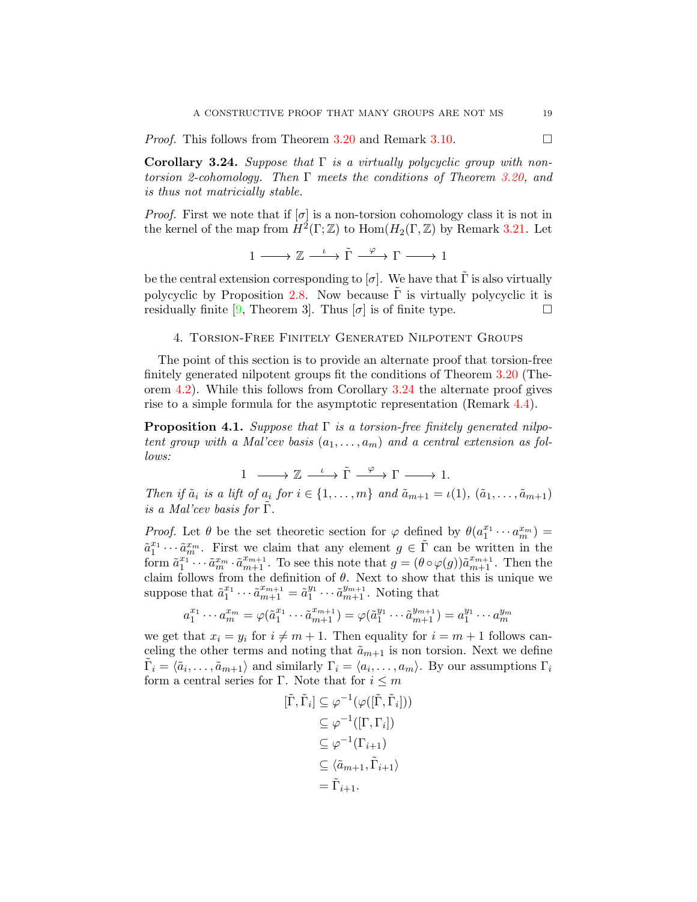*Proof.* This follows from Theorem 3.20 and Remark 3.10. □

**Corollary 3.24.** *Suppose that $\Gamma$ is a virtually polycyclic group with non-torsion 2-cohomology. Then $\Gamma$ meets the conditions of Theorem 3.20, and is thus not matricially stable.*

*Proof.* First we note that if $[\sigma]$ is a non-torsion cohomology class it is not in the kernel of the map from $H^2(\Gamma;\mathbb{Z})$ to $\mathrm{Hom}(H_2(\Gamma,\mathbb{Z})$ by Remark 3.21. Let

$$1 \longrightarrow \mathbb{Z} \xrightarrow{\ \iota\ } \tilde{\Gamma} \xrightarrow{\ \varphi\ } \Gamma \longrightarrow 1$$

be the central extension corresponding to $[\sigma]$. We have that $\tilde{\Gamma}$ is also virtually polycyclic by Proposition 2.8. Now because $\tilde{\Gamma}$ is virtually polycyclic it is residually finite [9, Theorem 3]. Thus $[\sigma]$ is of finite type. □

## 4. Torsion-Free Finitely Generated Nilpotent Groups

The point of this section is to provide an alternate proof that torsion-free finitely generated nilpotent groups fit the conditions of Theorem 3.20 (Theorem 4.2). While this follows from Corollary 3.24 the alternate proof gives rise to a simple formula for the asymptotic representation (Remark 4.4).

**Proposition 4.1.** *Suppose that $\Gamma$ is a torsion-free finitely generated nilpotent group with a Mal'cev basis $(a_1,\ldots,a_m)$ and a central extension as follows:*

$$1 \longrightarrow \mathbb{Z} \xrightarrow{\ \iota\ } \tilde{\Gamma} \xrightarrow{\ \varphi\ } \Gamma \longrightarrow 1.$$

*Then if $\tilde{a}_i$ is a lift of $a_i$ for $i\in\{1,\ldots,m\}$ and $\tilde{a}_{m+1}=\iota(1)$, $(\tilde{a}_1,\ldots,\tilde{a}_{m+1})$ is a Mal'cev basis for $\tilde{\Gamma}$.*

*Proof.* Let $\theta$ be the set theoretic section for $\varphi$ defined by $\theta(a_1^{x_1}\cdots a_m^{x_m}) = \tilde{a}_1^{x_1}\cdots\tilde{a}_m^{x_m}$. First we claim that any element $g\in\tilde{\Gamma}$ can be written in the form $\tilde{a}_1^{x_1}\cdots\tilde{a}_m^{x_m}\cdot\tilde{a}_{m+1}^{x_{m+1}}$. To see this note that $g=(\theta\circ\varphi(g))\tilde{a}_{m+1}^{x_{m+1}}$. Then the claim follows from the definition of $\theta$. Next to show that this is unique we suppose that $\tilde{a}_1^{x_1}\cdots\tilde{a}_{m+1}^{x_{m+1}}=\tilde{a}_1^{y_1}\cdots\tilde{a}_{m+1}^{y_{m+1}}$. Noting that

$$a_1^{x_1}\cdots a_m^{x_m}=\varphi(\tilde{a}_1^{x_1}\cdots\tilde{a}_{m+1}^{x_{m+1}})=\varphi(\tilde{a}_1^{y_1}\cdots\tilde{a}_{m+1}^{y_{m+1}})=a_1^{y_1}\cdots a_m^{y_m}$$

we get that $x_i=y_i$ for $i\neq m+1$. Then equality for $i=m+1$ follows canceling the other terms and noting that $\tilde{a}_{m+1}$ is non torsion. Next we define $\tilde{\Gamma}_i=\langle\tilde{a}_i,\ldots,\tilde{a}_{m+1}\rangle$ and similarly $\Gamma_i=\langle a_i,\ldots,a_m\rangle$. By our assumptions $\Gamma_i$ form a central series for $\Gamma$. Note that for $i\le m$

$$\begin{aligned}
[\tilde{\Gamma},\tilde{\Gamma}_i] &\subseteq \varphi^{-1}(\varphi([\tilde{\Gamma},\tilde{\Gamma}_i]))\\
&\subseteq \varphi^{-1}([\Gamma,\Gamma_i])\\
&\subseteq \varphi^{-1}(\Gamma_{i+1})\\
&\subseteq \langle\tilde{a}_{m+1},\tilde{\Gamma}_{i+1}\rangle\\
&=\tilde{\Gamma}_{i+1}.
\end{aligned}$$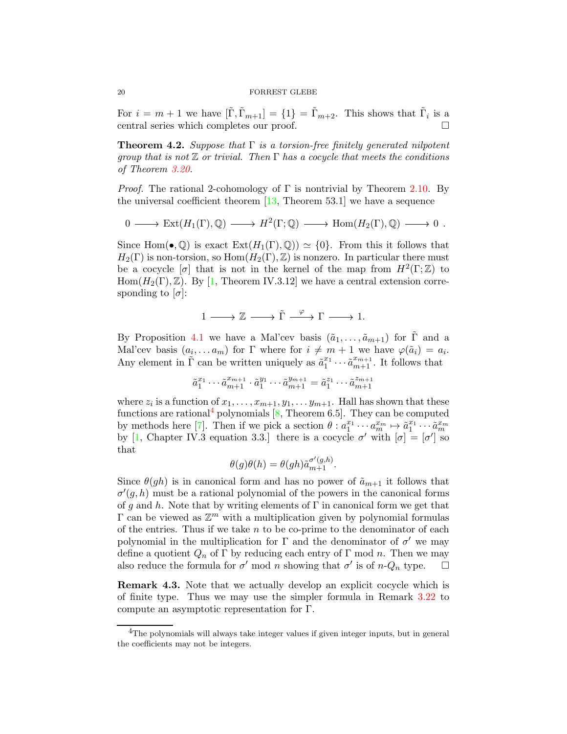For $i = m+1$ we have $[\tilde{\Gamma}, \tilde{\Gamma}_{m+1}] = \{1\} = \tilde{\Gamma}_{m+2}$. This shows that $\tilde{\Gamma}_i$ is a central series which completes our proof. $\square$

**Theorem 4.2.** *Suppose that $\Gamma$ is a torsion-free finitely generated nilpotent group that is not $\mathbb{Z}$ or trivial. Then $\Gamma$ has a cocycle that meets the conditions of Theorem 3.20.*

*Proof.* The rational 2-cohomology of $\Gamma$ is nontrivial by Theorem 2.10. By the universal coefficient theorem [13, Theorem 53.1] we have a sequence

$$0 \longrightarrow \operatorname{Ext}(H_1(\Gamma), \mathbb{Q}) \longrightarrow H^2(\Gamma; \mathbb{Q}) \longrightarrow \operatorname{Hom}(H_2(\Gamma), \mathbb{Q}) \longrightarrow 0 \ .$$

Since $\operatorname{Hom}(\bullet, \mathbb{Q})$ is exact $\operatorname{Ext}(H_1(\Gamma), \mathbb{Q})) \simeq \{0\}$. From this it follows that $H_2(\Gamma)$ is non-torsion, so $\operatorname{Hom}(H_2(\Gamma), \mathbb{Z})$ is nonzero. In particular there must be a cocycle $[\sigma]$ that is not in the kernel of the map from $H^2(\Gamma; \mathbb{Z})$ to $\operatorname{Hom}(H_2(\Gamma), \mathbb{Z})$. By [1, Theorem IV.3.12] we have a central extension corresponding to $[\sigma]$:

$$1 \longrightarrow \mathbb{Z} \longrightarrow \tilde{\Gamma} \stackrel{\varphi}{\longrightarrow} \Gamma \longrightarrow 1.$$

By Proposition 4.1 we have a Mal'cev basis $(\tilde{a}_1, \ldots, \tilde{a}_{m+1})$ for $\tilde{\Gamma}$ and a Mal'cev basis $(a_i, \ldots a_m)$ for $\Gamma$ where for $i \neq m+1$ we have $\varphi(\tilde{a}_i) = a_i$. Any element in $\tilde{\Gamma}$ can be written uniquely as $\tilde{a}_1^{x_1} \cdots \tilde{a}_{m+1}^{x_{m+1}}$. It follows that

$$\tilde{a}_1^{x_1} \cdots \tilde{a}_{m+1}^{x_{m+1}} \cdot \tilde{a}_1^{y_1} \cdots \tilde{a}_{m+1}^{y_{m+1}} = \tilde{a}_1^{z_1} \cdots \tilde{a}_{m+1}^{z_{m+1}}$$

where $z_i$ is a function of $x_1, \ldots, x_{m+1}, y_1, \ldots y_{m+1}$. Hall has shown that these functions are rational[4] polynomials [8, Theorem 6.5]. They can be computed by methods here [7]. Then if we pick a section $\theta : a_1^{x_1} \cdots a_m^{x_m} \mapsto \tilde{a}_1^{x_1} \cdots \tilde{a}_m^{x_m}$ by [1, Chapter IV.3 equation 3.3.] there is a cocycle $\sigma'$ with $[\sigma] = [\sigma']$ so that

$$\theta(g)\theta(h) = \theta(gh)\tilde{a}_{m+1}^{\sigma'(g,h)}.$$

Since $\theta(gh)$ is in canonical form and has no power of $\tilde{a}_{m+1}$ it follows that $\sigma'(g,h)$ must be a rational polynomial of the powers in the canonical forms of $g$ and $h$. Note that by writing elements of $\Gamma$ in canonical form we get that $\Gamma$ can be viewed as $\mathbb{Z}^m$ with a multiplication given by polynomial formulas of the entries. Thus if we take $n$ to be co-prime to the denominator of each polynomial in the multiplication for $\Gamma$ and the denominator of $\sigma'$ we may define a quotient $Q_n$ of $\Gamma$ by reducing each entry of $\Gamma$ mod $n$. Then we may also reduce the formula for $\sigma'$ mod $n$ showing that $\sigma'$ is of $n$-$Q_n$ type. $\square$

**Remark 4.3.** Note that we actually develop an explicit cocycle which is of finite type. Thus we may use the simpler formula in Remark 3.22 to compute an asymptotic representation for $\Gamma$.

[4] The polynomials will always take integer values if given integer inputs, but in general the coefficients may not be integers.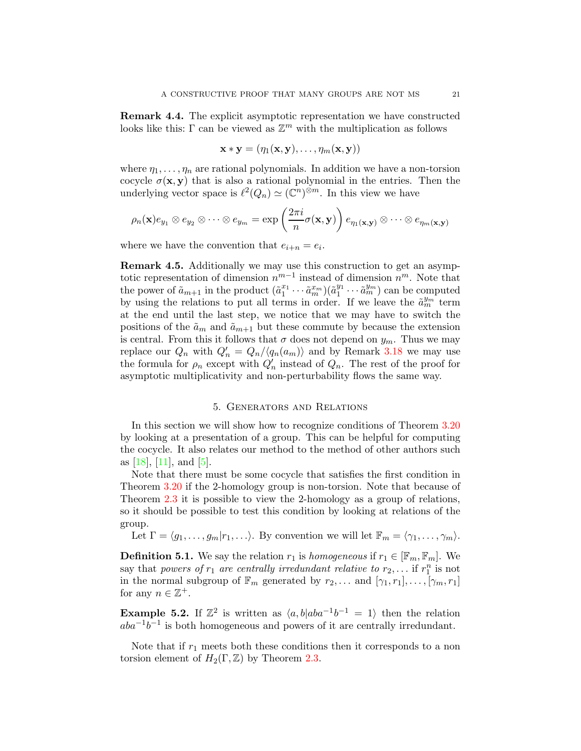**Remark 4.4.** The explicit asymptotic representation we have constructed looks like this: $\Gamma$ can be viewed as $\mathbb{Z}^m$ with the multiplication as follows

$$\mathbf{x} * \mathbf{y} = (\eta_1(\mathbf{x}, \mathbf{y}), \dots, \eta_m(\mathbf{x}, \mathbf{y}))$$

where $\eta_1, \dots, \eta_n$ are rational polynomials. In addition we have a non-torsion cocycle $\sigma(\mathbf{x}, \mathbf{y})$ that is also a rational polynomial in the entries. Then the underlying vector space is $\ell^2(Q_n) \simeq (\mathbb{C}^n)^{\otimes m}$. In this view we have

$$\rho_n(\mathbf{x}) e_{y_1} \otimes e_{y_2} \otimes \cdots \otimes e_{y_m} = \exp\left(\frac{2\pi i}{n}\sigma(\mathbf{x}, \mathbf{y})\right) e_{\eta_1(\mathbf{x},\mathbf{y})} \otimes \cdots \otimes e_{\eta_m(\mathbf{x},\mathbf{y})}$$

where we have the convention that $e_{i+n} = e_i$.

**Remark 4.5.** Additionally we may use this construction to get an asymptotic representation of dimension $n^{m-1}$ instead of dimension $n^m$. Note that the power of $\tilde{a}_{m+1}$ in the product $(\tilde{a}_1^{x_1} \cdots \tilde{a}_m^{x_m})(\tilde{a}_1^{y_1} \cdots \tilde{a}_m^{y_m})$ can be computed by using the relations to put all terms in order. If we leave the $\tilde{a}_m^{y_m}$ term at the end until the last step, we notice that we may have to switch the positions of the $\tilde{a}_m$ and $\tilde{a}_{m+1}$ but these commute by because the extension is central. From this it follows that $\sigma$ does not depend on $y_m$. Thus we may replace our $Q_n$ with $Q_n' = Q_n/\langle q_n(a_m)\rangle$ and by Remark 3.18 we may use the formula for $\rho_n$ except with $Q_n'$ instead of $Q_n$. The rest of the proof for asymptotic multiplicativity and non-perturbability flows the same way.

## 5. Generators and Relations

In this section we will show how to recognize conditions of Theorem 3.20 by looking at a presentation of a group. This can be helpful for computing the cocycle. It also relates our method to the method of other authors such as [18], [11], and [5].

Note that there must be some cocycle that satisfies the first condition in Theorem 3.20 if the 2-homology group is non-torsion. Note that because of Theorem 2.3 it is possible to view the 2-homology as a group of relations, so it should be possible to test this condition by looking at relations of the group.

Let $\Gamma = \langle g_1, \dots, g_m | r_1, \dots \rangle$. By convention we will let $\mathbb{F}_m = \langle \gamma_1, \dots, \gamma_m \rangle$.

**Definition 5.1.** We say the relation $r_1$ is *homogeneous* if $r_1 \in [\mathbb{F}_m, \mathbb{F}_m]$. We say that *powers of* $r_1$ *are centrally irredundant relative to* $r_2, \dots$ if $r_1^n$ is not in the normal subgroup of $\mathbb{F}_m$ generated by $r_2, \dots$ and $[\gamma_1, r_1], \dots, [\gamma_m, r_1]$ for any $n \in \mathbb{Z}^+$.

**Example 5.2.** If $\mathbb{Z}^2$ is written as $\langle a, b | aba^{-1}b^{-1} = 1\rangle$ then the relation $aba^{-1}b^{-1}$ is both homogeneous and powers of it are centrally irredundant.

Note that if $r_1$ meets both these conditions then it corresponds to a non torsion element of $H_2(\Gamma, \mathbb{Z})$ by Theorem 2.3.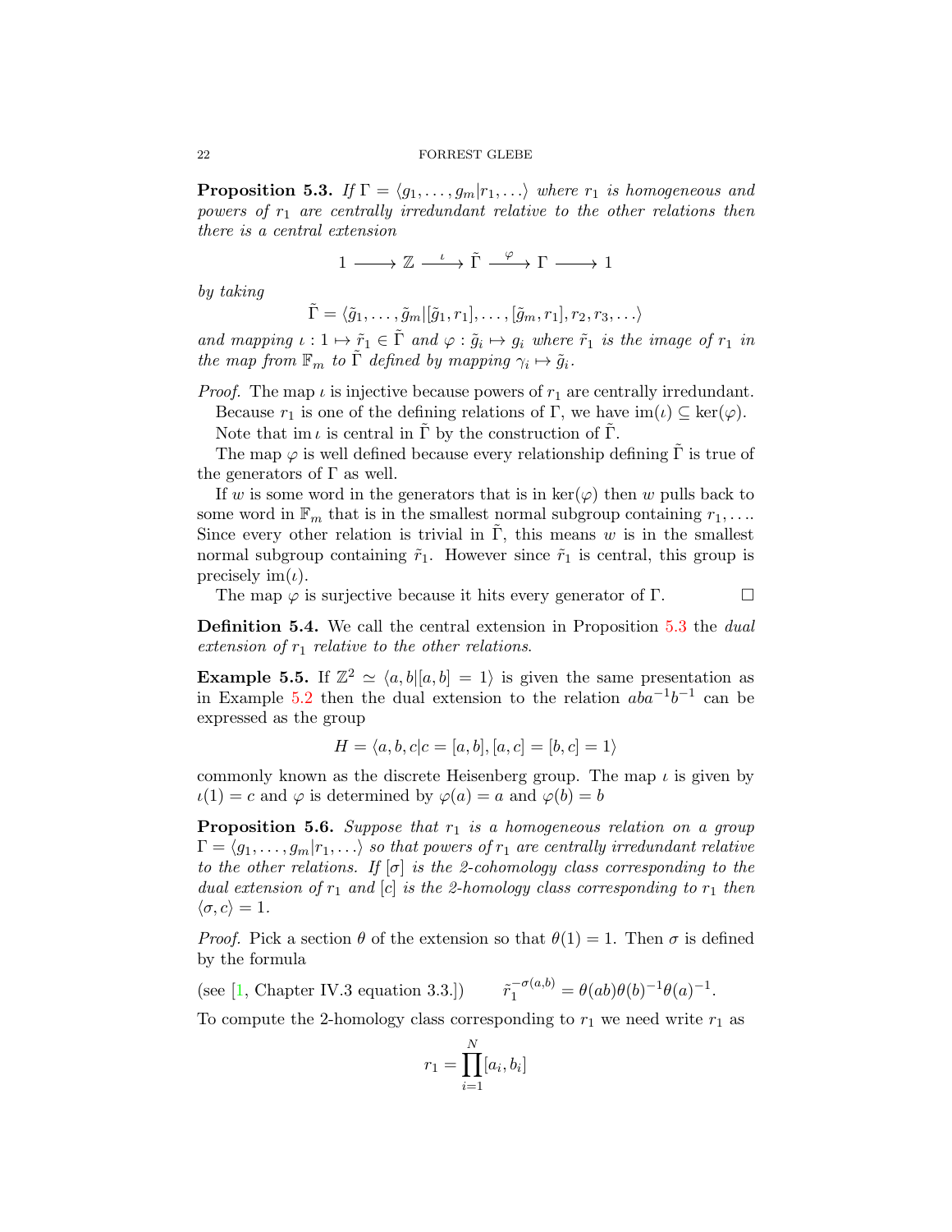**Proposition 5.3.** *If $\Gamma = \langle g_1, \ldots, g_m | r_1, \ldots \rangle$ where $r_1$ is homogeneous and powers of $r_1$ are centrally irredundant relative to the other relations then there is a central extension*

$$1 \longrightarrow \mathbb{Z} \xrightarrow{\ \iota\ } \tilde{\Gamma} \xrightarrow{\ \varphi\ } \Gamma \longrightarrow 1$$

*by taking*

$$\tilde{\Gamma} = \langle \tilde{g}_1, \ldots, \tilde{g}_m | [\tilde{g}_1, r_1], \ldots, [\tilde{g}_m, r_1], r_2, r_3, \ldots \rangle$$

*and mapping $\iota : 1 \mapsto \tilde{r}_1 \in \tilde{\Gamma}$ and $\varphi : \tilde{g}_i \mapsto g_i$ where $\tilde{r}_1$ is the image of $r_1$ in the map from $\mathbb{F}_m$ to $\tilde{\Gamma}$ defined by mapping $\gamma_i \mapsto \tilde{g}_i$.*

*Proof.* The map $\iota$ is injective because powers of $r_1$ are centrally irredundant.

Because $r_1$ is one of the defining relations of $\Gamma$, we have $\operatorname{im}(\iota) \subseteq \ker(\varphi)$.

Note that $\operatorname{im} \iota$ is central in $\tilde{\Gamma}$ by the construction of $\tilde{\Gamma}$.

The map $\varphi$ is well defined because every relationship defining $\tilde{\Gamma}$ is true of the generators of $\Gamma$ as well.

If $w$ is some word in the generators that is in $\ker(\varphi)$ then $w$ pulls back to some word in $\mathbb{F}_m$ that is in the smallest normal subgroup containing $r_1, \ldots$. Since every other relation is trivial in $\tilde{\Gamma}$, this means $w$ is in the smallest normal subgroup containing $\tilde{r}_1$. However since $\tilde{r}_1$ is central, this group is precisely $\operatorname{im}(\iota)$.

The map $\varphi$ is surjective because it hits every generator of $\Gamma$. $\square$

**Definition 5.4.** We call the central extension in Proposition 5.3 the *dual extension of $r_1$ relative to the other relations.*

**Example 5.5.** If $\mathbb{Z}^2 \simeq \langle a, b | [a, b] = 1 \rangle$ is given the same presentation as in Example 5.2 then the dual extension to the relation $aba^{-1}b^{-1}$ can be expressed as the group

$$H = \langle a, b, c | c = [a, b], [a, c] = [b, c] = 1 \rangle$$

commonly known as the discrete Heisenberg group. The map $\iota$ is given by $\iota(1) = c$ and $\varphi$ is determined by $\varphi(a) = a$ and $\varphi(b) = b$

**Proposition 5.6.** *Suppose that $r_1$ is a homogeneous relation on a group $\Gamma = \langle g_1, \ldots, g_m | r_1, \ldots \rangle$ so that powers of $r_1$ are centrally irredundant relative to the other relations. If $[\sigma]$ is the 2-cohomology class corresponding to the dual extension of $r_1$ and $[c]$ is the 2-homology class corresponding to $r_1$ then $\langle \sigma, c \rangle = 1$.*

*Proof.* Pick a section $\theta$ of the extension so that $\theta(1) = 1$. Then $\sigma$ is defined by the formula

(see [1, Chapter IV.3 equation 3.3.]) $\qquad \tilde{r}_1^{-\sigma(a,b)} = \theta(ab)\theta(b)^{-1}\theta(a)^{-1}.$

To compute the 2-homology class corresponding to $r_1$ we need write $r_1$ as

$$r_1 = \prod_{i=1}^{N} [a_i, b_i]$$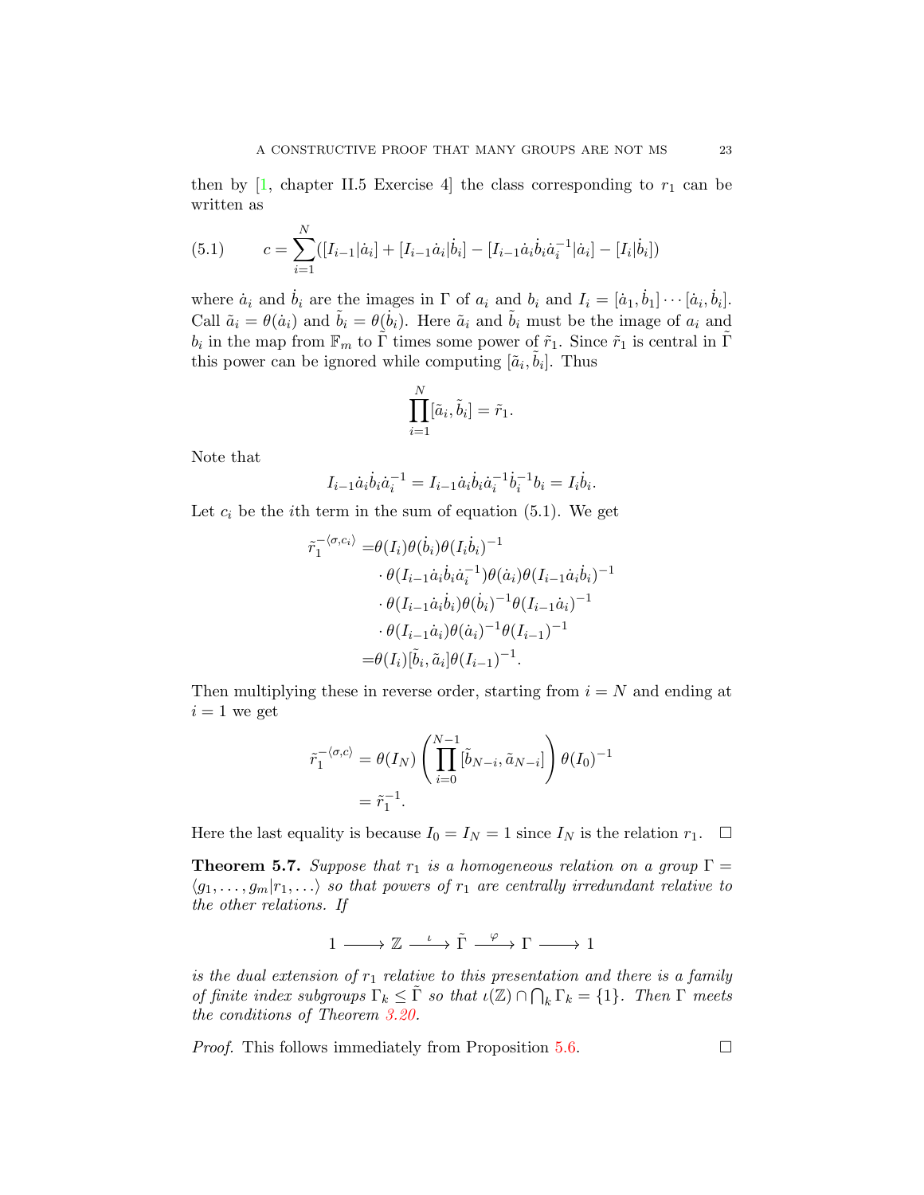then by [1, chapter II.5 Exercise 4] the class corresponding to $r_1$ can be written as

$$c = \sum_{i=1}^{N} ([I_{i-1}|\dot{a}_i] + [I_{i-1}\dot{a}_i|\dot{b}_i] - [I_{i-1}\dot{a}_i\dot{b}_i\dot{a}_i^{-1}|\dot{a}_i] - [I_i|\dot{b}_i]) \tag{5.1}$$

where $\dot{a}_i$ and $\dot{b}_i$ are the images in $\Gamma$ of $a_i$ and $b_i$ and $I_i = [\dot{a}_1, \dot{b}_1] \cdots [\dot{a}_i, \dot{b}_i]$. Call $\tilde{a}_i = \theta(\dot{a}_i)$ and $\tilde{b}_i = \theta(\dot{b}_i)$. Here $\tilde{a}_i$ and $\tilde{b}_i$ must be the image of $a_i$ and $b_i$ in the map from $\mathbb{F}_m$ to $\tilde{\Gamma}$ times some power of $\tilde{r}_1$. Since $\tilde{r}_1$ is central in $\tilde{\Gamma}$ this power can be ignored while computing $[\tilde{a}_i, \tilde{b}_i]$. Thus

$$\prod_{i=1}^{N} [\tilde{a}_i, \tilde{b}_i] = \tilde{r}_1.$$

Note that

$$I_{i-1}\dot{a}_i\dot{b}_i\dot{a}_i^{-1} = I_{i-1}\dot{a}_i\dot{b}_i\dot{a}_i^{-1}\dot{b}_i^{-1}b_i = I_i\dot{b}_i.$$

Let $c_i$ be the $i$th term in the sum of equation (5.1). We get

$$\begin{aligned}
\tilde{r}_1^{-\langle \sigma, c_i \rangle} =& \theta(I_i)\theta(\dot{b}_i)\theta(I_i\dot{b}_i)^{-1} \\
&\cdot \theta(I_{i-1}\dot{a}_i\dot{b}_i\dot{a}_i^{-1})\theta(\dot{a}_i)\theta(I_{i-1}\dot{a}_i\dot{b}_i)^{-1} \\
&\cdot \theta(I_{i-1}\dot{a}_i\dot{b}_i)\theta(\dot{b}_i)^{-1}\theta(I_{i-1}\dot{a}_i)^{-1} \\
&\cdot \theta(I_{i-1}\dot{a}_i)\theta(\dot{a}_i)^{-1}\theta(I_{i-1})^{-1} \\
=& \theta(I_i)[\tilde{b}_i, \tilde{a}_i]\theta(I_{i-1})^{-1}.
\end{aligned}$$

Then multiplying these in reverse order, starting from $i = N$ and ending at $i = 1$ we get

$$\begin{aligned}
\tilde{r}_1^{-\langle \sigma, c \rangle} &= \theta(I_N) \left( \prod_{i=0}^{N-1} [\tilde{b}_{N-i}, \tilde{a}_{N-i}] \right) \theta(I_0)^{-1} \\
&= \tilde{r}_1^{-1}.
\end{aligned}$$

Here the last equality is because $I_0 = I_N = 1$ since $I_N$ is the relation $r_1$. $\square$

**Theorem 5.7.** *Suppose that $r_1$ is a homogeneous relation on a group $\Gamma = \langle g_1, \ldots, g_m | r_1, \ldots \rangle$ so that powers of $r_1$ are centrally irredundant relative to the other relations. If*

$$1 \longrightarrow \mathbb{Z} \xrightarrow{\ \iota\ } \tilde{\Gamma} \xrightarrow{\ \varphi\ } \Gamma \longrightarrow 1$$

*is the dual extension of $r_1$ relative to this presentation and there is a family of finite index subgroups $\Gamma_k \leq \tilde{\Gamma}$ so that $\iota(\mathbb{Z}) \cap \bigcap_k \Gamma_k = \{1\}$. Then $\Gamma$ meets the conditions of Theorem 3.20.*

*Proof.* This follows immediately from Proposition 5.6. $\square$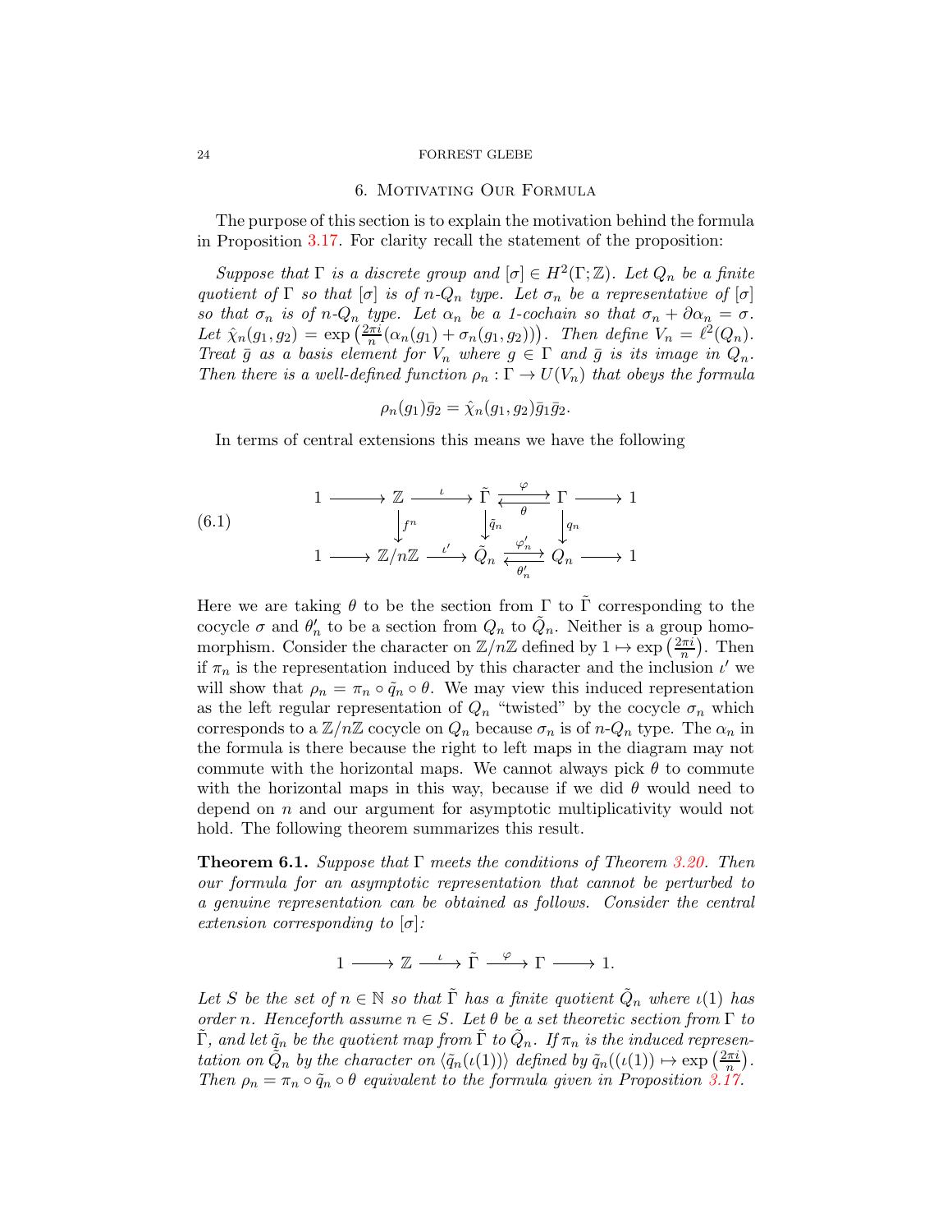## 6. Motivating Our Formula

The purpose of this section is to explain the motivation behind the formula in Proposition 3.17. For clarity recall the statement of the proposition:

*Suppose that $\Gamma$ is a discrete group and $[\sigma] \in H^2(\Gamma;\mathbb{Z})$. Let $Q_n$ be a finite quotient of $\Gamma$ so that $[\sigma]$ is of $n$-$Q_n$ type. Let $\sigma_n$ be a representative of $[\sigma]$ so that $\sigma_n$ is of $n$-$Q_n$ type. Let $\alpha_n$ be a 1-cochain so that $\sigma_n + \partial\alpha_n = \sigma$. Let $\hat{\chi}_n(g_1, g_2) = \exp\left(\frac{2\pi i}{n}(\alpha_n(g_1) + \sigma_n(g_1, g_2))\right)$. Then define $V_n = \ell^2(Q_n)$. Treat $\bar{g}$ as a basis element for $V_n$ where $g \in \Gamma$ and $\bar{g}$ is its image in $Q_n$. Then there is a well-defined function $\rho_n : \Gamma \to U(V_n)$ that obeys the formula*

$$\rho_n(g_1)\bar{g}_2 = \hat{\chi}_n(g_1, g_2)\bar{g}_1\bar{g}_2.$$

In terms of central extensions this means we have the following

$$\begin{array}{ccccccccc}
1 & \longrightarrow & \mathbb{Z} & \xrightarrow{\iota} & \tilde{\Gamma} & \underset{\theta}{\overset{\varphi}{\rightleftarrows}} & \Gamma & \longrightarrow & 1 \\
 & & \downarrow{\scriptstyle f^n} & & \downarrow{\scriptstyle \tilde{q}_n} & & \downarrow{\scriptstyle q_n} & & \\
1 & \longrightarrow & \mathbb{Z}/n\mathbb{Z} & \xrightarrow{\iota'} & \tilde{Q}_n & \underset{\theta'_n}{\overset{\varphi'_n}{\rightleftarrows}} & Q_n & \longrightarrow & 1
\end{array} \tag{6.1}$$

Here we are taking $\theta$ to be the section from $\Gamma$ to $\tilde{\Gamma}$ corresponding to the cocycle $\sigma$ and $\theta'_n$ to be a section from $Q_n$ to $\tilde{Q}_n$. Neither is a group homomorphism. Consider the character on $\mathbb{Z}/n\mathbb{Z}$ defined by $1 \mapsto \exp\left(\frac{2\pi i}{n}\right)$. Then if $\pi_n$ is the representation induced by this character and the inclusion $\iota'$ we will show that $\rho_n = \pi_n \circ \tilde{q}_n \circ \theta$. We may view this induced representation as the left regular representation of $Q_n$ "twisted" by the cocycle $\sigma_n$ which corresponds to a $\mathbb{Z}/n\mathbb{Z}$ cocycle on $Q_n$ because $\sigma_n$ is of $n$-$Q_n$ type. The $\alpha_n$ in the formula is there because the right to left maps in the diagram may not commute with the horizontal maps. We cannot always pick $\theta$ to commute with the horizontal maps in this way, because if we did $\theta$ would need to depend on $n$ and our argument for asymptotic multiplicativity would not hold. The following theorem summarizes this result.

**Theorem 6.1.** *Suppose that $\Gamma$ meets the conditions of Theorem 3.20. Then our formula for an asymptotic representation that cannot be perturbed to a genuine representation can be obtained as follows. Consider the central extension corresponding to $[\sigma]$:*

$$1 \longrightarrow \mathbb{Z} \xrightarrow{\iota} \tilde{\Gamma} \xrightarrow{\varphi} \Gamma \longrightarrow 1.$$

*Let $S$ be the set of $n \in \mathbb{N}$ so that $\tilde{\Gamma}$ has a finite quotient $\tilde{Q}_n$ where $\iota(1)$ has order $n$. Henceforth assume $n \in S$. Let $\theta$ be a set theoretic section from $\Gamma$ to $\tilde{\Gamma}$, and let $\tilde{q}_n$ be the quotient map from $\tilde{\Gamma}$ to $\tilde{Q}_n$. If $\pi_n$ is the induced representation on $\tilde{Q}_n$ by the character on $\langle \tilde{q}_n(\iota(1))\rangle$ defined by $\tilde{q}_n((\iota(1)) \mapsto \exp\left(\frac{2\pi i}{n}\right)$. Then $\rho_n = \pi_n \circ \tilde{q}_n \circ \theta$ equivalent to the formula given in Proposition 3.17.*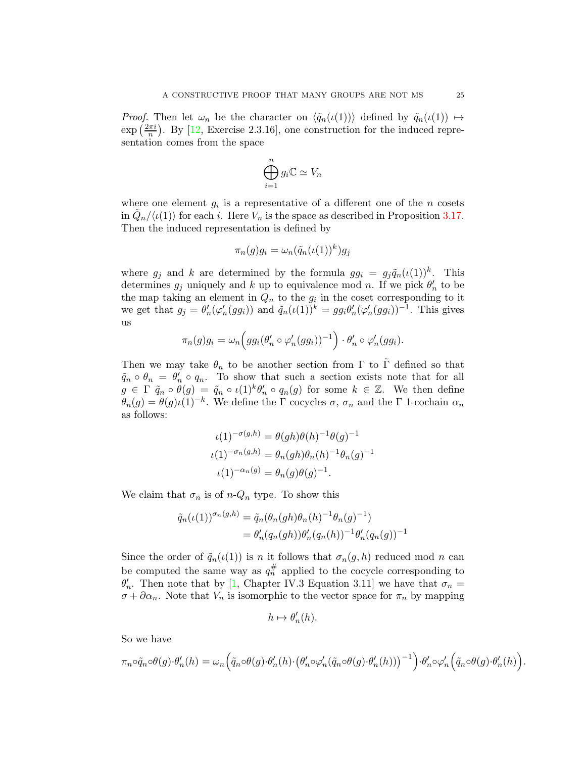*Proof.* Then let $\omega_n$ be the character on $\langle \tilde{q}_n(\iota(1))\rangle$ defined by $\tilde{q}_n(\iota(1)) \mapsto \exp\left(\frac{2\pi i}{n}\right)$. By [12, Exercise 2.3.16], one construction for the induced representation comes from the space

$$\bigoplus_{i=1}^{n} g_i\mathbb{C} \simeq V_n$$

where one element $g_i$ is a representative of a different one of the $n$ cosets in $\tilde{Q}_n/\langle\iota(1)\rangle$ for each $i$. Here $V_n$ is the space as described in Proposition 3.17. Then the induced representation is defined by

$$\pi_n(g)g_i = \omega_n(\tilde{q}_n(\iota(1))^k)g_j$$

where $g_j$ and $k$ are determined by the formula $gg_i = g_j\tilde{q}_n(\iota(1))^k$. This determines $g_j$ uniquely and $k$ up to equivalence mod $n$. If we pick $\theta_n'$ to be the map taking an element in $Q_n$ to the $g_i$ in the coset corresponding to it we get that $g_j = \theta_n'(\varphi_n'(gg_i))$ and $\tilde{q}_n(\iota(1))^k = gg_i\theta_n'(\varphi_n'(gg_i))^{-1}$. This gives us

$$\pi_n(g)g_i = \omega_n\Big(gg_i(\theta_n' \circ \varphi_n'(gg_i))^{-1}\Big) \cdot \theta_n' \circ \varphi_n'(gg_i).$$

Then we may take $\theta_n$ to be another section from $\Gamma$ to $\tilde{\Gamma}$ defined so that $\tilde{q}_n \circ \theta_n = \theta_n' \circ q_n$. To show that such a section exists note that for all $g \in \Gamma$ $\tilde{q}_n \circ \theta(g) = \tilde{q}_n \circ \iota(1)^k\theta_n' \circ q_n(g)$ for some $k \in \mathbb{Z}$. We then define $\theta_n(g) = \theta(g)\iota(1)^{-k}$. We define the $\Gamma$ cocycles $\sigma$, $\sigma_n$ and the $\Gamma$ 1-cochain $\alpha_n$ as follows:

$$\begin{aligned}
\iota(1)^{-\sigma(g,h)} &= \theta(gh)\theta(h)^{-1}\theta(g)^{-1}\\
\iota(1)^{-\sigma_n(g,h)} &= \theta_n(gh)\theta_n(h)^{-1}\theta_n(g)^{-1}\\
\iota(1)^{-\alpha_n(g)} &= \theta_n(g)\theta(g)^{-1}.
\end{aligned}$$

We claim that $\sigma_n$ is of $n$-$Q_n$ type. To show this

$$\begin{aligned}
\tilde{q}_n(\iota(1))^{\sigma_n(g,h)} &= \tilde{q}_n(\theta_n(gh)\theta_n(h)^{-1}\theta_n(g)^{-1})\\
&= \theta_n'(q_n(gh))\theta_n'(q_n(h))^{-1}\theta_n'(q_n(g))^{-1}
\end{aligned}$$

Since the order of $\tilde{q}_n(\iota(1))$ is $n$ it follows that $\sigma_n(g,h)$ reduced mod $n$ can be computed the same way as $q_n^{\#}$ applied to the cocycle corresponding to $\theta_n'$. Then note that by [1, Chapter IV.3 Equation 3.11] we have that $\sigma_n = \sigma + \partial\alpha_n$. Note that $V_n$ is isomorphic to the vector space for $\pi_n$ by mapping

$$h \mapsto \theta_n'(h).$$

So we have

$$\pi_n\circ\tilde{q}_n\circ\theta(g)\cdot\theta_n'(h) = \omega_n\Big(\tilde{q}_n\circ\theta(g)\cdot\theta_n'(h)\cdot\big(\theta_n'\circ\varphi_n'(\tilde{q}_n\circ\theta(g)\cdot\theta_n'(h))\big)^{-1}\Big)\cdot\theta_n'\circ\varphi_n'\Big(\tilde{q}_n\circ\theta(g)\cdot\theta_n'(h)\Big).$$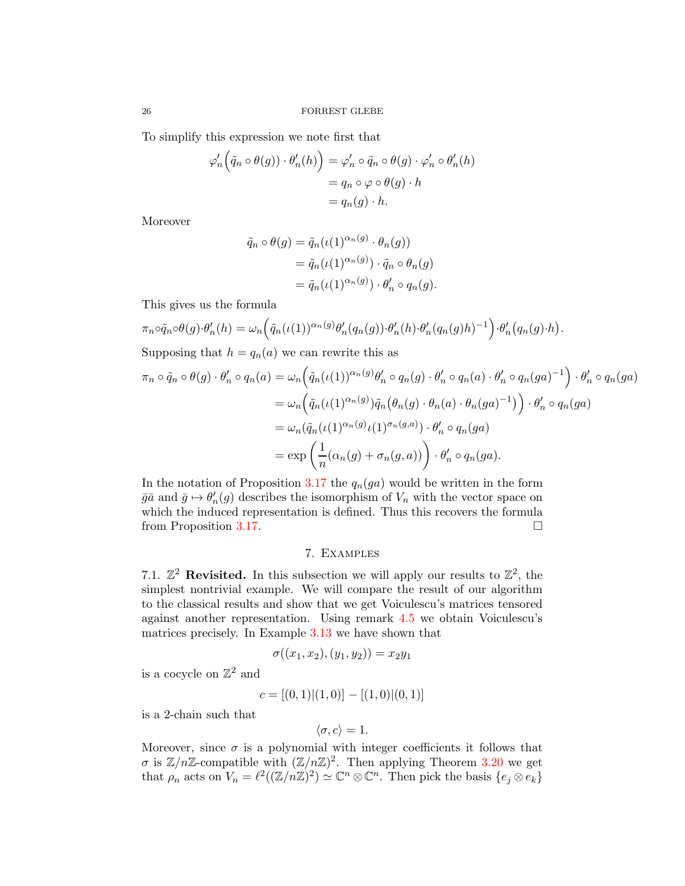To simplify this expression we note first that

$$
\begin{aligned}
\varphi_n'\Big(\tilde{q}_n \circ \theta(g)) \cdot \theta_n'(h)\Big) &= \varphi_n' \circ \tilde{q}_n \circ \theta(g) \cdot \varphi_n' \circ \theta_n'(h) \\
&= q_n \circ \varphi \circ \theta(g) \cdot h \\
&= q_n(g) \cdot h.
\end{aligned}
$$

Moreover

$$
\begin{aligned}
\tilde{q}_n \circ \theta(g) &= \tilde{q}_n(\iota(1)^{\alpha_n(g)} \cdot \theta_n(g)) \\
&= \tilde{q}_n(\iota(1)^{\alpha_n(g)}) \cdot \tilde{q}_n \circ \theta_n(g) \\
&= \tilde{q}_n(\iota(1)^{\alpha_n(g)}) \cdot \theta_n' \circ q_n(g).
\end{aligned}
$$

This gives us the formula

$$
\pi_n \circ \tilde{q}_n \circ \theta(g) \cdot \theta_n'(h) = \omega_n\Big(\tilde{q}_n(\iota(1))^{\alpha_n(g)}\theta_n'(q_n(g)) \cdot \theta_n'(h) \cdot \theta_n'(q_n(g)h)^{-1}\Big) \cdot \theta_n'\big(q_n(g) \cdot h\big).
$$

Supposing that $h = q_n(a)$ we can rewrite this as

$$
\begin{aligned}
\pi_n \circ \tilde{q}_n \circ \theta(g) \cdot \theta_n' \circ q_n(a) &= \omega_n\Big(\tilde{q}_n(\iota(1))^{\alpha_n(g)}\theta_n' \circ q_n(g) \cdot \theta_n' \circ q_n(a) \cdot \theta_n' \circ q_n(ga)^{-1}\Big) \cdot \theta_n' \circ q_n(ga) \\
&= \omega_n\Big(\tilde{q}_n(\iota(1)^{\alpha_n(g)})\tilde{q}_n\big(\theta_n(g) \cdot \theta_n(a) \cdot \theta_n(ga)^{-1}\big)\Big) \cdot \theta_n' \circ q_n(ga) \\
&= \omega_n(\tilde{q}_n(\iota(1)^{\alpha_n(g)}\iota(1)^{\sigma_n(g,a)}) \cdot \theta_n' \circ q_n(ga) \\
&= \exp\left(\frac{1}{n}(\alpha_n(g) + \sigma_n(g,a))\right) \cdot \theta_n' \circ q_n(ga).
\end{aligned}
$$

In the notation of Proposition 3.17 the $q_n(ga)$ would be written in the form $\bar{g}\bar{a}$ and $\bar{g} \mapsto \theta_n'(g)$ describes the isomorphism of $V_n$ with the vector space on which the induced representation is defined. Thus this recovers the formula from Proposition 3.17. □

## 7. Examples

### 7.1. $\mathbb{Z}^2$ Revisited.

In this subsection we will apply our results to $\mathbb{Z}^2$, the simplest nontrivial example. We will compare the result of our algorithm to the classical results and show that we get Voiculescu's matrices tensored against another representation. Using remark 4.5 we obtain Voiculescu's matrices precisely. In Example 3.13 we have shown that

$$
\sigma((x_1, x_2), (y_1, y_2)) = x_2 y_1
$$

is a cocycle on $\mathbb{Z}^2$ and

$$
c = [(0,1)|(1,0)] - [(1,0)|(0,1)]
$$

is a 2-chain such that

$$
\langle \sigma, c \rangle = 1.
$$

Moreover, since $\sigma$ is a polynomial with integer coefficients it follows that $\sigma$ is $\mathbb{Z}/n\mathbb{Z}$-compatible with $(\mathbb{Z}/n\mathbb{Z})^2$. Then applying Theorem 3.20 we get that $\rho_n$ acts on $V_n = \ell^2((\mathbb{Z}/n\mathbb{Z})^2) \simeq \mathbb{C}^n \otimes \mathbb{C}^n$. Then pick the basis $\{e_j \otimes e_k\}$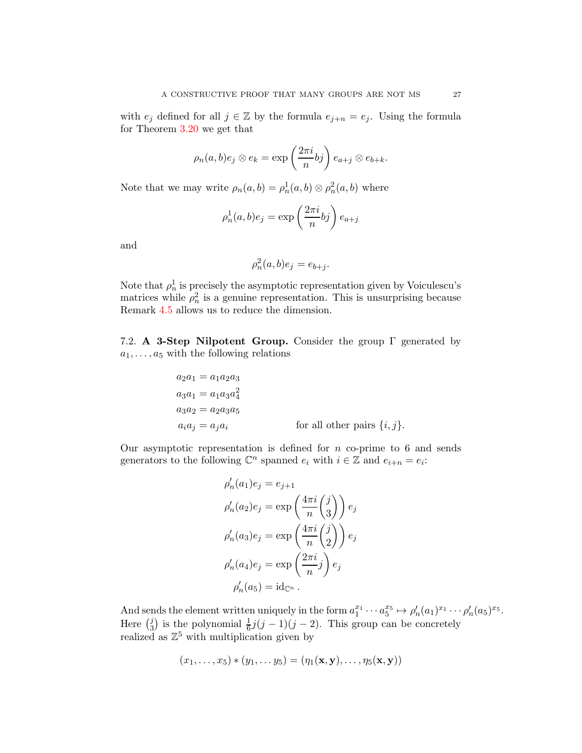with $e_j$ defined for all $j \in \mathbb{Z}$ by the formula $e_{j+n} = e_j$. Using the formula for Theorem 3.20 we get that

$$\rho_n(a,b)e_j \otimes e_k = \exp\left(\frac{2\pi i}{n} bj\right) e_{a+j} \otimes e_{b+k}.$$

Note that we may write $\rho_n(a,b) = \rho_n^1(a,b) \otimes \rho_n^2(a,b)$ where

$$\rho_n^1(a,b)e_j = \exp\left(\frac{2\pi i}{n} bj\right) e_{a+j}$$

and

$$\rho_n^2(a,b)e_j = e_{b+j}.$$

Note that $\rho_n^1$ is precisely the asymptotic representation given by Voiculescu's matrices while $\rho_n^2$ is a genuine representation. This is unsurprising because Remark 4.5 allows us to reduce the dimension.

7.2. **A 3-Step Nilpotent Group.** Consider the group $\Gamma$ generated by $a_1, \dots, a_5$ with the following relations

$$\begin{aligned}
a_2a_1 &= a_1a_2a_3 \\
a_3a_1 &= a_1a_3a_4^2 \\
a_3a_2 &= a_2a_3a_5 \\
a_ia_j &= a_ja_i \qquad\qquad \text{for all other pairs } \{i,j\}.
\end{aligned}$$

Our asymptotic representation is defined for $n$ co-prime to 6 and sends generators to the following $\mathbb{C}^n$ spanned $e_i$ with $i \in \mathbb{Z}$ and $e_{i+n} = e_i$:

$$\begin{aligned}
\rho_n'(a_1)e_j &= e_{j+1} \\
\rho_n'(a_2)e_j &= \exp\left(\frac{4\pi i}{n}\binom{j}{3}\right) e_j \\
\rho_n'(a_3)e_j &= \exp\left(\frac{4\pi i}{n}\binom{j}{2}\right) e_j \\
\rho_n'(a_4)e_j &= \exp\left(\frac{2\pi i}{n} j\right) e_j \\
\rho_n'(a_5) &= \mathrm{id}_{\mathbb{C}^n}.
\end{aligned}$$

And sends the element written uniquely in the form $a_1^{x_1} \cdots a_5^{x_5} \mapsto \rho_n'(a_1)^{x_1} \cdots \rho_n'(a_5)^{x_5}$. Here $\binom{j}{3}$ is the polynomial $\frac{1}{6}j(j-1)(j-2)$. This group can be concretely realized as $\mathbb{Z}^5$ with multiplication given by

$$(x_1, \dots, x_5) * (y_1, \dots y_5) = (\eta_1(\mathbf{x}, \mathbf{y}), \dots, \eta_5(\mathbf{x}, \mathbf{y}))$$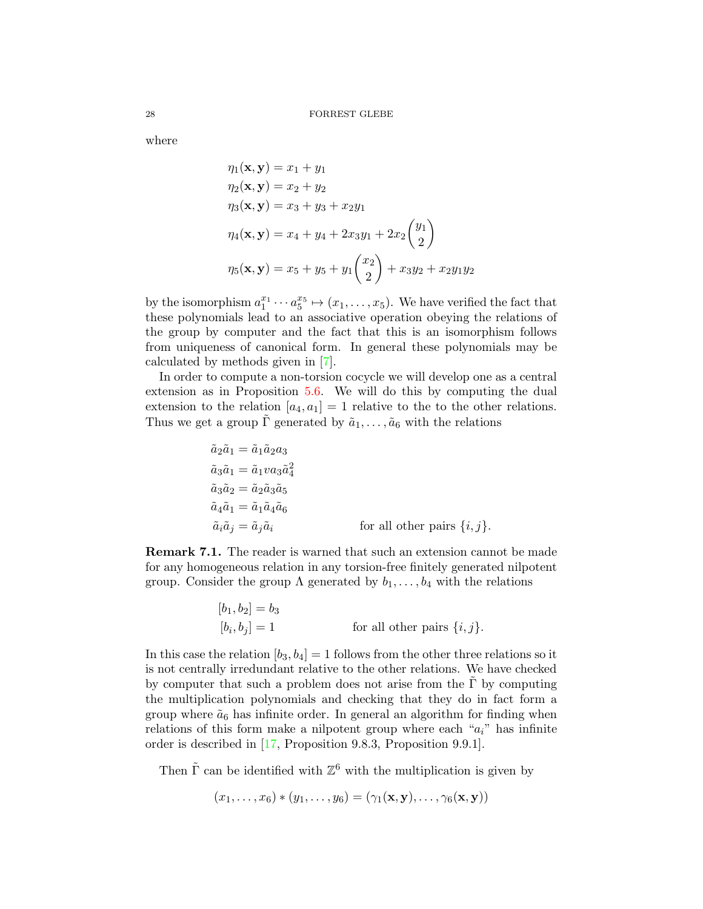where

$$
\begin{aligned}
\eta_1(\mathbf{x},\mathbf{y}) &= x_1 + y_1\\
\eta_2(\mathbf{x},\mathbf{y}) &= x_2 + y_2\\
\eta_3(\mathbf{x},\mathbf{y}) &= x_3 + y_3 + x_2 y_1\\
\eta_4(\mathbf{x},\mathbf{y}) &= x_4 + y_4 + 2x_3 y_1 + 2x_2\binom{y_1}{2}\\
\eta_5(\mathbf{x},\mathbf{y}) &= x_5 + y_5 + y_1\binom{x_2}{2} + x_3 y_2 + x_2 y_1 y_2
\end{aligned}
$$

by the isomorphism $a_1^{x_1}\cdots a_5^{x_5} \mapsto (x_1,\ldots,x_5)$. We have verified the fact that these polynomials lead to an associative operation obeying the relations of the group by computer and the fact that this is an isomorphism follows from uniqueness of canonical form. In general these polynomials may be calculated by methods given in [7].

In order to compute a non-torsion cocycle we will develop one as a central extension as in Proposition 5.6. We will do this by computing the dual extension to the relation $[a_4, a_1] = 1$ relative to the to the other relations. Thus we get a group $\tilde{\Gamma}$ generated by $\tilde{a}_1,\ldots,\tilde{a}_6$ with the relations

$$
\begin{aligned}
\tilde{a}_2\tilde{a}_1 &= \tilde{a}_1\tilde{a}_2 a_3\\
\tilde{a}_3\tilde{a}_1 &= \tilde{a}_1 v a_3 \tilde{a}_4^2\\
\tilde{a}_3\tilde{a}_2 &= \tilde{a}_2\tilde{a}_3\tilde{a}_5\\
\tilde{a}_4\tilde{a}_1 &= \tilde{a}_1\tilde{a}_4\tilde{a}_6\\
\tilde{a}_i\tilde{a}_j &= \tilde{a}_j\tilde{a}_i \qquad\qquad \text{for all other pairs } \{i,j\}.
\end{aligned}
$$

**Remark 7.1.** The reader is warned that such an extension cannot be made for any homogeneous relation in any torsion-free finitely generated nilpotent group. Consider the group $\Lambda$ generated by $b_1,\ldots,b_4$ with the relations

$$
\begin{aligned}
[b_1, b_2] &= b_3\\
[b_i, b_j] &= 1 \qquad\qquad \text{for all other pairs } \{i,j\}.
\end{aligned}
$$

In this case the relation $[b_3, b_4] = 1$ follows from the other three relations so it is not centrally irredundant relative to the other relations. We have checked by computer that such a problem does not arise from the $\tilde{\Gamma}$ by computing the multiplication polynomials and checking that they do in fact form a group where $\tilde{a}_6$ has infinite order. In general an algorithm for finding when relations of this form make a nilpotent group where each "$a_i$" has infinite order is described in [17, Proposition 9.8.3, Proposition 9.9.1].

Then $\tilde{\Gamma}$ can be identified with $\mathbb{Z}^6$ with the multiplication is given by

$$(x_1,\ldots,x_6) * (y_1,\ldots,y_6) = (\gamma_1(\mathbf{x},\mathbf{y}),\ldots,\gamma_6(\mathbf{x},\mathbf{y}))$$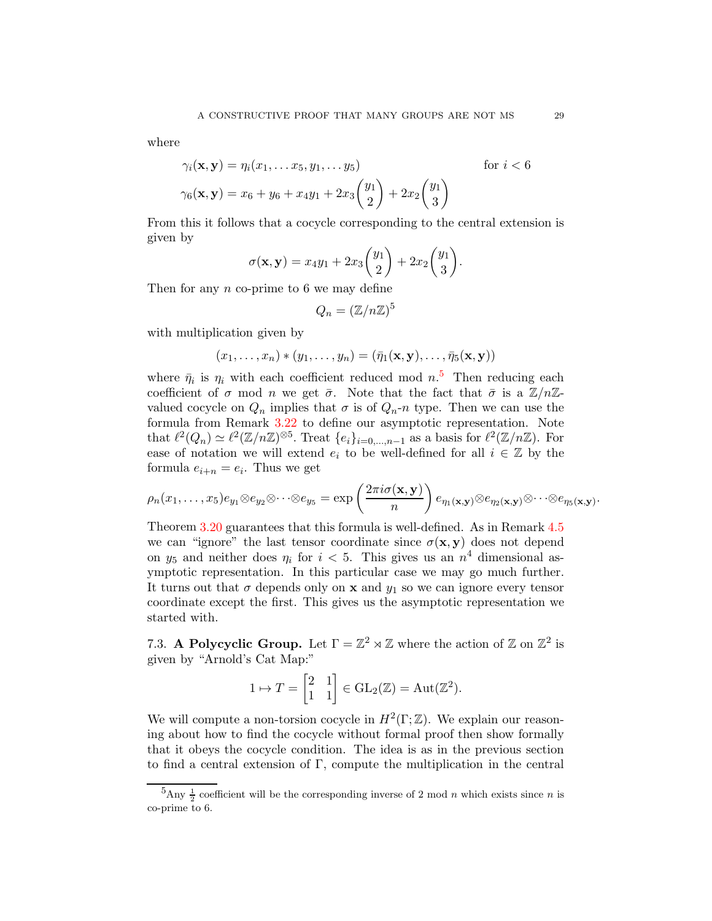where

$$\gamma_i(\mathbf{x}, \mathbf{y}) = \eta_i(x_1, \dots x_5, y_1, \dots y_5) \qquad \text{for } i < 6$$

$$\gamma_6(\mathbf{x}, \mathbf{y}) = x_6 + y_6 + x_4 y_1 + 2x_3 \binom{y_1}{2} + 2x_2 \binom{y_1}{3}$$

From this it follows that a cocycle corresponding to the central extension is given by

$$\sigma(\mathbf{x}, \mathbf{y}) = x_4 y_1 + 2x_3 \binom{y_1}{2} + 2x_2 \binom{y_1}{3}.$$

Then for any $n$ co-prime to 6 we may define

$$Q_n = (\mathbb{Z}/n\mathbb{Z})^5$$

with multiplication given by

$$(x_1, \dots, x_n) * (y_1, \dots, y_n) = (\bar{\eta}_1(\mathbf{x}, \mathbf{y}), \dots, \bar{\eta}_5(\mathbf{x}, \mathbf{y}))$$

where $\bar{\eta}_i$ is $\eta_i$ with each coefficient reduced mod $n$.[5] Then reducing each coefficient of $\sigma$ mod $n$ we get $\bar{\sigma}$. Note that the fact that $\bar{\sigma}$ is a $\mathbb{Z}/n\mathbb{Z}$-valued cocycle on $Q_n$ implies that $\sigma$ is of $Q_n$-$n$ type. Then we can use the formula from Remark 3.22 to define our asymptotic representation. Note that $\ell^2(Q_n) \simeq \ell^2(\mathbb{Z}/n\mathbb{Z})^{\otimes 5}$. Treat $\{e_i\}_{i=0,\dots,n-1}$ as a basis for $\ell^2(\mathbb{Z}/n\mathbb{Z})$. For ease of notation we will extend $e_i$ to be well-defined for all $i \in \mathbb{Z}$ by the formula $e_{i+n} = e_i$. Thus we get

$$\rho_n(x_1, \dots, x_5) e_{y_1} \otimes e_{y_2} \otimes \dots \otimes e_{y_5} = \exp\left(\frac{2\pi i \sigma(\mathbf{x}, \mathbf{y})}{n}\right) e_{\eta_1(\mathbf{x},\mathbf{y})} \otimes e_{\eta_2(\mathbf{x},\mathbf{y})} \otimes \dots \otimes e_{\eta_5(\mathbf{x},\mathbf{y})}.$$

Theorem 3.20 guarantees that this formula is well-defined. As in Remark 4.5 we can "ignore" the last tensor coordinate since $\sigma(\mathbf{x}, \mathbf{y})$ does not depend on $y_5$ and neither does $\eta_i$ for $i < 5$. This gives us an $n^4$ dimensional asymptotic representation. In this particular case we may go much further. It turns out that $\sigma$ depends only on $\mathbf{x}$ and $y_1$ so we can ignore every tensor coordinate except the first. This gives us the asymptotic representation we started with.

7.3. **A Polycyclic Group.** Let $\Gamma = \mathbb{Z}^2 \rtimes \mathbb{Z}$ where the action of $\mathbb{Z}$ on $\mathbb{Z}^2$ is given by "Arnold's Cat Map:"

$$1 \mapsto T = \begin{bmatrix} 2 & 1 \\ 1 & 1 \end{bmatrix} \in \mathrm{GL}_2(\mathbb{Z}) = \mathrm{Aut}(\mathbb{Z}^2).$$

We will compute a non-torsion cocycle in $H^2(\Gamma; \mathbb{Z})$. We explain our reasoning about how to find the cocycle without formal proof then show formally that it obeys the cocycle condition. The idea is as in the previous section to find a central extension of $\Gamma$, compute the multiplication in the central

[5] Any $\frac{1}{2}$ coefficient will be the corresponding inverse of 2 mod $n$ which exists since $n$ is co-prime to 6.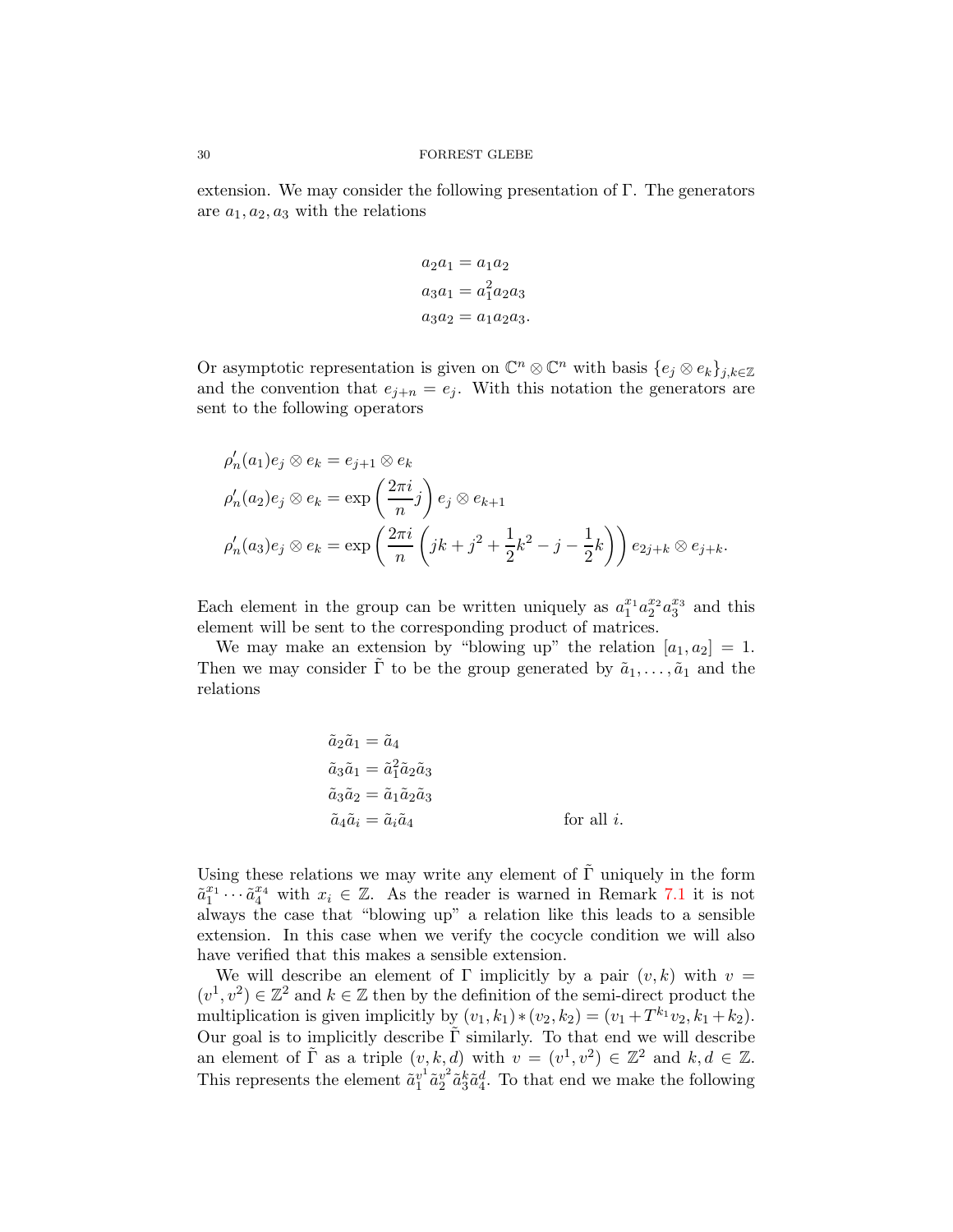extension. We may consider the following presentation of $\Gamma$. The generators are $a_1, a_2, a_3$ with the relations

$$
\begin{aligned}
a_2 a_1 &= a_1 a_2 \\
a_3 a_1 &= a_1^2 a_2 a_3 \\
a_3 a_2 &= a_1 a_2 a_3.
\end{aligned}
$$

Or asymptotic representation is given on $\mathbb{C}^n \otimes \mathbb{C}^n$ with basis $\{e_j \otimes e_k\}_{j,k\in\mathbb{Z}}$ and the convention that $e_{j+n} = e_j$. With this notation the generators are sent to the following operators

$$
\begin{aligned}
&\rho_n'(a_1) e_j \otimes e_k = e_{j+1} \otimes e_k \\
&\rho_n'(a_2) e_j \otimes e_k = \exp\left(\frac{2\pi i}{n} j\right) e_j \otimes e_{k+1} \\
&\rho_n'(a_3) e_j \otimes e_k = \exp\left(\frac{2\pi i}{n}\left(jk + j^2 + \frac{1}{2}k^2 - j - \frac{1}{2}k\right)\right) e_{2j+k} \otimes e_{j+k}.
\end{aligned}
$$

Each element in the group can be written uniquely as $a_1^{x_1} a_2^{x_2} a_3^{x_3}$ and this element will be sent to the corresponding product of matrices.

We may make an extension by "blowing up" the relation $[a_1, a_2] = 1$. Then we may consider $\tilde{\Gamma}$ to be the group generated by $\tilde{a}_1, \ldots, \tilde{a}_1$ and the relations

$$
\begin{aligned}
\tilde{a}_2 \tilde{a}_1 &= \tilde{a}_4 \\
\tilde{a}_3 \tilde{a}_1 &= \tilde{a}_1^2 \tilde{a}_2 \tilde{a}_3 \\
\tilde{a}_3 \tilde{a}_2 &= \tilde{a}_1 \tilde{a}_2 \tilde{a}_3 \\
\tilde{a}_4 \tilde{a}_i &= \tilde{a}_i \tilde{a}_4 \qquad\qquad \text{for all } i.
\end{aligned}
$$

Using these relations we may write any element of $\tilde{\Gamma}$ uniquely in the form $\tilde{a}_1^{x_1} \cdots \tilde{a}_4^{x_4}$ with $x_i \in \mathbb{Z}$. As the reader is warned in Remark 7.1 it is not always the case that "blowing up" a relation like this leads to a sensible extension. In this case when we verify the cocycle condition we will also have verified that this makes a sensible extension.

We will describe an element of $\Gamma$ implicitly by a pair $(v, k)$ with $v = (v^1, v^2) \in \mathbb{Z}^2$ and $k \in \mathbb{Z}$ then by the definition of the semi-direct product the multiplication is given implicitly by $(v_1, k_1) * (v_2, k_2) = (v_1 + T^{k_1} v_2, k_1 + k_2)$. Our goal is to implicitly describe $\tilde{\Gamma}$ similarly. To that end we will describe an element of $\tilde{\Gamma}$ as a triple $(v, k, d)$ with $v = (v^1, v^2) \in \mathbb{Z}^2$ and $k, d \in \mathbb{Z}$. This represents the element $\tilde{a}_1^{v^1} \tilde{a}_2^{v^2} \tilde{a}_3^k \tilde{a}_4^d$. To that end we make the following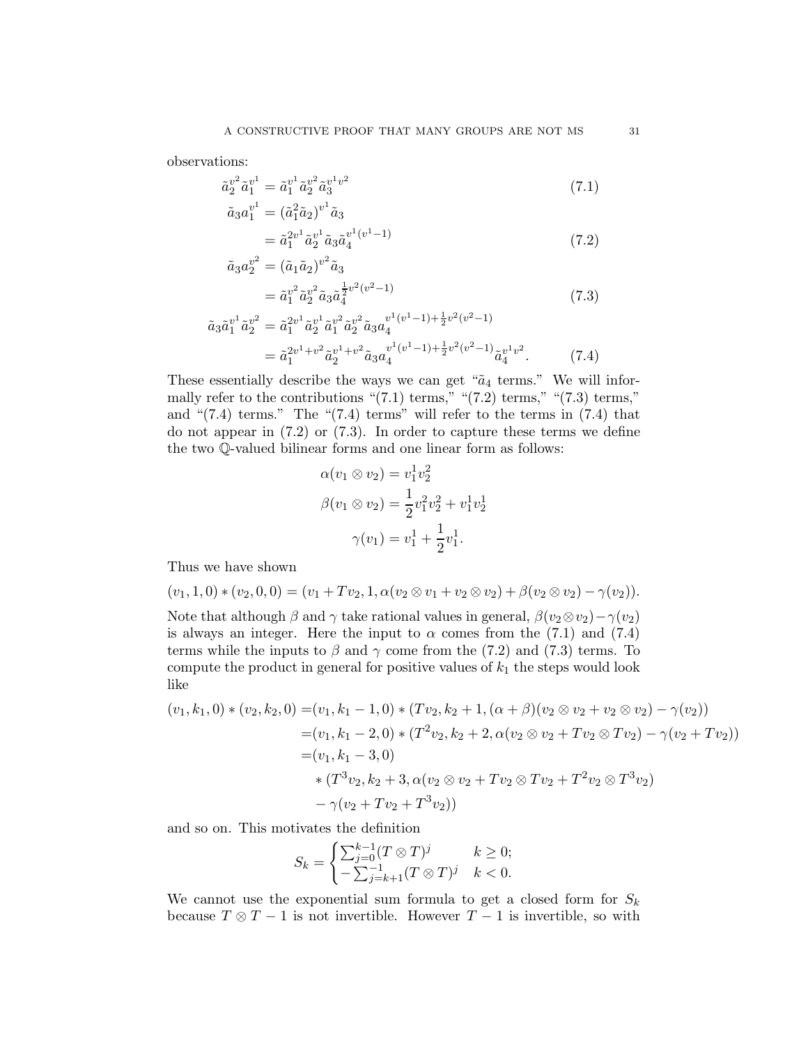observations:

$$\tilde{a}_2^{v^2}\tilde{a}_1^{v^1} = \tilde{a}_1^{v^1}\tilde{a}_2^{v^2}\tilde{a}_3^{v^1v^2} \tag{7.1}$$

$$\begin{aligned}\tilde{a}_3 a_1^{v^1} &= (\tilde{a}_1^2\tilde{a}_2)^{v^1}\tilde{a}_3 \\ &= \tilde{a}_1^{2v^1}\tilde{a}_2^{v^1}\tilde{a}_3\tilde{a}_4^{v^1(v^1-1)}\end{aligned} \tag{7.2}$$

$$\begin{aligned}\tilde{a}_3 a_2^{v^2} &= (\tilde{a}_1\tilde{a}_2)^{v^2}\tilde{a}_3 \\ &= \tilde{a}_1^{v^2}\tilde{a}_2^{v^2}\tilde{a}_3\tilde{a}_4^{\frac{1}{2}v^2(v^2-1)}\end{aligned} \tag{7.3}$$

$$\begin{aligned}\tilde{a}_3\tilde{a}_1^{v^1}\tilde{a}_2^{v^2} &= \tilde{a}_1^{2v^1}\tilde{a}_2^{v^1}\tilde{a}_1^{v^2}\tilde{a}_2^{v^2}\tilde{a}_3 a_4^{v^1(v^1-1)+\frac{1}{2}v^2(v^2-1)} \\ &= \tilde{a}_1^{2v^1+v^2}\tilde{a}_2^{v^1+v^2}\tilde{a}_3 a_4^{v^1(v^1-1)+\frac{1}{2}v^2(v^2-1)}\tilde{a}_4^{v^1v^2}.\end{aligned} \tag{7.4}$$

These essentially describe the ways we can get "$\tilde{a}_4$ terms." We will informally refer to the contributions "(7.1) terms," "(7.2) terms," "(7.3) terms," and "(7.4) terms." The "(7.4) terms" will refer to the terms in (7.4) that do not appear in (7.2) or (7.3). In order to capture these terms we define the two $\mathbb{Q}$-valued bilinear forms and one linear form as follows:

$$\alpha(v_1 \otimes v_2) = v_1^1 v_2^2$$

$$\beta(v_1 \otimes v_2) = \frac{1}{2}v_1^2 v_2^2 + v_1^1 v_2^1$$

$$\gamma(v_1) = v_1^1 + \frac{1}{2}v_1^1.$$

Thus we have shown

$$(v_1, 1, 0) * (v_2, 0, 0) = (v_1 + Tv_2, 1, \alpha(v_2 \otimes v_1 + v_2 \otimes v_2) + \beta(v_2 \otimes v_2) - \gamma(v_2)).$$

Note that although $\beta$ and $\gamma$ take rational values in general, $\beta(v_2 \otimes v_2) - \gamma(v_2)$ is always an integer. Here the input to $\alpha$ comes from the (7.1) and (7.4) terms while the inputs to $\beta$ and $\gamma$ come from the (7.2) and (7.3) terms. To compute the product in general for positive values of $k_1$ the steps would look like

$$\begin{aligned}(v_1, k_1, 0) * (v_2, k_2, 0) =& (v_1, k_1 - 1, 0) * (Tv_2, k_2 + 1, (\alpha + \beta)(v_2 \otimes v_2 + v_2 \otimes v_2) - \gamma(v_2)) \\ =& (v_1, k_1 - 2, 0) * (T^2 v_2, k_2 + 2, \alpha(v_2 \otimes v_2 + Tv_2 \otimes Tv_2) - \gamma(v_2 + Tv_2)) \\ =& (v_1, k_1 - 3, 0) \\ &* (T^3 v_2, k_2 + 3, \alpha(v_2 \otimes v_2 + Tv_2 \otimes Tv_2 + T^2 v_2 \otimes T^3 v_2) \\ &- \gamma(v_2 + Tv_2 + T^3 v_2))\end{aligned}$$

and so on. This motivates the definition

$$S_k = \begin{cases} \sum_{j=0}^{k-1}(T \otimes T)^j & k \geq 0; \\ -\sum_{j=k+1}^{-1}(T \otimes T)^j & k < 0. \end{cases}$$

We cannot use the exponential sum formula to get a closed form for $S_k$ because $T \otimes T - 1$ is not invertible. However $T - 1$ is invertible, so with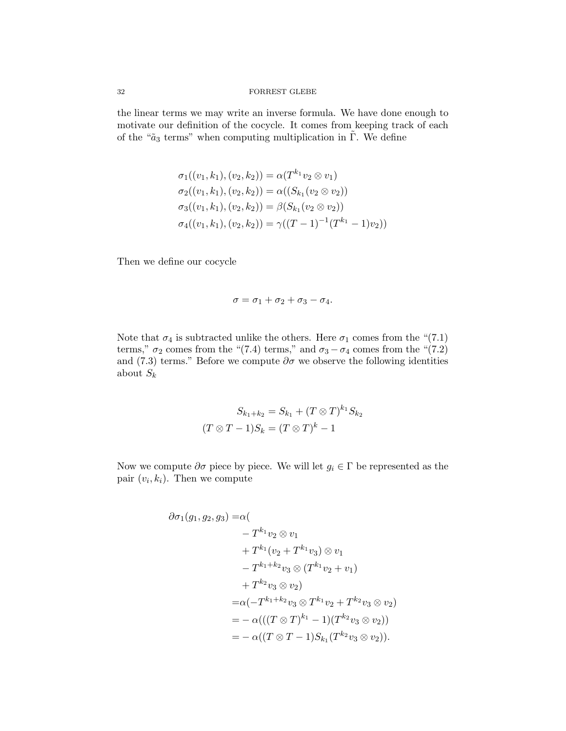the linear terms we may write an inverse formula. We have done enough to motivate our definition of the cocycle. It comes from keeping track of each of the "$\tilde{a}_3$ terms" when computing multiplication in $\tilde{\Gamma}$. We define

$$
\begin{aligned}
\sigma_1((v_1,k_1),(v_2,k_2)) &= \alpha(T^{k_1}v_2 \otimes v_1)\\
\sigma_2((v_1,k_1),(v_2,k_2)) &= \alpha((S_{k_1}(v_2 \otimes v_2))\\
\sigma_3((v_1,k_1),(v_2,k_2)) &= \beta(S_{k_1}(v_2 \otimes v_2))\\
\sigma_4((v_1,k_1),(v_2,k_2)) &= \gamma((T-1)^{-1}(T^{k_1}-1)v_2))
\end{aligned}
$$

Then we define our cocycle

$$
\sigma = \sigma_1 + \sigma_2 + \sigma_3 - \sigma_4.
$$

Note that $\sigma_4$ is subtracted unlike the others. Here $\sigma_1$ comes from the "(7.1) terms," $\sigma_2$ comes from the "(7.4) terms," and $\sigma_3 - \sigma_4$ comes from the "(7.2) and (7.3) terms." Before we compute $\partial\sigma$ we observe the following identities about $S_k$

$$
\begin{aligned}
S_{k_1+k_2} &= S_{k_1} + (T \otimes T)^{k_1} S_{k_2}\\
(T \otimes T - 1)S_k &= (T \otimes T)^k - 1
\end{aligned}
$$

Now we compute $\partial\sigma$ piece by piece. We will let $g_i \in \Gamma$ be represented as the pair $(v_i, k_i)$. Then we compute

$$
\begin{aligned}
\partial\sigma_1(g_1,g_2,g_3) =&\alpha(\\
&- T^{k_1}v_2 \otimes v_1\\
&+ T^{k_1}(v_2 + T^{k_1}v_3) \otimes v_1\\
&- T^{k_1+k_2}v_3 \otimes (T^{k_1}v_2 + v_1)\\
&+ T^{k_2}v_3 \otimes v_2)\\
=&\alpha(-T^{k_1+k_2}v_3 \otimes T^{k_1}v_2 + T^{k_2}v_3 \otimes v_2)\\
=&-\alpha(((T \otimes T)^{k_1} - 1)(T^{k_2}v_3 \otimes v_2))\\
=&-\alpha((T \otimes T - 1)S_{k_1}(T^{k_2}v_3 \otimes v_2)).
\end{aligned}
$$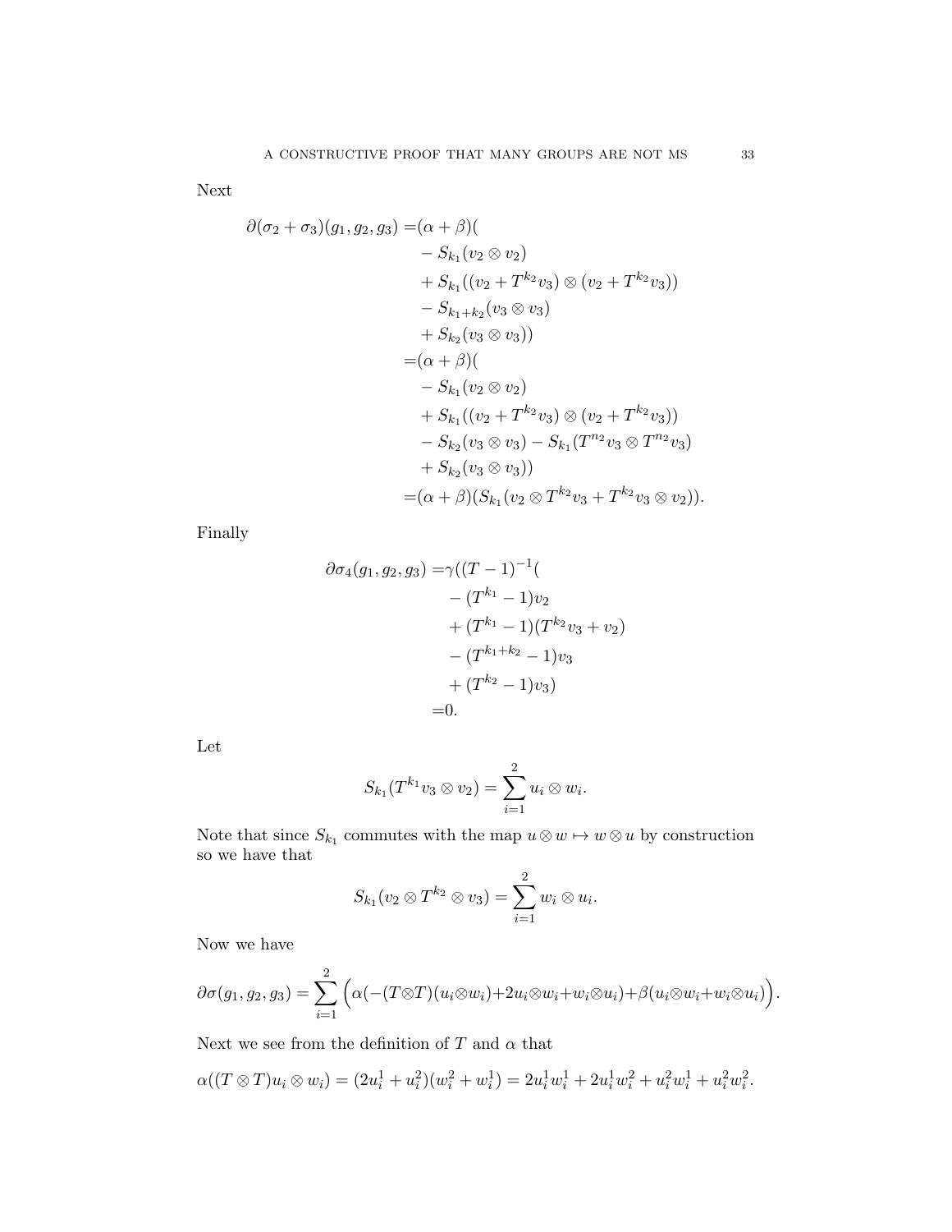Next

$$
\begin{aligned}
\partial(\sigma_2+\sigma_3)(g_1,g_2,g_3) =&(\alpha+\beta)( \\
&- S_{k_1}(v_2\otimes v_2) \\
&+ S_{k_1}((v_2+T^{k_2}v_3)\otimes(v_2+T^{k_2}v_3)) \\
&- S_{k_1+k_2}(v_3\otimes v_3) \\
&+ S_{k_2}(v_3\otimes v_3)) \\
=&(\alpha+\beta)( \\
&- S_{k_1}(v_2\otimes v_2) \\
&+ S_{k_1}((v_2+T^{k_2}v_3)\otimes(v_2+T^{k_2}v_3)) \\
&- S_{k_2}(v_3\otimes v_3) - S_{k_1}(T^{n_2}v_3\otimes T^{n_2}v_3) \\
&+ S_{k_2}(v_3\otimes v_3)) \\
=&(\alpha+\beta)(S_{k_1}(v_2\otimes T^{k_2}v_3 + T^{k_2}v_3\otimes v_2)).
\end{aligned}
$$

Finally

$$
\begin{aligned}
\partial\sigma_4(g_1,g_2,g_3) =&\gamma((T-1)^{-1}( \\
&-(T^{k_1}-1)v_2 \\
&+(T^{k_1}-1)(T^{k_2}v_3+v_2) \\
&-(T^{k_1+k_2}-1)v_3 \\
&+(T^{k_2}-1)v_3) \\
=&0.
\end{aligned}
$$

Let

$$
S_{k_1}(T^{k_1}v_3\otimes v_2) = \sum_{i=1}^{2} u_i\otimes w_i.
$$

Note that since $S_{k_1}$ commutes with the map $u\otimes w\mapsto w\otimes u$ by construction so we have that

$$
S_{k_1}(v_2\otimes T^{k_2}\otimes v_3) = \sum_{i=1}^{2} w_i\otimes u_i.
$$

Now we have

$$
\partial\sigma(g_1,g_2,g_3) = \sum_{i=1}^{2}\Big(\alpha(-(T\otimes T)(u_i\otimes w_i)+2u_i\otimes w_i+w_i\otimes u_i)+\beta(u_i\otimes w_i+w_i\otimes u_i)\Big).
$$

Next we see from the definition of $T$ and $\alpha$ that

$$
\alpha((T\otimes T)u_i\otimes w_i) = (2u_i^1+u_i^2)(w_i^2+w_i^1) = 2u_i^1w_i^1+2u_i^1w_i^2+u_i^2w_i^1+u_i^2w_i^2.
$$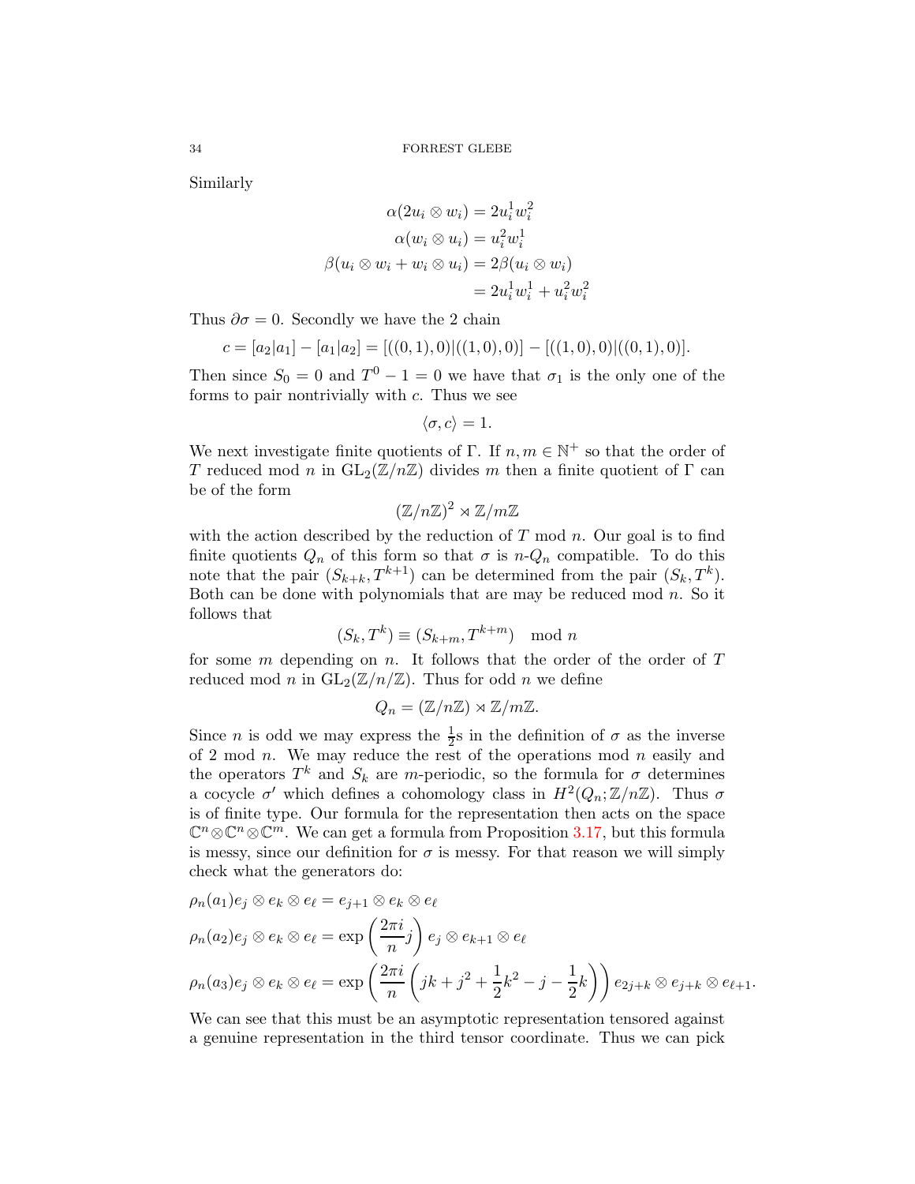Similarly

$$
\begin{aligned}
\alpha(2u_i \otimes w_i) &= 2u_i^1 w_i^2 \\
\alpha(w_i \otimes u_i) &= u_i^2 w_i^1 \\
\beta(u_i \otimes w_i + w_i \otimes u_i) &= 2\beta(u_i \otimes w_i) \\
&= 2u_i^1 w_i^1 + u_i^2 w_i^2
\end{aligned}
$$

Thus $\partial \sigma = 0$. Secondly we have the 2 chain

$$
c = [a_2|a_1] - [a_1|a_2] = [((0,1),0)|((1,0),0)] - [((1,0),0)|((0,1),0)].
$$

Then since $S_0 = 0$ and $T^0 - 1 = 0$ we have that $\sigma_1$ is the only one of the forms to pair nontrivially with $c$. Thus we see

$$
\langle \sigma, c \rangle = 1.
$$

We next investigate finite quotients of $\Gamma$. If $n, m \in \mathbb{N}^+$ so that the order of $T$ reduced mod $n$ in $\mathrm{GL}_2(\mathbb{Z}/n\mathbb{Z})$ divides $m$ then a finite quotient of $\Gamma$ can be of the form

$$
(\mathbb{Z}/n\mathbb{Z})^2 \rtimes \mathbb{Z}/m\mathbb{Z}
$$

with the action described by the reduction of $T$ mod $n$. Our goal is to find finite quotients $Q_n$ of this form so that $\sigma$ is $n$-$Q_n$ compatible. To do this note that the pair $(S_{k+k}, T^{k+1})$ can be determined from the pair $(S_k, T^k)$. Both can be done with polynomials that are may be reduced mod $n$. So it follows that

$$
(S_k, T^k) \equiv (S_{k+m}, T^{k+m}) \mod n
$$

for some $m$ depending on $n$. It follows that the order of the order of $T$ reduced mod $n$ in $\mathrm{GL}_2(\mathbb{Z}/n/\mathbb{Z})$. Thus for odd $n$ we define

$$
Q_n = (\mathbb{Z}/n\mathbb{Z}) \rtimes \mathbb{Z}/m\mathbb{Z}.
$$

Since $n$ is odd we may express the $\frac{1}{2}$s in the definition of $\sigma$ as the inverse of 2 mod $n$. We may reduce the rest of the operations mod $n$ easily and the operators $T^k$ and $S_k$ are $m$-periodic, so the formula for $\sigma$ determines a cocycle $\sigma'$ which defines a cohomology class in $H^2(Q_n; \mathbb{Z}/n\mathbb{Z})$. Thus $\sigma$ is of finite type. Our formula for the representation then acts on the space $\mathbb{C}^n \otimes \mathbb{C}^n \otimes \mathbb{C}^m$. We can get a formula from Proposition 3.17, but this formula is messy, since our definition for $\sigma$ is messy. For that reason we will simply check what the generators do:

$$
\begin{aligned}
&\rho_n(a_1) e_j \otimes e_k \otimes e_\ell = e_{j+1} \otimes e_k \otimes e_\ell \\
&\rho_n(a_2) e_j \otimes e_k \otimes e_\ell = \exp\left(\frac{2\pi i}{n} j\right) e_j \otimes e_{k+1} \otimes e_\ell \\
&\rho_n(a_3) e_j \otimes e_k \otimes e_\ell = \exp\left(\frac{2\pi i}{n}\left(jk + j^2 + \frac{1}{2}k^2 - j - \frac{1}{2}k\right)\right) e_{2j+k} \otimes e_{j+k} \otimes e_{\ell+1}.
\end{aligned}
$$

We can see that this must be an asymptotic representation tensored against a genuine representation in the third tensor coordinate. Thus we can pick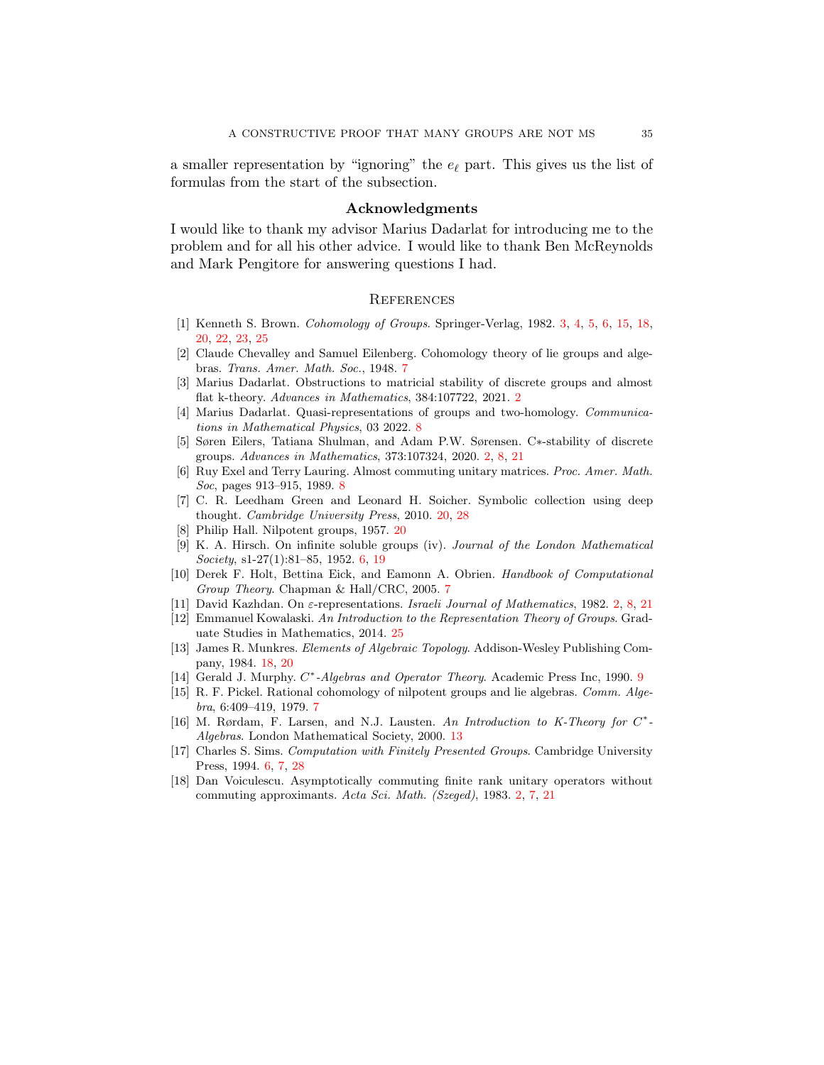a smaller representation by "ignoring" the $e_\ell$ part. This gives us the list of formulas from the start of the subsection.

## Acknowledgments

I would like to thank my advisor Marius Dadarlat for introducing me to the problem and for all his other advice. I would like to thank Ben McReynolds and Mark Pengitore for answering questions I had.

## References

[1] Kenneth S. Brown. *Cohomology of Groups*. Springer-Verlag, 1982. 3, 4, 5, 6, 15, 18, 20, 22, 23, 25

[2] Claude Chevalley and Samuel Eilenberg. Cohomology theory of lie groups and algebras. *Trans. Amer. Math. Soc.*, 1948. 7

[3] Marius Dadarlat. Obstructions to matricial stability of discrete groups and almost flat k-theory. *Advances in Mathematics*, 384:107722, 2021. 2

[4] Marius Dadarlat. Quasi-representations of groups and two-homology. *Communications in Mathematical Physics*, 03 2022. 8

[5] Søren Eilers, Tatiana Shulman, and Adam P.W. Sørensen. C∗-stability of discrete groups. *Advances in Mathematics*, 373:107324, 2020. 2, 8, 21

[6] Ruy Exel and Terry Lauring. Almost commuting unitary matrices. *Proc. Amer. Math. Soc*, pages 913–915, 1989. 8

[7] C. R. Leedham Green and Leonard H. Soicher. Symbolic collection using deep thought. *Cambridge University Press*, 2010. 20, 28

[8] Philip Hall. Nilpotent groups, 1957. 20

[9] K. A. Hirsch. On infinite soluble groups (iv). *Journal of the London Mathematical Society*, s1-27(1):81–85, 1952. 6, 19

[10] Derek F. Holt, Bettina Eick, and Eamonn A. Obrien. *Handbook of Computational Group Theory*. Chapman & Hall/CRC, 2005. 7

[11] David Kazhdan. On $\varepsilon$-representations. *Israeli Journal of Mathematics*, 1982. 2, 8, 21

[12] Emmanuel Kowalaski. *An Introduction to the Representation Theory of Groups*. Graduate Studies in Mathematics, 2014. 25

[13] James R. Munkres. *Elements of Algebraic Topology*. Addison-Wesley Publishing Company, 1984. 18, 20

[14] Gerald J. Murphy. *$C^*$-Algebras and Operator Theory*. Academic Press Inc, 1990. 9

[15] R. F. Pickel. Rational cohomology of nilpotent groups and lie algebras. *Comm. Algebra*, 6:409–419, 1979. 7

[16] M. Rørdam, F. Larsen, and N.J. Lausten. *An Introduction to K-Theory for $C^*$-Algebras*. London Mathematical Society, 2000. 13

[17] Charles S. Sims. *Computation with Finitely Presented Groups*. Cambridge University Press, 1994. 6, 7, 28

[18] Dan Voiculescu. Asymptotically commuting finite rank unitary operators without commuting approximants. *Acta Sci. Math. (Szeged)*, 1983. 2, 7, 21